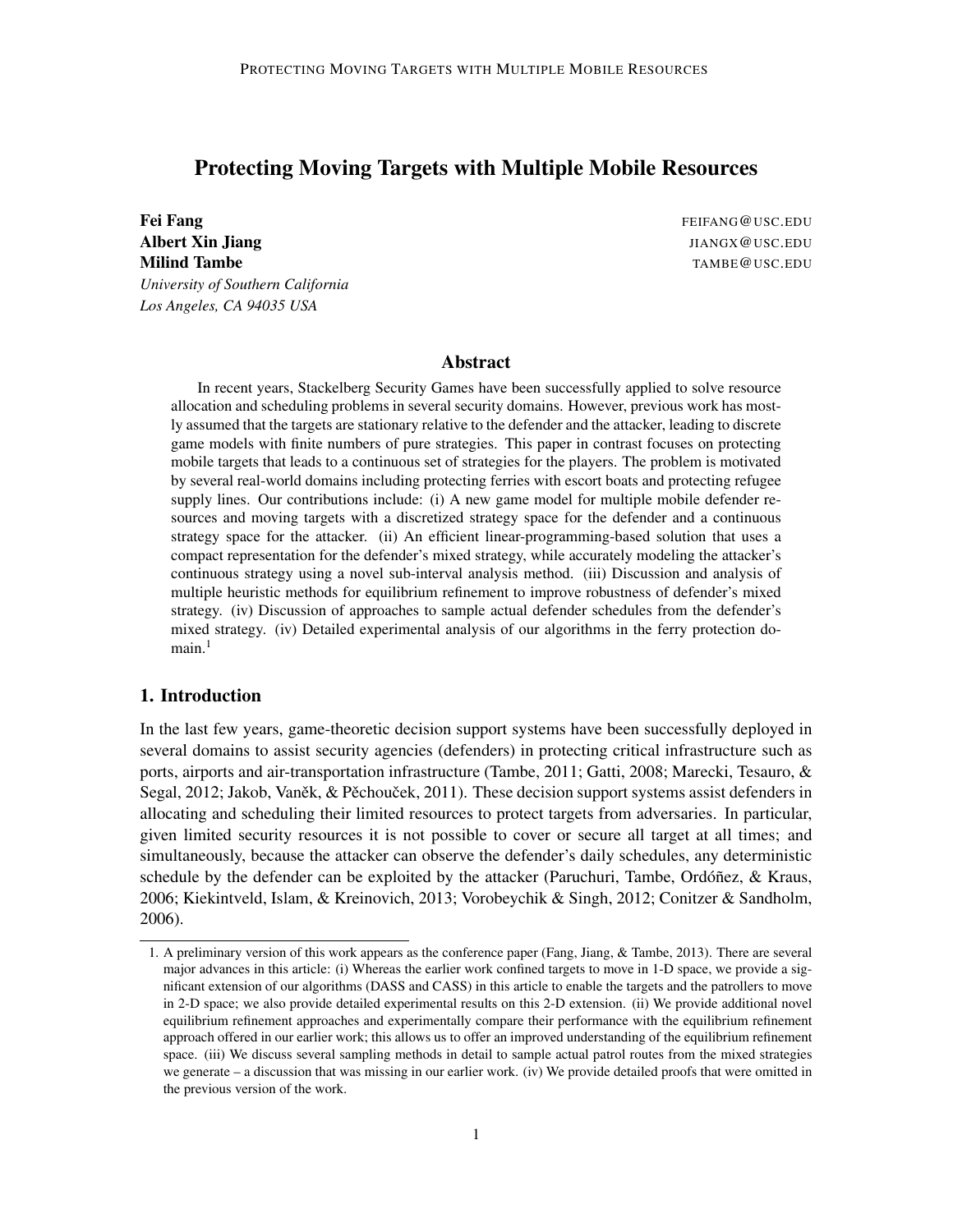# Protecting Moving Targets with Multiple Mobile Resources

**Fei Fang** FEIFANG@USC.EDU
**Albert Xin Jiang** JIANGX@USC.EDU
**Milind Tambe** TAMBE@USC.EDU
*University of Southern California*
*Los Angeles, CA 94035 USA*

## Abstract

In recent years, Stackelberg Security Games have been successfully applied to solve resource allocation and scheduling problems in several security domains. However, previous work has mostly assumed that the targets are stationary relative to the defender and the attacker, leading to discrete game models with finite numbers of pure strategies. This paper in contrast focuses on protecting mobile targets that leads to a continuous set of strategies for the players. The problem is motivated by several real-world domains including protecting ferries with escort boats and protecting refugee supply lines. Our contributions include: (i) A new game model for multiple mobile defender resources and moving targets with a discretized strategy space for the defender and a continuous strategy space for the attacker. (ii) An efficient linear-programming-based solution that uses a compact representation for the defender's mixed strategy, while accurately modeling the attacker's continuous strategy using a novel sub-interval analysis method. (iii) Discussion and analysis of multiple heuristic methods for equilibrium refinement to improve robustness of defender's mixed strategy. (iv) Discussion of approaches to sample actual defender schedules from the defender's mixed strategy. (iv) Detailed experimental analysis of our algorithms in the ferry protection domain.[1]

## 1. Introduction

In the last few years, game-theoretic decision support systems have been successfully deployed in several domains to assist security agencies (defenders) in protecting critical infrastructure such as ports, airports and air-transportation infrastructure (Tambe, 2011; Gatti, 2008; Marecki, Tesauro, & Segal, 2012; Jakob, Vaněk, & Pěchouček, 2011). These decision support systems assist defenders in allocating and scheduling their limited resources to protect targets from adversaries. In particular, given limited security resources it is not possible to cover or secure all target at all times; and simultaneously, because the attacker can observe the defender's daily schedules, any deterministic schedule by the defender can be exploited by the attacker (Paruchuri, Tambe, Ordóñez, & Kraus, 2006; Kiekintveld, Islam, & Kreinovich, 2013; Vorobeychik & Singh, 2012; Conitzer & Sandholm, 2006).

---

1. A preliminary version of this work appears as the conference paper (Fang, Jiang, & Tambe, 2013). There are several major advances in this article: (i) Whereas the earlier work confined targets to move in 1-D space, we provide a significant extension of our algorithms (DASS and CASS) in this article to enable the targets and the patrollers to move in 2-D space; we also provide detailed experimental results on this 2-D extension. (ii) We provide additional novel equilibrium refinement approaches and experimentally compare their performance with the equilibrium refinement approach offered in our earlier work; this allows us to offer an improved understanding of the equilibrium refinement space. (iii) We discuss several sampling methods in detail to sample actual patrol routes from the mixed strategies we generate – a discussion that was missing in our earlier work. (iv) We provide detailed proofs that were omitted in the previous version of the work.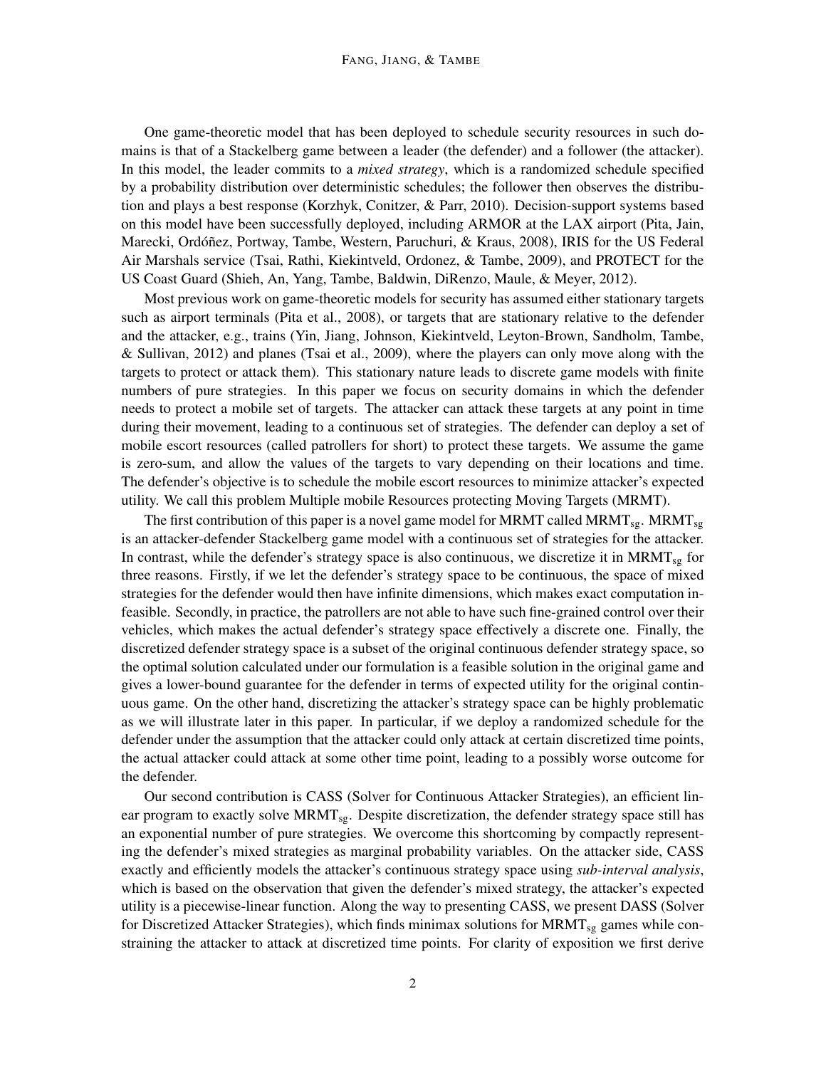One game-theoretic model that has been deployed to schedule security resources in such domains is that of a Stackelberg game between a leader (the defender) and a follower (the attacker). In this model, the leader commits to a *mixed strategy*, which is a randomized schedule specified by a probability distribution over deterministic schedules; the follower then observes the distribution and plays a best response (Korzhyk, Conitzer, & Parr, 2010). Decision-support systems based on this model have been successfully deployed, including ARMOR at the LAX airport (Pita, Jain, Marecki, Ordóñez, Portway, Tambe, Western, Paruchuri, & Kraus, 2008), IRIS for the US Federal Air Marshals service (Tsai, Rathi, Kiekintveld, Ordonez, & Tambe, 2009), and PROTECT for the US Coast Guard (Shieh, An, Yang, Tambe, Baldwin, DiRenzo, Maule, & Meyer, 2012).

Most previous work on game-theoretic models for security has assumed either stationary targets such as airport terminals (Pita et al., 2008), or targets that are stationary relative to the defender and the attacker, e.g., trains (Yin, Jiang, Johnson, Kiekintveld, Leyton-Brown, Sandholm, Tambe, & Sullivan, 2012) and planes (Tsai et al., 2009), where the players can only move along with the targets to protect or attack them). This stationary nature leads to discrete game models with finite numbers of pure strategies. In this paper we focus on security domains in which the defender needs to protect a mobile set of targets. The attacker can attack these targets at any point in time during their movement, leading to a continuous set of strategies. The defender can deploy a set of mobile escort resources (called patrollers for short) to protect these targets. We assume the game is zero-sum, and allow the values of the targets to vary depending on their locations and time. The defender's objective is to schedule the mobile escort resources to minimize attacker's expected utility. We call this problem Multiple mobile Resources protecting Moving Targets (MRMT).

The first contribution of this paper is a novel game model for MRMT called $\text{MRMT}_{\text{sg}}$. $\text{MRMT}_{\text{sg}}$ is an attacker-defender Stackelberg game model with a continuous set of strategies for the attacker. In contrast, while the defender's strategy space is also continuous, we discretize it in $\text{MRMT}_{\text{sg}}$ for three reasons. Firstly, if we let the defender's strategy space to be continuous, the space of mixed strategies for the defender would then have infinite dimensions, which makes exact computation infeasible. Secondly, in practice, the patrollers are not able to have such fine-grained control over their vehicles, which makes the actual defender's strategy space effectively a discrete one. Finally, the discretized defender strategy space is a subset of the original continuous defender strategy space, so the optimal solution calculated under our formulation is a feasible solution in the original game and gives a lower-bound guarantee for the defender in terms of expected utility for the original continuous game. On the other hand, discretizing the attacker's strategy space can be highly problematic as we will illustrate later in this paper. In particular, if we deploy a randomized schedule for the defender under the assumption that the attacker could only attack at certain discretized time points, the actual attacker could attack at some other time point, leading to a possibly worse outcome for the defender.

Our second contribution is CASS (Solver for Continuous Attacker Strategies), an efficient linear program to exactly solve $\text{MRMT}_{\text{sg}}$. Despite discretization, the defender strategy space still has an exponential number of pure strategies. We overcome this shortcoming by compactly representing the defender's mixed strategies as marginal probability variables. On the attacker side, CASS exactly and efficiently models the attacker's continuous strategy space using *sub-interval analysis*, which is based on the observation that given the defender's mixed strategy, the attacker's expected utility is a piecewise-linear function. Along the way to presenting CASS, we present DASS (Solver for Discretized Attacker Strategies), which finds minimax solutions for $\text{MRMT}_{\text{sg}}$ games while constraining the attacker to attack at discretized time points. For clarity of exposition we first derive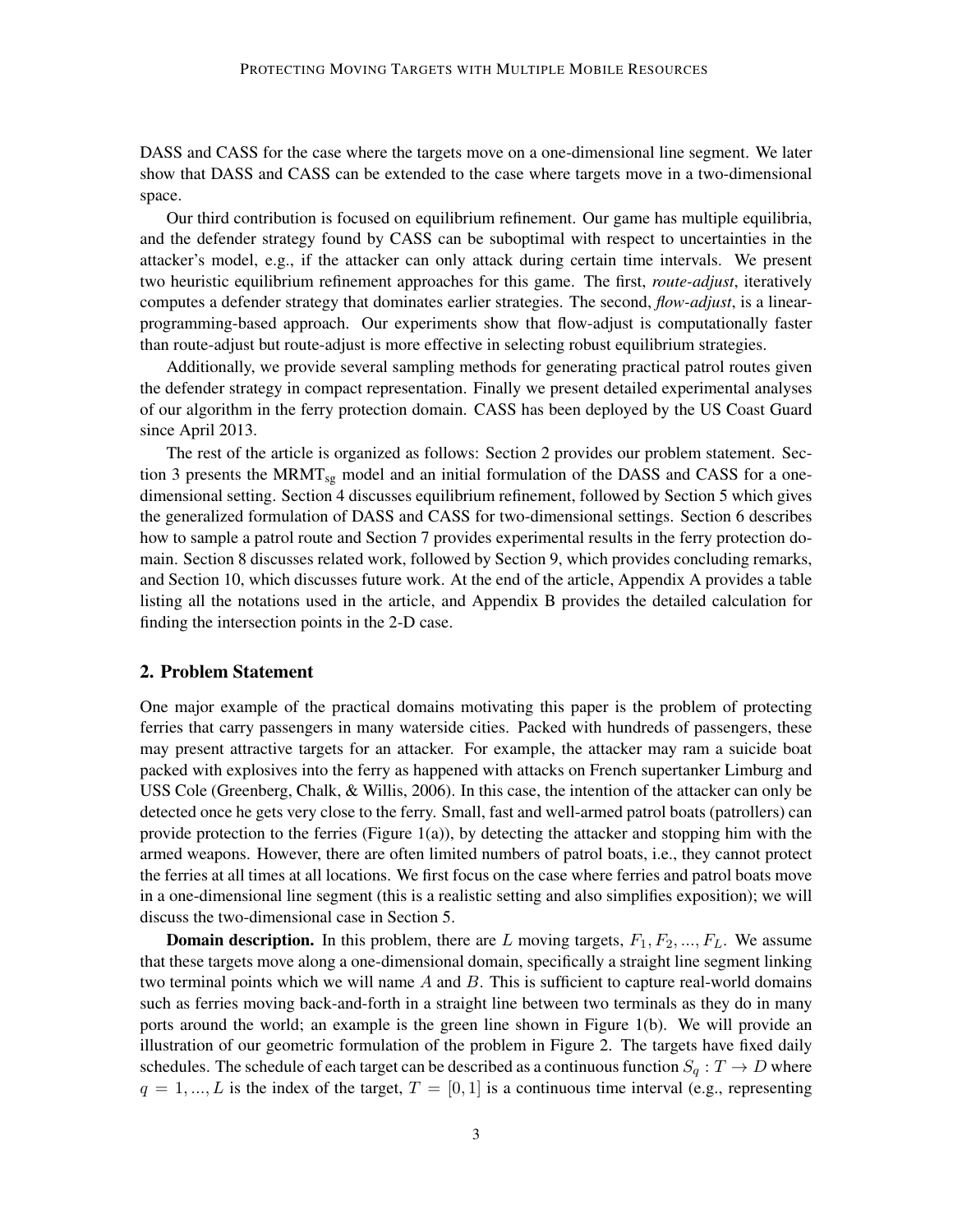DASS and CASS for the case where the targets move on a one-dimensional line segment. We later show that DASS and CASS can be extended to the case where targets move in a two-dimensional space.

Our third contribution is focused on equilibrium refinement. Our game has multiple equilibria, and the defender strategy found by CASS can be suboptimal with respect to uncertainties in the attacker's model, e.g., if the attacker can only attack during certain time intervals. We present two heuristic equilibrium refinement approaches for this game. The first, *route-adjust*, iteratively computes a defender strategy that dominates earlier strategies. The second, *flow-adjust*, is a linear-programming-based approach. Our experiments show that flow-adjust is computationally faster than route-adjust but route-adjust is more effective in selecting robust equilibrium strategies.

Additionally, we provide several sampling methods for generating practical patrol routes given the defender strategy in compact representation. Finally we present detailed experimental analyses of our algorithm in the ferry protection domain. CASS has been deployed by the US Coast Guard since April 2013.

The rest of the article is organized as follows: Section 2 provides our problem statement. Section 3 presents the $\text{MRMT}_{\text{sg}}$ model and an initial formulation of the DASS and CASS for a one-dimensional setting. Section 4 discusses equilibrium refinement, followed by Section 5 which gives the generalized formulation of DASS and CASS for two-dimensional settings. Section 6 describes how to sample a patrol route and Section 7 provides experimental results in the ferry protection domain. Section 8 discusses related work, followed by Section 9, which provides concluding remarks, and Section 10, which discusses future work. At the end of the article, Appendix A provides a table listing all the notations used in the article, and Appendix B provides the detailed calculation for finding the intersection points in the 2-D case.

## 2. Problem Statement

One major example of the practical domains motivating this paper is the problem of protecting ferries that carry passengers in many waterside cities. Packed with hundreds of passengers, these may present attractive targets for an attacker. For example, the attacker may ram a suicide boat packed with explosives into the ferry as happened with attacks on French supertanker Limburg and USS Cole (Greenberg, Chalk, & Willis, 2006). In this case, the intention of the attacker can only be detected once he gets very close to the ferry. Small, fast and well-armed patrol boats (patrollers) can provide protection to the ferries (Figure 1(a)), by detecting the attacker and stopping him with the armed weapons. However, there are often limited numbers of patrol boats, i.e., they cannot protect the ferries at all times at all locations. We first focus on the case where ferries and patrol boats move in a one-dimensional line segment (this is a realistic setting and also simplifies exposition); we will discuss the two-dimensional case in Section 5.

**Domain description.** In this problem, there are $L$ moving targets, $F_1, F_2, ..., F_L$. We assume that these targets move along a one-dimensional domain, specifically a straight line segment linking two terminal points which we will name $A$ and $B$. This is sufficient to capture real-world domains such as ferries moving back-and-forth in a straight line between two terminals as they do in many ports around the world; an example is the green line shown in Figure 1(b). We will provide an illustration of our geometric formulation of the problem in Figure 2. The targets have fixed daily schedules. The schedule of each target can be described as a continuous function $S_q : T \to D$ where $q = 1, ..., L$ is the index of the target, $T = [0, 1]$ is a continuous time interval (e.g., representing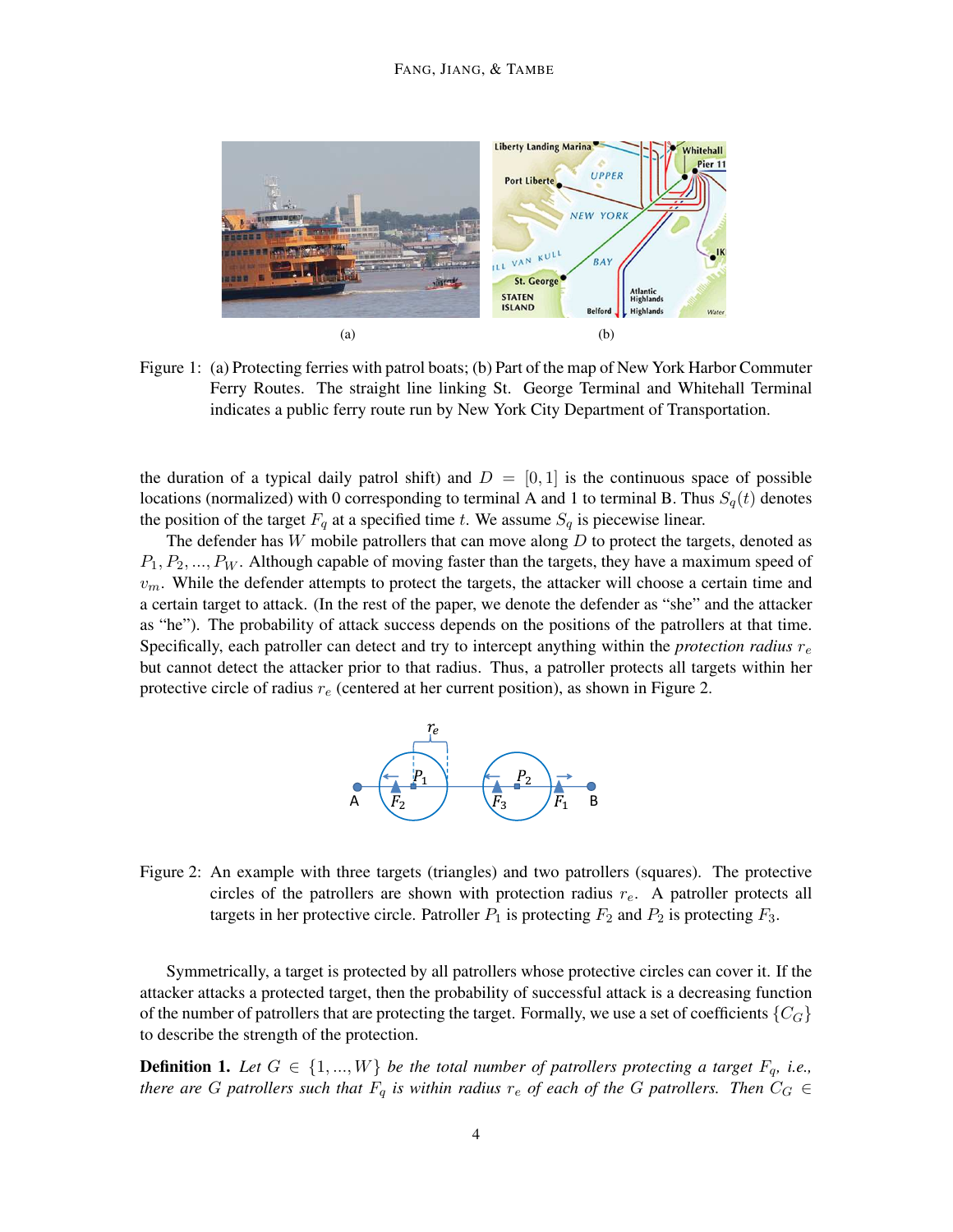(a)

(b)

Figure 1: (a) Protecting ferries with patrol boats; (b) Part of the map of New York Harbor Commuter Ferry Routes. The straight line linking St. George Terminal and Whitehall Terminal indicates a public ferry route run by New York City Department of Transportation.

the duration of a typical daily patrol shift) and $D = [0, 1]$ is the continuous space of possible locations (normalized) with 0 corresponding to terminal A and 1 to terminal B. Thus $S_q(t)$ denotes the position of the target $F_q$ at a specified time $t$. We assume $S_q$ is piecewise linear.

The defender has $W$ mobile patrollers that can move along $D$ to protect the targets, denoted as $P_1, P_2, ..., P_W$. Although capable of moving faster than the targets, they have a maximum speed of $v_m$. While the defender attempts to protect the targets, the attacker will choose a certain time and a certain target to attack. (In the rest of the paper, we denote the defender as "she" and the attacker as "he"). The probability of attack success depends on the positions of the patrollers at that time. Specifically, each patroller can detect and try to intercept anything within the *protection radius* $r_e$ but cannot detect the attacker prior to that radius. Thus, a patroller protects all targets within her protective circle of radius $r_e$ (centered at her current position), as shown in Figure 2.

Figure 2: An example with three targets (triangles) and two patrollers (squares). The protective circles of the patrollers are shown with protection radius $r_e$. A patroller protects all targets in her protective circle. Patroller $P_1$ is protecting $F_2$ and $P_2$ is protecting $F_3$.

Symmetrically, a target is protected by all patrollers whose protective circles can cover it. If the attacker attacks a protected target, then the probability of successful attack is a decreasing function of the number of patrollers that are protecting the target. Formally, we use a set of coefficients $\{C_G\}$ to describe the strength of the protection.

**Definition 1.** *Let $G \in \{1, ..., W\}$ be the total number of patrollers protecting a target $F_q$, i.e., there are $G$ patrollers such that $F_q$ is within radius $r_e$ of each of the $G$ patrollers. Then $C_G \in$*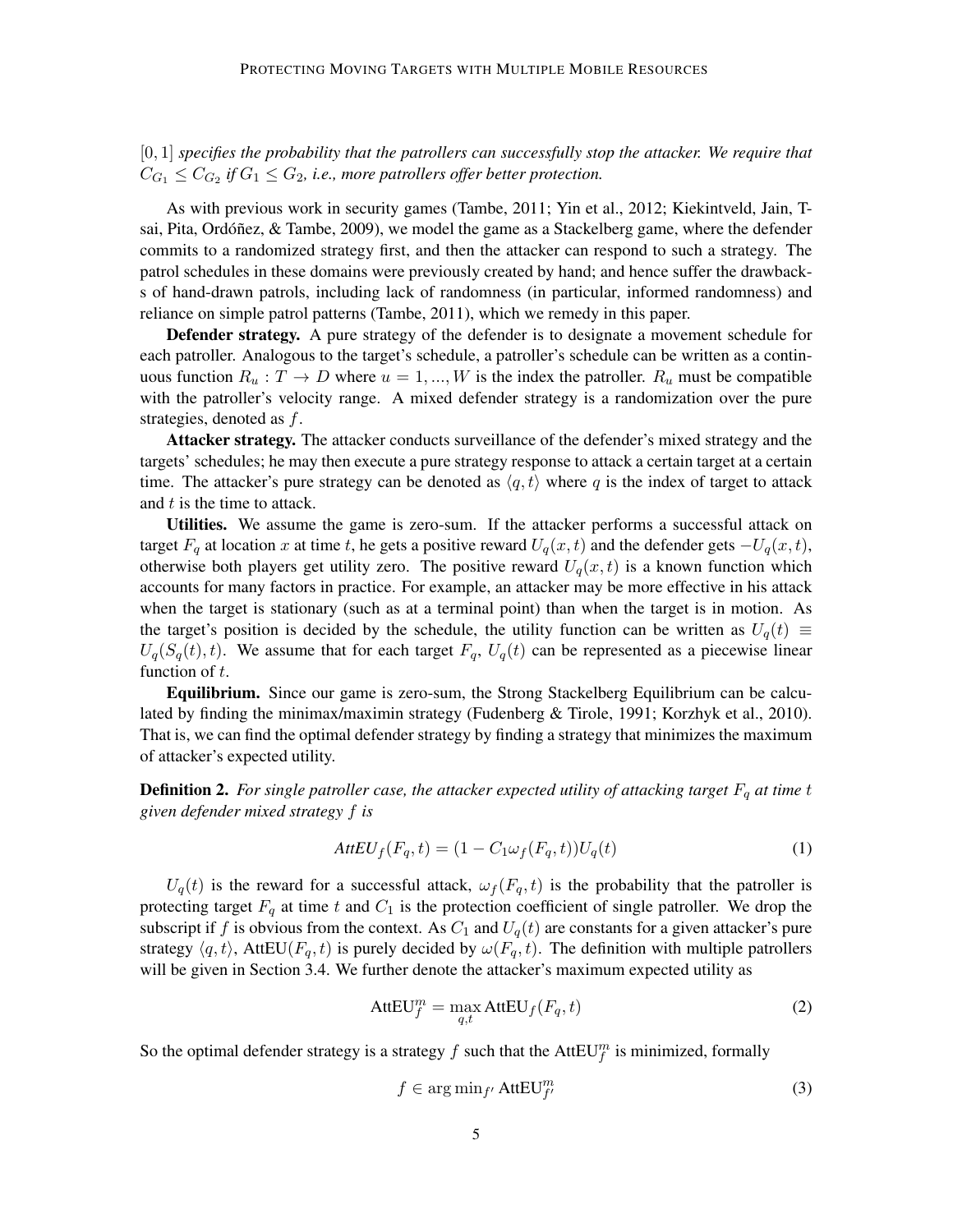$[0, 1]$ *specifies the probability that the patrollers can successfully stop the attacker. We require that* $C_{G_1} \leq C_{G_2}$ *if* $G_1 \leq G_2$*, i.e., more patrollers offer better protection.*

As with previous work in security games (Tambe, 2011; Yin et al., 2012; Kiekintveld, Jain, Tsai, Pita, Ordóñez, & Tambe, 2009), we model the game as a Stackelberg game, where the defender commits to a randomized strategy first, and then the attacker can respond to such a strategy. The patrol schedules in these domains were previously created by hand; and hence suffer the drawbacks of hand-drawn patrols, including lack of randomness (in particular, informed randomness) and reliance on simple patrol patterns (Tambe, 2011), which we remedy in this paper.

**Defender strategy.** A pure strategy of the defender is to designate a movement schedule for each patroller. Analogous to the target's schedule, a patroller's schedule can be written as a continuous function $R_u : T \to D$ where $u = 1, ..., W$ is the index the patroller. $R_u$ must be compatible with the patroller's velocity range. A mixed defender strategy is a randomization over the pure strategies, denoted as $f$.

**Attacker strategy.** The attacker conducts surveillance of the defender's mixed strategy and the targets' schedules; he may then execute a pure strategy response to attack a certain target at a certain time. The attacker's pure strategy can be denoted as $\langle q, t \rangle$ where $q$ is the index of target to attack and $t$ is the time to attack.

**Utilities.** We assume the game is zero-sum. If the attacker performs a successful attack on target $F_q$ at location $x$ at time $t$, he gets a positive reward $U_q(x, t)$ and the defender gets $-U_q(x, t)$, otherwise both players get utility zero. The positive reward $U_q(x, t)$ is a known function which accounts for many factors in practice. For example, an attacker may be more effective in his attack when the target is stationary (such as at a terminal point) than when the target is in motion. As the target's position is decided by the schedule, the utility function can be written as $U_q(t) \equiv U_q(S_q(t), t)$. We assume that for each target $F_q$, $U_q(t)$ can be represented as a piecewise linear function of $t$.

**Equilibrium.** Since our game is zero-sum, the Strong Stackelberg Equilibrium can be calculated by finding the minimax/maximin strategy (Fudenberg & Tirole, 1991; Korzhyk et al., 2010). That is, we can find the optimal defender strategy by finding a strategy that minimizes the maximum of attacker's expected utility.

**Definition 2.** *For single patroller case, the attacker expected utility of attacking target* $F_q$ *at time* $t$ *given defender mixed strategy* $f$ *is*

$$AttEU_f(F_q, t) = (1 - C_1 \omega_f(F_q, t)) U_q(t) \tag{1}$$

$U_q(t)$ is the reward for a successful attack, $\omega_f(F_q, t)$ is the probability that the patroller is protecting target $F_q$ at time $t$ and $C_1$ is the protection coefficient of single patroller. We drop the subscript if $f$ is obvious from the context. As $C_1$ and $U_q(t)$ are constants for a given attacker's pure strategy $\langle q, t \rangle$, $\text{AttEU}(F_q, t)$ is purely decided by $\omega(F_q, t)$. The definition with multiple patrollers will be given in Section 3.4. We further denote the attacker's maximum expected utility as

$$\text{AttEU}_f^m = \max_{q,t} \text{AttEU}_f(F_q, t) \tag{2}$$

So the optimal defender strategy is a strategy $f$ such that the $\text{AttEU}_f^m$ is minimized, formally

$$f \in \arg\min_{f'} \text{AttEU}_{f'}^m \tag{3}$$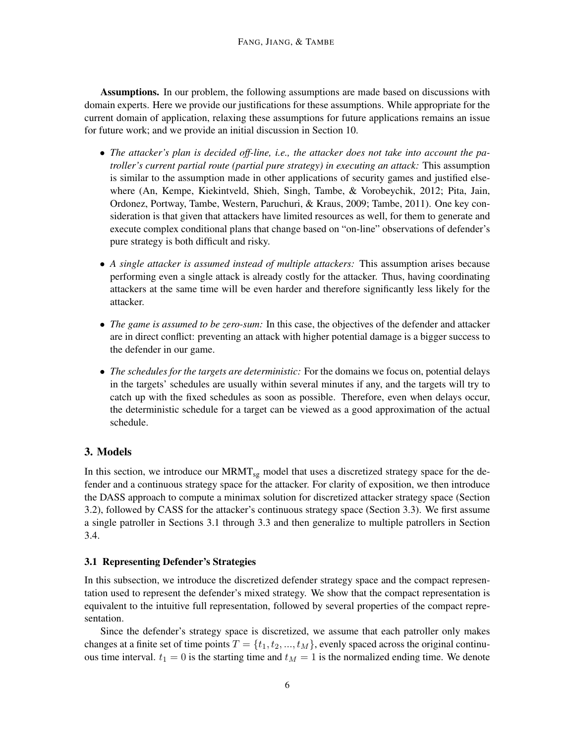**Assumptions.** In our problem, the following assumptions are made based on discussions with domain experts. Here we provide our justifications for these assumptions. While appropriate for the current domain of application, relaxing these assumptions for future applications remains an issue for future work; and we provide an initial discussion in Section 10.

- *The attacker's plan is decided off-line, i.e., the attacker does not take into account the patroller's current partial route (partial pure strategy) in executing an attack:* This assumption is similar to the assumption made in other applications of security games and justified elsewhere (An, Kempe, Kiekintveld, Shieh, Singh, Tambe, & Vorobeychik, 2012; Pita, Jain, Ordonez, Portway, Tambe, Western, Paruchuri, & Kraus, 2009; Tambe, 2011). One key consideration is that given that attackers have limited resources as well, for them to generate and execute complex conditional plans that change based on "on-line" observations of defender's pure strategy is both difficult and risky.
- *A single attacker is assumed instead of multiple attackers:* This assumption arises because performing even a single attack is already costly for the attacker. Thus, having coordinating attackers at the same time will be even harder and therefore significantly less likely for the attacker.
- *The game is assumed to be zero-sum:* In this case, the objectives of the defender and attacker are in direct conflict: preventing an attack with higher potential damage is a bigger success to the defender in our game.
- *The schedules for the targets are deterministic:* For the domains we focus on, potential delays in the targets' schedules are usually within several minutes if any, and the targets will try to catch up with the fixed schedules as soon as possible. Therefore, even when delays occur, the deterministic schedule for a target can be viewed as a good approximation of the actual schedule.

## 3. Models

In this section, we introduce our $\text{MRMT}_{\text{sg}}$ model that uses a discretized strategy space for the defender and a continuous strategy space for the attacker. For clarity of exposition, we then introduce the DASS approach to compute a minimax solution for discretized attacker strategy space (Section 3.2), followed by CASS for the attacker's continuous strategy space (Section 3.3). We first assume a single patroller in Sections 3.1 through 3.3 and then generalize to multiple patrollers in Section 3.4.

### 3.1 Representing Defender's Strategies

In this subsection, we introduce the discretized defender strategy space and the compact representation used to represent the defender's mixed strategy. We show that the compact representation is equivalent to the intuitive full representation, followed by several properties of the compact representation.

Since the defender's strategy space is discretized, we assume that each patroller only makes changes at a finite set of time points $T = \{t_1, t_2, ..., t_M\}$, evenly spaced across the original continuous time interval. $t_1 = 0$ is the starting time and $t_M = 1$ is the normalized ending time. We denote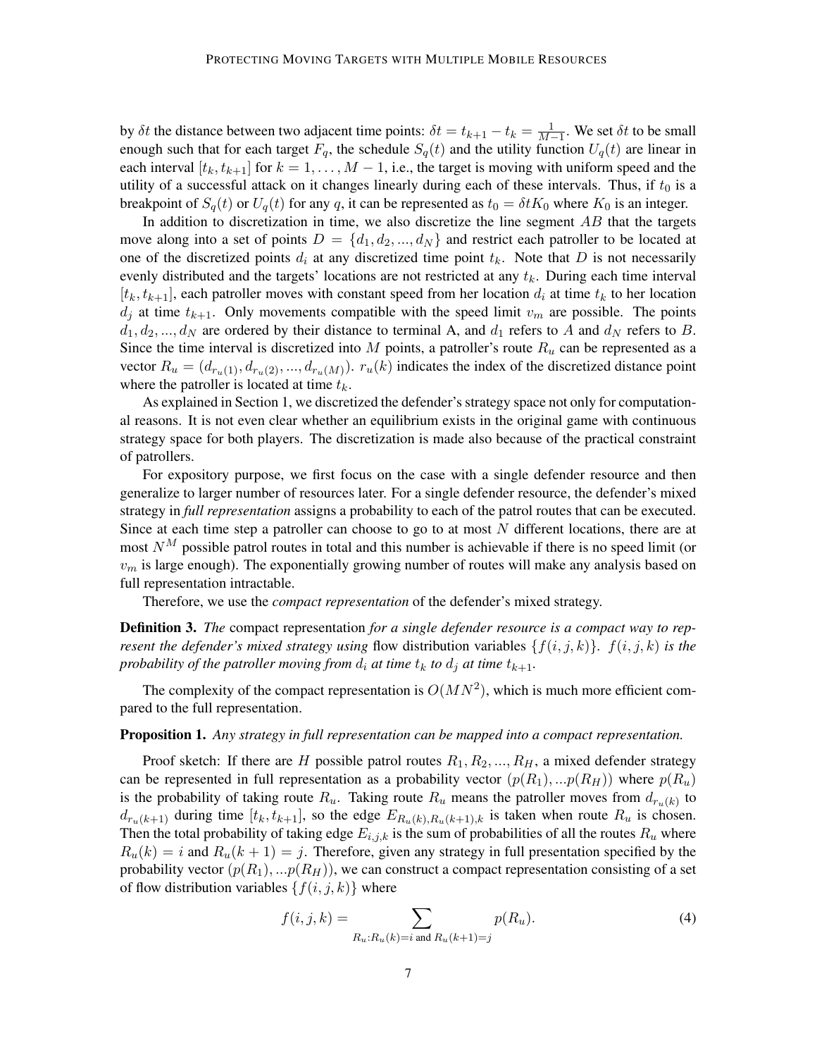by $\delta t$ the distance between two adjacent time points: $\delta t = t_{k+1} - t_k = \frac{1}{M-1}$. We set $\delta t$ to be small enough such that for each target $F_q$, the schedule $S_q(t)$ and the utility function $U_q(t)$ are linear in each interval $[t_k, t_{k+1}]$ for $k = 1, \ldots, M-1$, i.e., the target is moving with uniform speed and the utility of a successful attack on it changes linearly during each of these intervals. Thus, if $t_0$ is a breakpoint of $S_q(t)$ or $U_q(t)$ for any $q$, it can be represented as $t_0 = \delta t K_0$ where $K_0$ is an integer.

In addition to discretization in time, we also discretize the line segment $AB$ that the targets move along into a set of points $D = \{d_1, d_2, ..., d_N\}$ and restrict each patroller to be located at one of the discretized points $d_i$ at any discretized time point $t_k$. Note that $D$ is not necessarily evenly distributed and the targets' locations are not restricted at any $t_k$. During each time interval $[t_k, t_{k+1}]$, each patroller moves with constant speed from her location $d_i$ at time $t_k$ to her location $d_j$ at time $t_{k+1}$. Only movements compatible with the speed limit $v_m$ are possible. The points $d_1, d_2, ..., d_N$ are ordered by their distance to terminal A, and $d_1$ refers to $A$ and $d_N$ refers to $B$. Since the time interval is discretized into $M$ points, a patroller's route $R_u$ can be represented as a vector $R_u = (d_{r_u(1)}, d_{r_u(2)}, ..., d_{r_u(M)})$. $r_u(k)$ indicates the index of the discretized distance point where the patroller is located at time $t_k$.

As explained in Section 1, we discretized the defender's strategy space not only for computational reasons. It is not even clear whether an equilibrium exists in the original game with continuous strategy space for both players. The discretization is made also because of the practical constraint of patrollers.

For expository purpose, we first focus on the case with a single defender resource and then generalize to larger number of resources later. For a single defender resource, the defender's mixed strategy in *full representation* assigns a probability to each of the patrol routes that can be executed. Since at each time step a patroller can choose to go to at most $N$ different locations, there are at most $N^M$ possible patrol routes in total and this number is achievable if there is no speed limit (or $v_m$ is large enough). The exponentially growing number of routes will make any analysis based on full representation intractable.

Therefore, we use the *compact representation* of the defender's mixed strategy.

**Definition 3.** *The* compact representation *for a single defender resource is a compact way to represent the defender's mixed strategy using* flow distribution variables $\{f(i, j, k)\}$. $f(i, j, k)$ *is the probability of the patroller moving from* $d_i$ *at time* $t_k$ *to* $d_j$ *at time* $t_{k+1}$.

The complexity of the compact representation is $O(MN^2)$, which is much more efficient compared to the full representation.

**Proposition 1.** *Any strategy in full representation can be mapped into a compact representation.*

Proof sketch: If there are $H$ possible patrol routes $R_1, R_2, ..., R_H$, a mixed defender strategy can be represented in full representation as a probability vector $(p(R_1), ...p(R_H))$ where $p(R_u)$ is the probability of taking route $R_u$. Taking route $R_u$ means the patroller moves from $d_{r_u(k)}$ to $d_{r_u(k+1)}$ during time $[t_k, t_{k+1}]$, so the edge $E_{R_u(k), R_u(k+1), k}$ is taken when route $R_u$ is chosen. Then the total probability of taking edge $E_{i,j,k}$ is the sum of probabilities of all the routes $R_u$ where $R_u(k) = i$ and $R_u(k+1) = j$. Therefore, given any strategy in full presentation specified by the probability vector $(p(R_1), ...p(R_H))$, we can construct a compact representation consisting of a set of flow distribution variables $\{f(i, j, k)\}$ where

$$f(i, j, k) = \sum_{R_u : R_u(k) = i \text{ and } R_u(k+1) = j} p(R_u). \tag{4}$$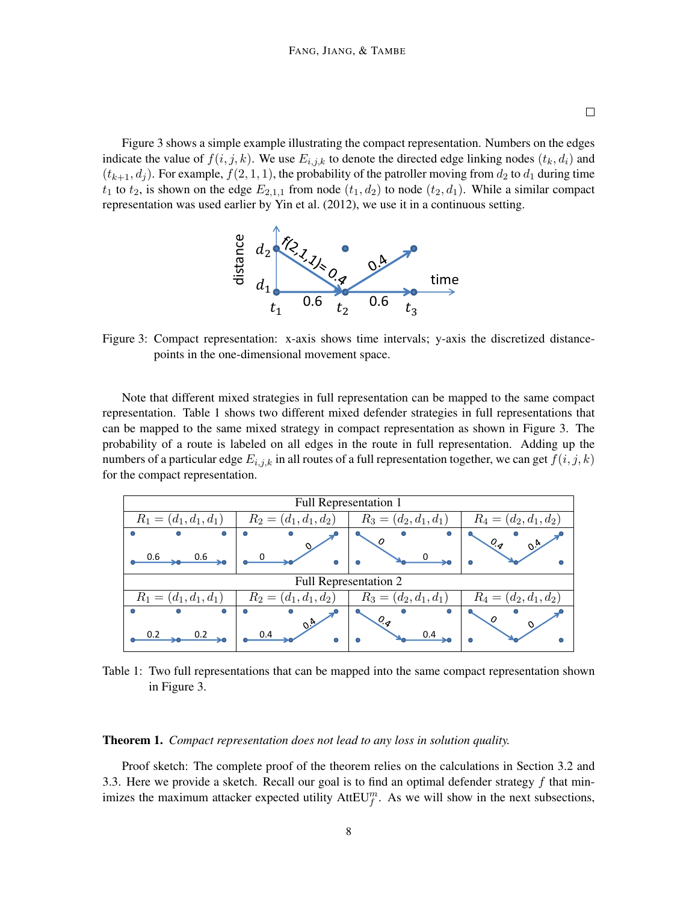□

Figure 3 shows a simple example illustrating the compact representation. Numbers on the edges indicate the value of $f(i, j, k)$. We use $E_{i,j,k}$ to denote the directed edge linking nodes $(t_k, d_i)$ and $(t_{k+1}, d_j)$. For example, $f(2, 1, 1)$, the probability of the patroller moving from $d_2$ to $d_1$ during time $t_1$ to $t_2$, is shown on the edge $E_{2,1,1}$ from node $(t_1, d_2)$ to node $(t_2, d_1)$. While a similar compact representation was used earlier by Yin et al. (2012), we use it in a continuous setting.

Figure 3: Compact representation: x-axis shows time intervals; y-axis the discretized distance-points in the one-dimensional movement space.

Note that different mixed strategies in full representation can be mapped to the same compact representation. Table 1 shows two different mixed defender strategies in full representations that can be mapped to the same mixed strategy in compact representation as shown in Figure 3. The probability of a route is labeled on all edges in the route in full representation. Adding up the numbers of a particular edge $E_{i,j,k}$ in all routes of a full representation together, we can get $f(i, j, k)$ for the compact representation.

| Full Representation 1 | | | |
|---|---|---|---|
| $R_1 = (d_1, d_1, d_1)$ | $R_2 = (d_1, d_1, d_2)$ | $R_3 = (d_2, d_1, d_1)$ | $R_4 = (d_2, d_1, d_2)$ |
| 0.6, 0.6 | 0, 0 | 0, 0 | 0.4, 0.4 |
| **Full Representation 2** | | | |
| $R_1 = (d_1, d_1, d_1)$ | $R_2 = (d_1, d_1, d_2)$ | $R_3 = (d_2, d_1, d_1)$ | $R_4 = (d_2, d_1, d_2)$ |
| 0.2, 0.2 | 0.4, 0.4 | 0.4, 0.4 | 0, 0 |

Table 1: Two full representations that can be mapped into the same compact representation shown in Figure 3.

**Theorem 1.** *Compact representation does not lead to any loss in solution quality.*

Proof sketch: The complete proof of the theorem relies on the calculations in Section 3.2 and 3.3. Here we provide a sketch. Recall our goal is to find an optimal defender strategy $f$ that minimizes the maximum attacker expected utility $\text{AttEU}_f^m$. As we will show in the next subsections,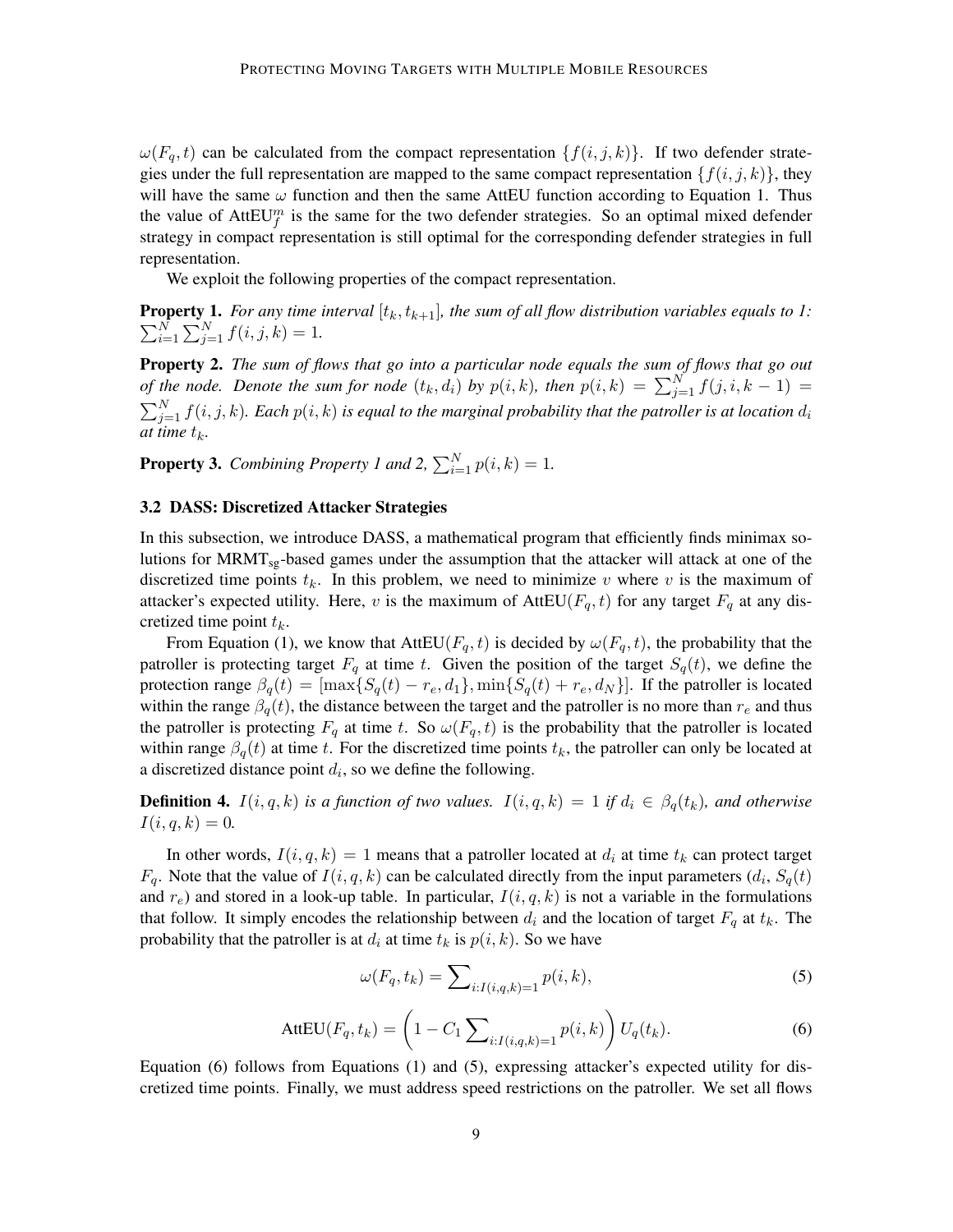$\omega(F_q, t)$ can be calculated from the compact representation $\{f(i, j, k)\}$. If two defender strategies under the full representation are mapped to the same compact representation $\{f(i, j, k)\}$, they will have the same $\omega$ function and then the same AttEU function according to Equation 1. Thus the value of $\text{AttEU}_f^m$ is the same for the two defender strategies. So an optimal mixed defender strategy in compact representation is still optimal for the corresponding defender strategies in full representation.

We exploit the following properties of the compact representation.

**Property 1.** *For any time interval $[t_k, t_{k+1}]$, the sum of all flow distribution variables equals to 1:* $\sum_{i=1}^{N} \sum_{j=1}^{N} f(i, j, k) = 1$.

**Property 2.** *The sum of flows that go into a particular node equals the sum of flows that go out of the node. Denote the sum for node $(t_k, d_i)$ by $p(i, k)$, then $p(i, k) = \sum_{j=1}^{N} f(j, i, k-1) = \sum_{j=1}^{N} f(i, j, k)$. Each $p(i, k)$ is equal to the marginal probability that the patroller is at location $d_i$ at time $t_k$.*

**Property 3.** *Combining Property 1 and 2, $\sum_{i=1}^{N} p(i, k) = 1$.*

### 3.2 DASS: Discretized Attacker Strategies

In this subsection, we introduce DASS, a mathematical program that efficiently finds minimax solutions for $\text{MRMT}_{\text{sg}}$-based games under the assumption that the attacker will attack at one of the discretized time points $t_k$. In this problem, we need to minimize $v$ where $v$ is the maximum of attacker's expected utility. Here, $v$ is the maximum of $\text{AttEU}(F_q, t)$ for any target $F_q$ at any discretized time point $t_k$.

From Equation (1), we know that $\text{AttEU}(F_q, t)$ is decided by $\omega(F_q, t)$, the probability that the patroller is protecting target $F_q$ at time $t$. Given the position of the target $S_q(t)$, we define the protection range $\beta_q(t) = [\max\{S_q(t) - r_e, d_1\}, \min\{S_q(t) + r_e, d_N\}]$. If the patroller is located within the range $\beta_q(t)$, the distance between the target and the patroller is no more than $r_e$ and thus the patroller is protecting $F_q$ at time $t$. So $\omega(F_q, t)$ is the probability that the patroller is located within range $\beta_q(t)$ at time $t$. For the discretized time points $t_k$, the patroller can only be located at a discretized distance point $d_i$, so we define the following.

**Definition 4.** *$I(i, q, k)$ is a function of two values. $I(i, q, k) = 1$ if $d_i \in \beta_q(t_k)$, and otherwise $I(i, q, k) = 0$.*

In other words, $I(i, q, k) = 1$ means that a patroller located at $d_i$ at time $t_k$ can protect target $F_q$. Note that the value of $I(i, q, k)$ can be calculated directly from the input parameters ($d_i$, $S_q(t)$ and $r_e$) and stored in a look-up table. In particular, $I(i, q, k)$ is not a variable in the formulations that follow. It simply encodes the relationship between $d_i$ and the location of target $F_q$ at $t_k$. The probability that the patroller is at $d_i$ at time $t_k$ is $p(i, k)$. So we have

$$\omega(F_q, t_k) = \sum\nolimits_{i:I(i,q,k)=1} p(i, k), \tag{5}$$

$$\text{AttEU}(F_q, t_k) = \left(1 - C_1 \sum\nolimits_{i:I(i,q,k)=1} p(i, k)\right) U_q(t_k). \tag{6}$$

Equation (6) follows from Equations (1) and (5), expressing attacker's expected utility for discretized time points. Finally, we must address speed restrictions on the patroller. We set all flows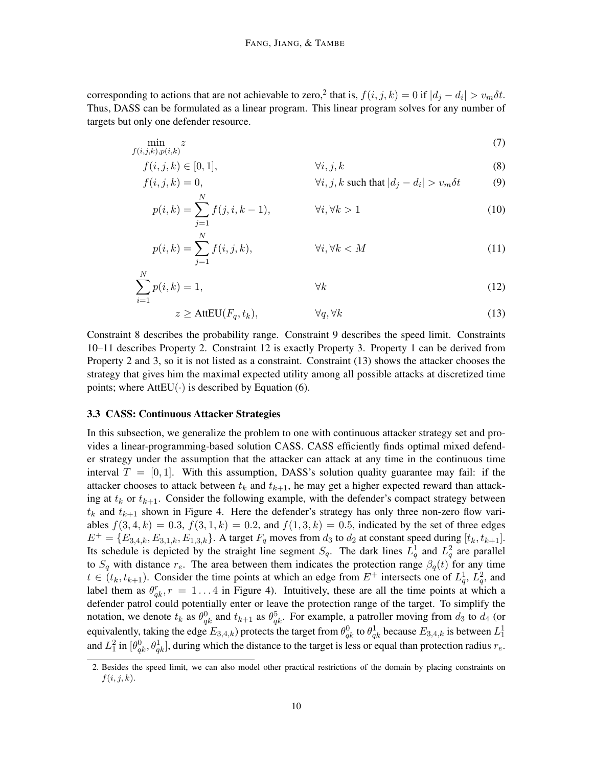corresponding to actions that are not achievable to zero,[2] that is, $f(i,j,k) = 0$ if $|d_j - d_i| > v_m \delta t$. Thus, DASS can be formulated as a linear program. This linear program solves for any number of targets but only one defender resource.

$$\min_{f(i,j,k),p(i,k)} z \tag{7}$$

$$f(i,j,k) \in [0,1], \qquad \forall i,j,k \tag{8}$$

$$f(i,j,k) = 0, \qquad \forall i,j,k \text{ such that } |d_j - d_i| > v_m \delta t \tag{9}$$

$$p(i,k) = \sum_{j=1}^{N} f(j,i,k-1), \qquad \forall i, \forall k > 1 \tag{10}$$

$$p(i,k) = \sum_{j=1}^{N} f(i,j,k), \qquad \forall i, \forall k < M \tag{11}$$

$$\sum_{i=1}^{N} p(i,k) = 1, \qquad \forall k \tag{12}$$

$$z \geq \text{AttEU}(F_q, t_k), \qquad \forall q, \forall k \tag{13}$$

Constraint 8 describes the probability range. Constraint 9 describes the speed limit. Constraints 10–11 describes Property 2. Constraint 12 is exactly Property 3. Property 1 can be derived from Property 2 and 3, so it is not listed as a constraint. Constraint (13) shows the attacker chooses the strategy that gives him the maximal expected utility among all possible attacks at discretized time points; where $\text{AttEU}(\cdot)$ is described by Equation (6).

### 3.3 CASS: Continuous Attacker Strategies

In this subsection, we generalize the problem to one with continuous attacker strategy set and provides a linear-programming-based solution CASS. CASS efficiently finds optimal mixed defender strategy under the assumption that the attacker can attack at any time in the continuous time interval $T = [0,1]$. With this assumption, DASS's solution quality guarantee may fail: if the attacker chooses to attack between $t_k$ and $t_{k+1}$, he may get a higher expected reward than attacking at $t_k$ or $t_{k+1}$. Consider the following example, with the defender's compact strategy between $t_k$ and $t_{k+1}$ shown in Figure 4. Here the defender's strategy has only three non-zero flow variables $f(3,4,k) = 0.3$, $f(3,1,k) = 0.2$, and $f(1,3,k) = 0.5$, indicated by the set of three edges $E^+ = \{E_{3,4,k}, E_{3,1,k}, E_{1,3,k}\}$. A target $F_q$ moves from $d_3$ to $d_2$ at constant speed during $[t_k, t_{k+1}]$. Its schedule is depicted by the straight line segment $S_q$. The dark lines $L_q^1$ and $L_q^2$ are parallel to $S_q$ with distance $r_e$. The area between them indicates the protection range $\beta_q(t)$ for any time $t \in (t_k, t_{k+1})$. Consider the time points at which an edge from $E^+$ intersects one of $L_q^1$, $L_q^2$, and label them as $\theta_{qk}^r, r = 1 \ldots 4$ in Figure 4). Intuitively, these are all the time points at which a defender patrol could potentially enter or leave the protection range of the target. To simplify the notation, we denote $t_k$ as $\theta_{qk}^0$ and $t_{k+1}$ as $\theta_{qk}^5$. For example, a patroller moving from $d_3$ to $d_4$ (or equivalently, taking the edge $E_{3,4,k}$) protects the target from $\theta_{qk}^0$ to $\theta_{qk}^1$ because $E_{3,4,k}$ is between $L_1^1$ and $L_1^2$ in $[\theta_{qk}^0, \theta_{qk}^1]$, during which the distance to the target is less or equal than protection radius $r_e$.

2. Besides the speed limit, we can also model other practical restrictions of the domain by placing constraints on $f(i,j,k)$.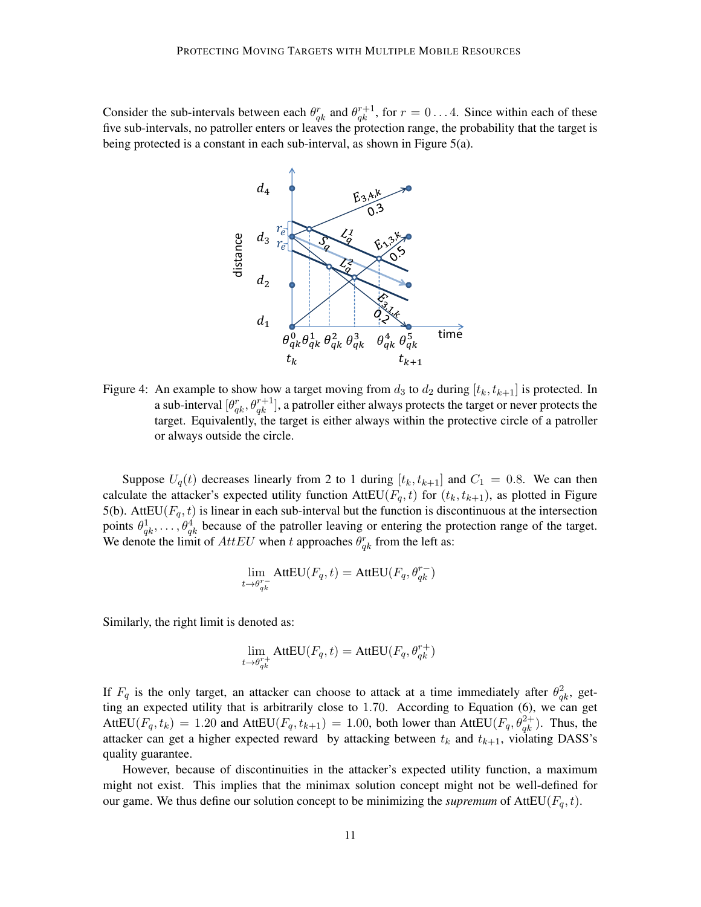Consider the sub-intervals between each $\theta_{qk}^r$ and $\theta_{qk}^{r+1}$, for $r = 0 \ldots 4$. Since within each of these five sub-intervals, no patroller enters or leaves the protection range, the probability that the target is being protected is a constant in each sub-interval, as shown in Figure 5(a).

Figure 4: An example to show how a target moving from $d_3$ to $d_2$ during $[t_k, t_{k+1}]$ is protected. In a sub-interval $[\theta_{qk}^r, \theta_{qk}^{r+1}]$, a patroller either always protects the target or never protects the target. Equivalently, the target is either always within the protective circle of a patroller or always outside the circle.

Suppose $U_q(t)$ decreases linearly from 2 to 1 during $[t_k, t_{k+1}]$ and $C_1 = 0.8$. We can then calculate the attacker's expected utility function $\text{AttEU}(F_q, t)$ for $(t_k, t_{k+1})$, as plotted in Figure 5(b). $\text{AttEU}(F_q, t)$ is linear in each sub-interval but the function is discontinuous at the intersection points $\theta_{qk}^1, \ldots, \theta_{qk}^4$ because of the patroller leaving or entering the protection range of the target. We denote the limit of $AttEU$ when $t$ approaches $\theta_{qk}^r$ from the left as:

$$\lim_{t \to \theta_{qk}^{r-}} \text{AttEU}(F_q, t) = \text{AttEU}(F_q, \theta_{qk}^{r-})$$

Similarly, the right limit is denoted as:

$$\lim_{t \to \theta_{qk}^{r+}} \text{AttEU}(F_q, t) = \text{AttEU}(F_q, \theta_{qk}^{r+})$$

If $F_q$ is the only target, an attacker can choose to attack at a time immediately after $\theta_{qk}^2$, getting an expected utility that is arbitrarily close to 1.70. According to Equation (6), we can get $\text{AttEU}(F_q, t_k) = 1.20$ and $\text{AttEU}(F_q, t_{k+1}) = 1.00$, both lower than $\text{AttEU}(F_q, \theta_{qk}^{2+})$. Thus, the attacker can get a higher expected reward by attacking between $t_k$ and $t_{k+1}$, violating DASS's quality guarantee.

However, because of discontinuities in the attacker's expected utility function, a maximum might not exist. This implies that the minimax solution concept might not be well-defined for our game. We thus define our solution concept to be minimizing the ***supremum*** of $\text{AttEU}(F_q, t)$.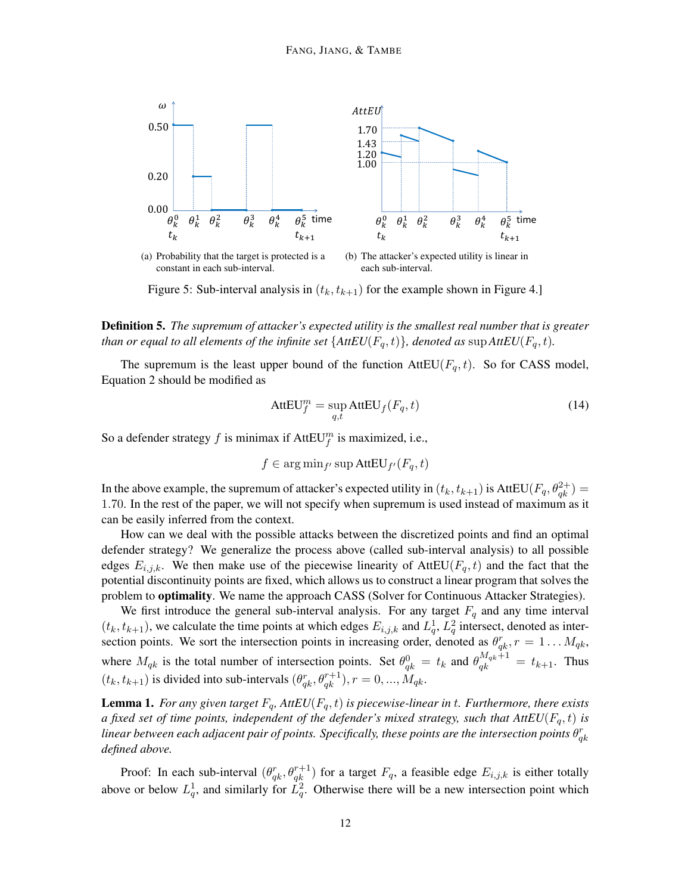(a) Probability that the target is protected is a constant in each sub-interval.

(b) The attacker's expected utility is linear in each sub-interval.

Figure 5: Sub-interval analysis in $(t_k, t_{k+1})$ for the example shown in Figure 4.]

**Definition 5.** *The supremum of attacker's expected utility is the smallest real number that is greater than or equal to all elements of the infinite set* $\{AttEU(F_q, t)\}$*, denoted as* $\sup AttEU(F_q, t)$*.*

The supremum is the least upper bound of the function $\text{AttEU}(F_q, t)$. So for CASS model, Equation 2 should be modified as

$$\text{AttEU}_f^m = \sup_{q,t} \text{AttEU}_f(F_q, t) \tag{14}$$

So a defender strategy $f$ is minimax if $\text{AttEU}_f^m$ is maximized, i.e.,

$$f \in \arg\min_{f'} \sup \text{AttEU}_{f'}(F_q, t)$$

In the above example, the supremum of attacker's expected utility in $(t_k, t_{k+1})$ is $\text{AttEU}(F_q, \theta_{qk}^{2+}) = 1.70$. In the rest of the paper, we will not specify when supremum is used instead of maximum as it can be easily inferred from the context.

How can we deal with the possible attacks between the discretized points and find an optimal defender strategy? We generalize the process above (called sub-interval analysis) to all possible edges $E_{i,j,k}$. We then make use of the piecewise linearity of $\text{AttEU}(F_q, t)$ and the fact that the potential discontinuity points are fixed, which allows us to construct a linear program that solves the problem to **optimality**. We name the approach CASS (Solver for Continuous Attacker Strategies).

We first introduce the general sub-interval analysis. For any target $F_q$ and any time interval $(t_k, t_{k+1})$, we calculate the time points at which edges $E_{i,j,k}$ and $L_q^1$, $L_q^2$ intersect, denoted as intersection points. We sort the intersection points in increasing order, denoted as $\theta_{qk}^r, r = 1 \ldots M_{qk}$, where $M_{qk}$ is the total number of intersection points. Set $\theta_{qk}^0 = t_k$ and $\theta_{qk}^{M_{qk}+1} = t_{k+1}$. Thus $(t_k, t_{k+1})$ is divided into sub-intervals $(\theta_{qk}^r, \theta_{qk}^{r+1}), r = 0, ..., M_{qk}$.

**Lemma 1.** *For any given target* $F_q$*,* $AttEU(F_q, t)$ *is piecewise-linear in* $t$*. Furthermore, there exists a fixed set of time points, independent of the defender's mixed strategy, such that* $AttEU(F_q, t)$ *is linear between each adjacent pair of points. Specifically, these points are the intersection points* $\theta_{qk}^r$ *defined above.*

Proof: In each sub-interval $(\theta_{qk}^r, \theta_{qk}^{r+1})$ for a target $F_q$, a feasible edge $E_{i,j,k}$ is either totally above or below $L_q^1$, and similarly for $L_q^2$. Otherwise there will be a new intersection point which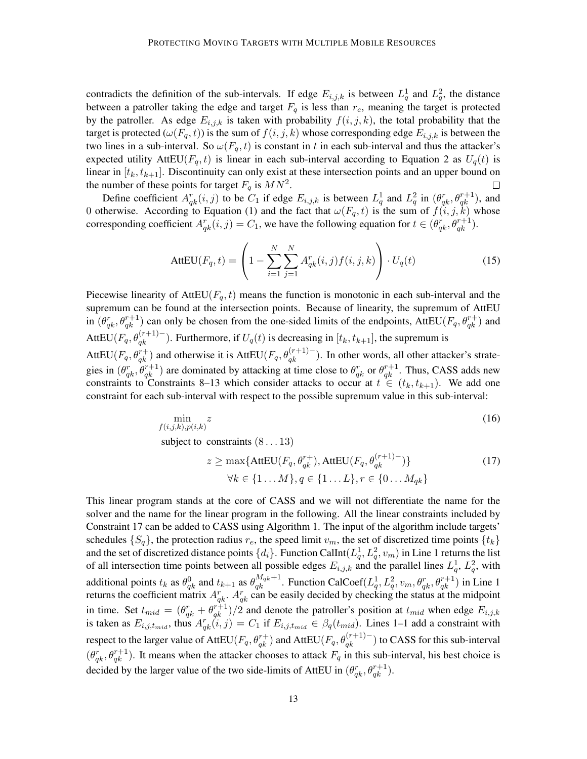contradicts the definition of the sub-intervals. If edge $E_{i,j,k}$ is between $L_q^1$ and $L_q^2$, the distance between a patroller taking the edge and target $F_q$ is less than $r_e$, meaning the target is protected by the patroller. As edge $E_{i,j,k}$ is taken with probability $f(i,j,k)$, the total probability that the target is protected ($\omega(F_q,t)$) is the sum of $f(i,j,k)$ whose corresponding edge $E_{i,j,k}$ is between the two lines in a sub-interval. So $\omega(F_q,t)$ is constant in $t$ in each sub-interval and thus the attacker's expected utility AttEU$(F_q,t)$ is linear in each sub-interval according to Equation 2 as $U_q(t)$ is linear in $[t_k, t_{k+1}]$. Discontinuity can only exist at these intersection points and an upper bound on the number of these points for target $F_q$ is $MN^2$. □

Define coefficient $A_{qk}^r(i,j)$ to be $C_1$ if edge $E_{i,j,k}$ is between $L_q^1$ and $L_q^2$ in $(\theta_{qk}^r, \theta_{qk}^{r+1})$, and 0 otherwise. According to Equation (1) and the fact that $\omega(F_q,t)$ is the sum of $f(i,j,k)$ whose corresponding coefficient $A_{qk}^r(i,j) = C_1$, we have the following equation for $t \in (\theta_{qk}^r, \theta_{qk}^{r+1})$.

$$\text{AttEU}(F_q,t) = \left(1 - \sum_{i=1}^{N}\sum_{j=1}^{N} A_{qk}^r(i,j) f(i,j,k)\right) \cdot U_q(t) \tag{15}$$

Piecewise linearity of AttEU$(F_q,t)$ means the function is monotonic in each sub-interval and the supremum can be found at the intersection points. Because of linearity, the supremum of AttEU in $(\theta_{qk}^r, \theta_{qk}^{r+1})$ can only be chosen from the one-sided limits of the endpoints, AttEU$(F_q, \theta_{qk}^{r+})$ and AttEU$(F_q, \theta_{qk}^{(r+1)-})$. Furthermore, if $U_q(t)$ is decreasing in $[t_k, t_{k+1}]$, the supremum is AttEU$(F_q, \theta_{qk}^{r+})$ and otherwise it is AttEU$(F_q, \theta_{qk}^{(r+1)-})$. In other words, all other attacker's strategies in $(\theta_{qk}^r, \theta_{qk}^{r+1})$ are dominated by attacking at time close to $\theta_{qk}^r$ or $\theta_{qk}^{r+1}$. Thus, CASS adds new constraints to Constraints 8–13 which consider attacks to occur at $t \in (t_k, t_{k+1})$. We add one constraint for each sub-interval with respect to the possible supremum value in this sub-interval:

$$\min_{f(i,j,k),p(i,k)} z \tag{16}$$

subject to constraints $(8 \dots 13)$

$$z \geq \max\{\text{AttEU}(F_q, \theta_{qk}^{r+}), \text{AttEU}(F_q, \theta_{qk}^{(r+1)-})\} \tag{17}$$
$$\forall k \in \{1 \dots M\}, q \in \{1 \dots L\}, r \in \{0 \dots M_{qk}\}$$

This linear program stands at the core of CASS and we will not differentiate the name for the solver and the name for the linear program in the following. All the linear constraints included by Constraint 17 can be added to CASS using Algorithm 1. The input of the algorithm include targets' schedules $\{S_q\}$, the protection radius $r_e$, the speed limit $v_m$, the set of discretized time points $\{t_k\}$ and the set of discretized distance points $\{d_i\}$. Function CalInt$(L_q^1, L_q^2, v_m)$ in Line 1 returns the list of all intersection time points between all possible edges $E_{i,j,k}$ and the parallel lines $L_q^1$, $L_q^2$, with additional points $t_k$ as $\theta_{qk}^0$ and $t_{k+1}$ as $\theta_{qk}^{M_{qk}+1}$. Function CalCoef$(L_q^1, L_q^2, v_m, \theta_{qk}^r, \theta_{qk}^{r+1})$ in Line 1 returns the coefficient matrix $A_{qk}^r$. $A_{qk}^r$ can be easily decided by checking the status at the midpoint in time. Set $t_{mid} = (\theta_{qk}^r + \theta_{qk}^{r+1})/2$ and denote the patroller's position at $t_{mid}$ when edge $E_{i,j,k}$ is taken as $E_{i,j,t_{mid}}$, thus $A_{qk}^r(i,j) = C_1$ if $E_{i,j,t_{mid}} \in \beta_q(t_{mid})$. Lines 1–1 add a constraint with respect to the larger value of AttEU$(F_q, \theta_{qk}^{r+})$ and AttEU$(F_q, \theta_{qk}^{(r+1)-})$ to CASS for this sub-interval $(\theta_{qk}^r, \theta_{qk}^{r+1})$. It means when the attacker chooses to attack $F_q$ in this sub-interval, his best choice is decided by the larger value of the two side-limits of AttEU in $(\theta_{qk}^r, \theta_{qk}^{r+1})$.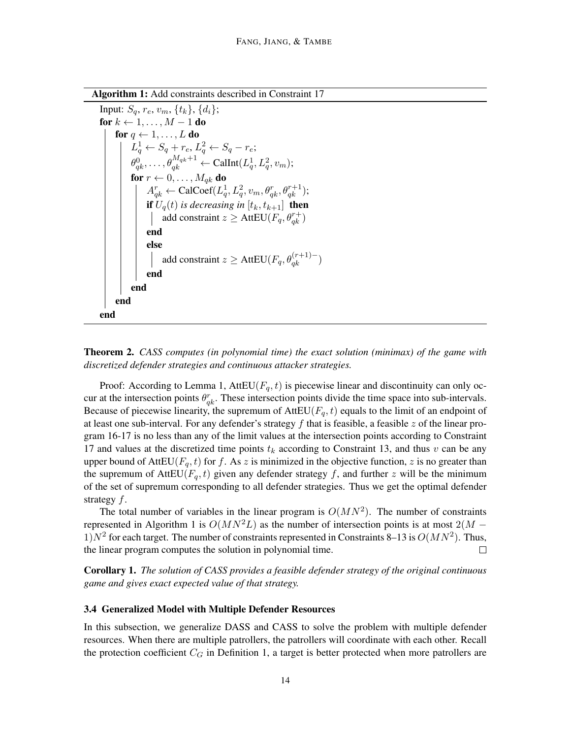**Algorithm 1:** Add constraints described in Constraint 17

```
Input: S_q, r_e, v_m, {t_k}, {d_i};
for k ← 1, ..., M − 1 do
    for q ← 1, ..., L do
        L_q^1 ← S_q + r_e, L_q^2 ← S_q − r_e;
        θ_qk^0, ..., θ_qk^{M_qk+1} ← CalInt(L_q^1, L_q^2, v_m);
        for r ← 0, ..., M_qk do
            A_qk^r ← CalCoef(L_q^1, L_q^2, v_m, θ_qk^r, θ_qk^{r+1});
            if U_q(t) is decreasing in [t_k, t_{k+1}] then
                add constraint z ≥ AttEU(F_q, θ_qk^{r+})
            end
            else
                add constraint z ≥ AttEU(F_q, θ_qk^{(r+1)−})
            end
        end
    end
end
```

**Theorem 2.** *CASS computes (in polynomial time) the exact solution (minimax) of the game with discretized defender strategies and continuous attacker strategies.*

Proof: According to Lemma 1, AttEU$(F_q, t)$ is piecewise linear and discontinuity can only occur at the intersection points $\theta^r_{qk}$. These intersection points divide the time space into sub-intervals. Because of piecewise linearity, the supremum of AttEU$(F_q, t)$ equals to the limit of an endpoint of at least one sub-interval. For any defender's strategy $f$ that is feasible, a feasible $z$ of the linear program 16-17 is no less than any of the limit values at the intersection points according to Constraint 17 and values at the discretized time points $t_k$ according to Constraint 13, and thus $v$ can be any upper bound of AttEU$(F_q, t)$ for $f$. As $z$ is minimized in the objective function, $z$ is no greater than the supremum of AttEU$(F_q, t)$ given any defender strategy $f$, and further $z$ will be the minimum of the set of supremum corresponding to all defender strategies. Thus we get the optimal defender strategy $f$.

The total number of variables in the linear program is $O(MN^2)$. The number of constraints represented in Algorithm 1 is $O(MN^2L)$ as the number of intersection points is at most $2(M-1)N^2$ for each target. The number of constraints represented in Constraints 8–13 is $O(MN^2)$. Thus, the linear program computes the solution in polynomial time. □

**Corollary 1.** *The solution of CASS provides a feasible defender strategy of the original continuous game and gives exact expected value of that strategy.*

### 3.4 Generalized Model with Multiple Defender Resources

In this subsection, we generalize DASS and CASS to solve the problem with multiple defender resources. When there are multiple patrollers, the patrollers will coordinate with each other. Recall the protection coefficient $C_G$ in Definition 1, a target is better protected when more patrollers are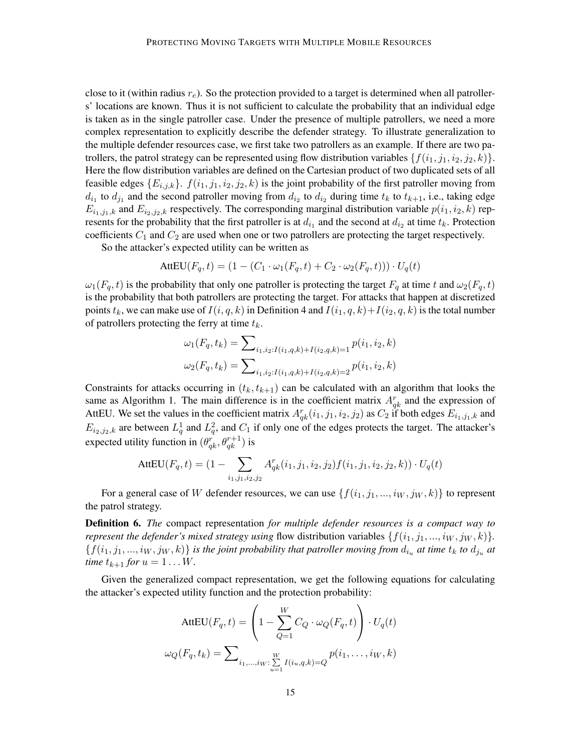close to it (within radius $r_e$). So the protection provided to a target is determined when all patrollers' locations are known. Thus it is not sufficient to calculate the probability that an individual edge is taken as in the single patroller case. Under the presence of multiple patrollers, we need a more complex representation to explicitly describe the defender strategy. To illustrate generalization to the multiple defender resources case, we first take two patrollers as an example. If there are two patrollers, the patrol strategy can be represented using flow distribution variables $\{f(i_1, j_1, i_2, j_2, k)\}$. Here the flow distribution variables are defined on the Cartesian product of two duplicated sets of all feasible edges $\{E_{i,j,k}\}$. $f(i_1, j_1, i_2, j_2, k)$ is the joint probability of the first patroller moving from $d_{i_1}$ to $d_{j_1}$ and the second patroller moving from $d_{i_2}$ to $d_{i_2}$ during time $t_k$ to $t_{k+1}$, i.e., taking edge $E_{i_1,j_1,k}$ and $E_{i_2,j_2,k}$ respectively. The corresponding marginal distribution variable $p(i_1, i_2, k)$ represents for the probability that the first patroller is at $d_{i_1}$ and the second at $d_{i_2}$ at time $t_k$. Protection coefficients $C_1$ and $C_2$ are used when one or two patrollers are protecting the target respectively.

So the attacker's expected utility can be written as

$$\text{AttEU}(F_q, t) = (1 - (C_1 \cdot \omega_1(F_q, t) + C_2 \cdot \omega_2(F_q, t))) \cdot U_q(t)$$

$\omega_1(F_q, t)$ is the probability that only one patroller is protecting the target $F_q$ at time $t$ and $\omega_2(F_q, t)$ is the probability that both patrollers are protecting the target. For attacks that happen at discretized points $t_k$, we can make use of $I(i, q, k)$ in Definition 4 and $I(i_1, q, k)+I(i_2, q, k)$ is the total number of patrollers protecting the ferry at time $t_k$.

$$\omega_1(F_q, t_k) = \sum\nolimits_{i_1,i_2:I(i_1,q,k)+I(i_2,q,k)=1} p(i_1, i_2, k)$$

$$\omega_2(F_q, t_k) = \sum\nolimits_{i_1,i_2:I(i_1,q,k)+I(i_2,q,k)=2} p(i_1, i_2, k)$$

Constraints for attacks occurring in $(t_k, t_{k+1})$ can be calculated with an algorithm that looks the same as Algorithm 1. The main difference is in the coefficient matrix $A^r_{qk}$ and the expression of AttEU. We set the values in the coefficient matrix $A^r_{qk}(i_1, j_1, i_2, j_2)$ as $C_2$ if both edges $E_{i_1,j_1,k}$ and $E_{i_2,j_2,k}$ are between $L^1_q$ and $L^2_q$, and $C_1$ if only one of the edges protects the target. The attacker's expected utility function in $(\theta^r_{qk}, \theta^{r+1}_{qk})$ is

$$\text{AttEU}(F_q, t) = (1 - \sum_{i_1,j_1,i_2,j_2} A^r_{qk}(i_1, j_1, i_2, j_2) f(i_1, j_1, i_2, j_2, k)) \cdot U_q(t)$$

For a general case of $W$ defender resources, we can use $\{f(i_1, j_1, ..., i_W, j_W, k)\}$ to represent the patrol strategy.

**Definition 6.** *The* compact representation *for multiple defender resources is a compact way to represent the defender's mixed strategy using* flow distribution variables $\{f(i_1, j_1, ..., i_W, j_W, k)\}$. $\{f(i_1, j_1, ..., i_W, j_W, k)\}$ *is the joint probability that patroller moving from $d_{i_u}$ at time $t_k$ to $d_{j_u}$ at time $t_{k+1}$ for $u = 1 \ldots W$.*

Given the generalized compact representation, we get the following equations for calculating the attacker's expected utility function and the protection probability:

$$\text{AttEU}(F_q, t) = \left(1 - \sum_{Q=1}^{W} C_Q \cdot \omega_Q(F_q, t)\right) \cdot U_q(t)$$

$$\omega_Q(F_q, t_k) = \sum\nolimits_{i_1,\ldots,i_W: \sum\limits_{u=1}^{W} I(i_u,q,k)=Q} p(i_1, \ldots, i_W, k)$$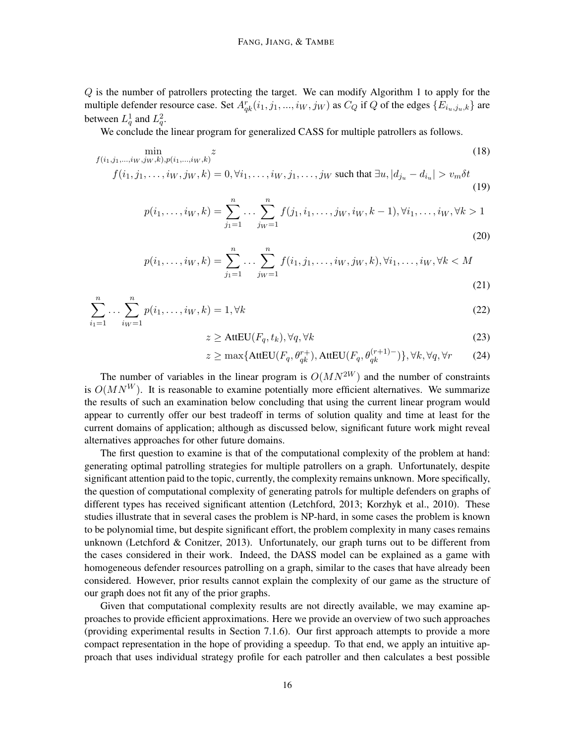$Q$ is the number of patrollers protecting the target. We can modify Algorithm 1 to apply for the multiple defender resource case. Set $A^r_{qk}(i_1, j_1, ..., i_W, j_W)$ as $C_Q$ if $Q$ of the edges $\{E_{i_u,j_u,k}\}$ are between $L^1_q$ and $L^2_q$.

We conclude the linear program for generalized CASS for multiple patrollers as follows.

$$\min_{f(i_1,j_1,...,i_W,j_W,k),p(i_1,...,i_W,k)} z \tag{18}$$

$$f(i_1, j_1, \ldots, i_W, j_W, k) = 0, \forall i_1, \ldots, i_W, j_1, \ldots, j_W \text{ such that } \exists u, |d_{j_u} - d_{i_u}| > v_m \delta t \tag{19}$$

$$p(i_1, \ldots, i_W, k) = \sum_{j_1=1}^{n} \ldots \sum_{j_W=1}^{n} f(j_1, i_1, \ldots, j_W, i_W, k-1), \forall i_1, \ldots, i_W, \forall k > 1 \tag{20}$$

$$p(i_1, \ldots, i_W, k) = \sum_{j_1=1}^{n} \ldots \sum_{j_W=1}^{n} f(i_1, j_1, \ldots, i_W, j_W, k), \forall i_1, \ldots, i_W, \forall k < M \tag{21}$$

$$\sum_{i_1=1}^{n} \ldots \sum_{i_W=1}^{n} p(i_1, \ldots, i_W, k) = 1, \forall k \tag{22}$$

$$z \geq \text{AttEU}(F_q, t_k), \forall q, \forall k \tag{23}$$

$$z \geq \max\{\text{AttEU}(F_q, \theta^{r+}_{qk}), \text{AttEU}(F_q, \theta^{(r+1)-}_{qk})\}, \forall k, \forall q, \forall r \tag{24}$$

The number of variables in the linear program is $O(MN^{2W})$ and the number of constraints is $O(MN^W)$. It is reasonable to examine potentially more efficient alternatives. We summarize the results of such an examination below concluding that using the current linear program would appear to currently offer our best tradeoff in terms of solution quality and time at least for the current domains of application; although as discussed below, significant future work might reveal alternatives approaches for other future domains.

The first question to examine is that of the computational complexity of the problem at hand: generating optimal patrolling strategies for multiple patrollers on a graph. Unfortunately, despite significant attention paid to the topic, currently, the complexity remains unknown. More specifically, the question of computational complexity of generating patrols for multiple defenders on graphs of different types has received significant attention (Letchford, 2013; Korzhyk et al., 2010). These studies illustrate that in several cases the problem is NP-hard, in some cases the problem is known to be polynomial time, but despite significant effort, the problem complexity in many cases remains unknown (Letchford & Conitzer, 2013). Unfortunately, our graph turns out to be different from the cases considered in their work. Indeed, the DASS model can be explained as a game with homogeneous defender resources patrolling on a graph, similar to the cases that have already been considered. However, prior results cannot explain the complexity of our game as the structure of our graph does not fit any of the prior graphs.

Given that computational complexity results are not directly available, we may examine approaches to provide efficient approximations. Here we provide an overview of two such approaches (providing experimental results in Section 7.1.6). Our first approach attempts to provide a more compact representation in the hope of providing a speedup. To that end, we apply an intuitive approach that uses individual strategy profile for each patroller and then calculates a best possible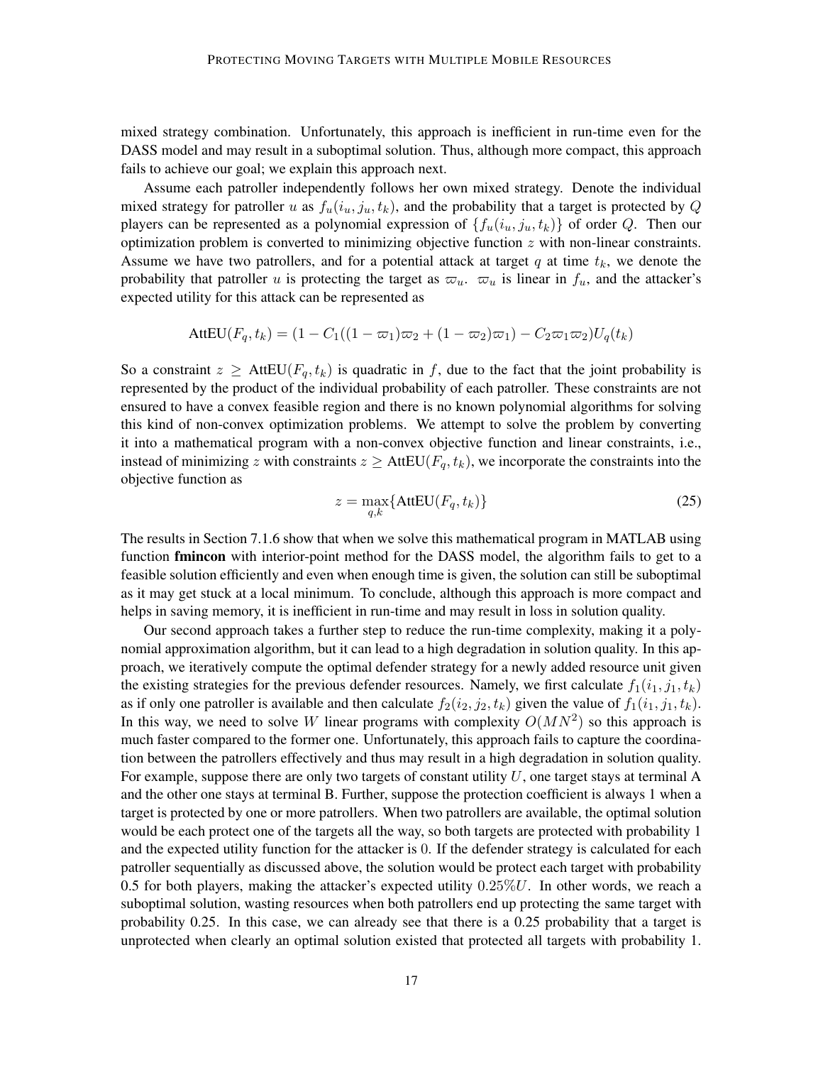mixed strategy combination. Unfortunately, this approach is inefficient in run-time even for the DASS model and may result in a suboptimal solution. Thus, although more compact, this approach fails to achieve our goal; we explain this approach next.

Assume each patroller independently follows her own mixed strategy. Denote the individual mixed strategy for patroller $u$ as $f_u(i_u, j_u, t_k)$, and the probability that a target is protected by $Q$ players can be represented as a polynomial expression of $\{f_u(i_u, j_u, t_k)\}$ of order $Q$. Then our optimization problem is converted to minimizing objective function $z$ with non-linear constraints. Assume we have two patrollers, and for a potential attack at target $q$ at time $t_k$, we denote the probability that patroller $u$ is protecting the target as $\varpi_u$. $\varpi_u$ is linear in $f_u$, and the attacker's expected utility for this attack can be represented as

$$\text{AttEU}(F_q, t_k) = (1 - C_1((1-\varpi_1)\varpi_2 + (1-\varpi_2)\varpi_1) - C_2\varpi_1\varpi_2)U_q(t_k)$$

So a constraint $z \geq \text{AttEU}(F_q, t_k)$ is quadratic in $f$, due to the fact that the joint probability is represented by the product of the individual probability of each patroller. These constraints are not ensured to have a convex feasible region and there is no known polynomial algorithms for solving this kind of non-convex optimization problems. We attempt to solve the problem by converting it into a mathematical program with a non-convex objective function and linear constraints, i.e., instead of minimizing $z$ with constraints $z \geq \text{AttEU}(F_q, t_k)$, we incorporate the constraints into the objective function as

$$z = \max_{q,k}\{\text{AttEU}(F_q, t_k)\} \tag{25}$$

The results in Section 7.1.6 show that when we solve this mathematical program in MATLAB using function **fmincon** with interior-point method for the DASS model, the algorithm fails to get to a feasible solution efficiently and even when enough time is given, the solution can still be suboptimal as it may get stuck at a local minimum. To conclude, although this approach is more compact and helps in saving memory, it is inefficient in run-time and may result in loss in solution quality.

Our second approach takes a further step to reduce the run-time complexity, making it a polynomial approximation algorithm, but it can lead to a high degradation in solution quality. In this approach, we iteratively compute the optimal defender strategy for a newly added resource unit given the existing strategies for the previous defender resources. Namely, we first calculate $f_1(i_1, j_1, t_k)$ as if only one patroller is available and then calculate $f_2(i_2, j_2, t_k)$ given the value of $f_1(i_1, j_1, t_k)$. In this way, we need to solve $W$ linear programs with complexity $O(MN^2)$ so this approach is much faster compared to the former one. Unfortunately, this approach fails to capture the coordination between the patrollers effectively and thus may result in a high degradation in solution quality. For example, suppose there are only two targets of constant utility $U$, one target stays at terminal A and the other one stays at terminal B. Further, suppose the protection coefficient is always 1 when a target is protected by one or more patrollers. When two patrollers are available, the optimal solution would be each protect one of the targets all the way, so both targets are protected with probability 1 and the expected utility function for the attacker is 0. If the defender strategy is calculated for each patroller sequentially as discussed above, the solution would be protect each target with probability 0.5 for both players, making the attacker's expected utility $0.25\%U$. In other words, we reach a suboptimal solution, wasting resources when both patrollers end up protecting the same target with probability 0.25. In this case, we can already see that there is a 0.25 probability that a target is unprotected when clearly an optimal solution existed that protected all targets with probability 1.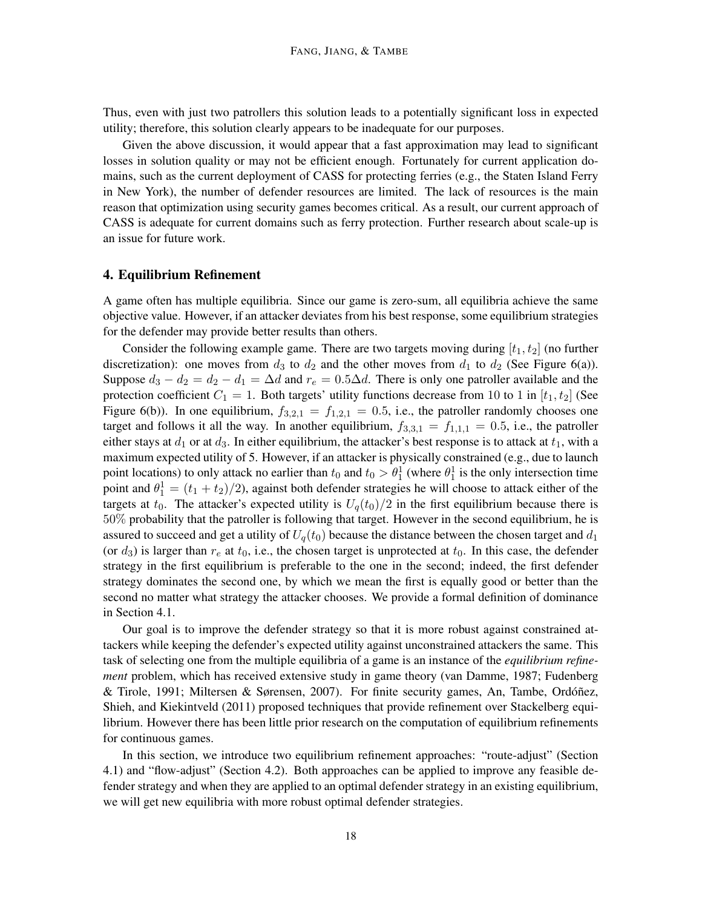Thus, even with just two patrollers this solution leads to a potentially significant loss in expected utility; therefore, this solution clearly appears to be inadequate for our purposes.

Given the above discussion, it would appear that a fast approximation may lead to significant losses in solution quality or may not be efficient enough. Fortunately for current application domains, such as the current deployment of CASS for protecting ferries (e.g., the Staten Island Ferry in New York), the number of defender resources are limited. The lack of resources is the main reason that optimization using security games becomes critical. As a result, our current approach of CASS is adequate for current domains such as ferry protection. Further research about scale-up is an issue for future work.

## 4. Equilibrium Refinement

A game often has multiple equilibria. Since our game is zero-sum, all equilibria achieve the same objective value. However, if an attacker deviates from his best response, some equilibrium strategies for the defender may provide better results than others.

Consider the following example game. There are two targets moving during $[t_1, t_2]$ (no further discretization): one moves from $d_3$ to $d_2$ and the other moves from $d_1$ to $d_2$ (See Figure 6(a)). Suppose $d_3 - d_2 = d_2 - d_1 = \Delta d$ and $r_e = 0.5\Delta d$. There is only one patroller available and the protection coefficient $C_1 = 1$. Both targets' utility functions decrease from 10 to 1 in $[t_1, t_2]$ (See Figure 6(b)). In one equilibrium, $f_{3,2,1} = f_{1,2,1} = 0.5$, i.e., the patroller randomly chooses one target and follows it all the way. In another equilibrium, $f_{3,3,1} = f_{1,1,1} = 0.5$, i.e., the patroller either stays at $d_1$ or at $d_3$. In either equilibrium, the attacker's best response is to attack at $t_1$, with a maximum expected utility of 5. However, if an attacker is physically constrained (e.g., due to launch point locations) to only attack no earlier than $t_0$ and $t_0 > \theta_1^1$ (where $\theta_1^1$ is the only intersection time point and $\theta_1^1 = (t_1 + t_2)/2$), against both defender strategies he will choose to attack either of the targets at $t_0$. The attacker's expected utility is $U_q(t_0)/2$ in the first equilibrium because there is $50\%$ probability that the patroller is following that target. However in the second equilibrium, he is assured to succeed and get a utility of $U_q(t_0)$ because the distance between the chosen target and $d_1$ (or $d_3$) is larger than $r_e$ at $t_0$, i.e., the chosen target is unprotected at $t_0$. In this case, the defender strategy in the first equilibrium is preferable to the one in the second; indeed, the first defender strategy dominates the second one, by which we mean the first is equally good or better than the second no matter what strategy the attacker chooses. We provide a formal definition of dominance in Section 4.1.

Our goal is to improve the defender strategy so that it is more robust against constrained attackers while keeping the defender's expected utility against unconstrained attackers the same. This task of selecting one from the multiple equilibria of a game is an instance of the *equilibrium refinement* problem, which has received extensive study in game theory (van Damme, 1987; Fudenberg & Tirole, 1991; Miltersen & Sørensen, 2007). For finite security games, An, Tambe, Ordóñez, Shieh, and Kiekintveld (2011) proposed techniques that provide refinement over Stackelberg equilibrium. However there has been little prior research on the computation of equilibrium refinements for continuous games.

In this section, we introduce two equilibrium refinement approaches: "route-adjust" (Section 4.1) and "flow-adjust" (Section 4.2). Both approaches can be applied to improve any feasible defender strategy and when they are applied to an optimal defender strategy in an existing equilibrium, we will get new equilibria with more robust optimal defender strategies.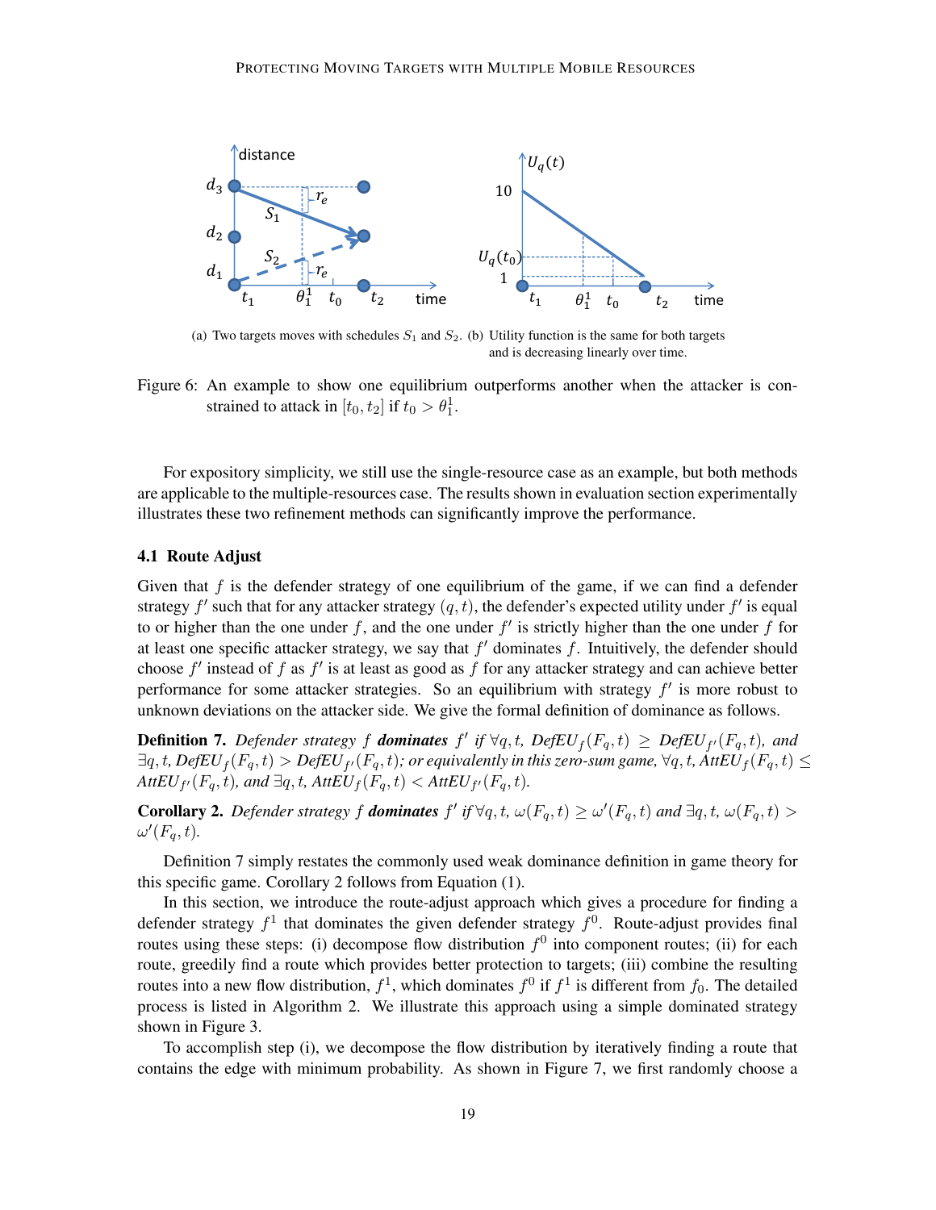(a) Two targets moves with schedules $S_1$ and $S_2$.

(b) Utility function is the same for both targets and is decreasing linearly over time.

Figure 6: An example to show one equilibrium outperforms another when the attacker is constrained to attack in $[t_0, t_2]$ if $t_0 > \theta_1^1$.

For expository simplicity, we still use the single-resource case as an example, but both methods are applicable to the multiple-resources case. The results shown in evaluation section experimentally illustrates these two refinement methods can significantly improve the performance.

### 4.1 Route Adjust

Given that $f$ is the defender strategy of one equilibrium of the game, if we can find a defender strategy $f'$ such that for any attacker strategy $(q, t)$, the defender's expected utility under $f'$ is equal to or higher than the one under $f$, and the one under $f'$ is strictly higher than the one under $f$ for at least one specific attacker strategy, we say that $f'$ dominates $f$. Intuitively, the defender should choose $f'$ instead of $f$ as $f'$ is at least as good as $f$ for any attacker strategy and can achieve better performance for some attacker strategies. So an equilibrium with strategy $f'$ is more robust to unknown deviations on the attacker side. We give the formal definition of dominance as follows.

**Definition 7.** *Defender strategy $f$ **dominates** $f'$ if $\forall q, t$, $DefEU_f(F_q, t) \geq DefEU_{f'}(F_q, t)$, and $\exists q, t$, $DefEU_f(F_q, t) > DefEU_{f'}(F_q, t)$; or equivalently in this zero-sum game, $\forall q, t$, $AttEU_f(F_q, t) \leq AttEU_{f'}(F_q, t)$, and $\exists q, t$, $AttEU_f(F_q, t) < AttEU_{f'}(F_q, t)$.*

**Corollary 2.** *Defender strategy $f$ **dominates** $f'$ if $\forall q, t$, $\omega(F_q, t) \geq \omega'(F_q, t)$ and $\exists q, t$, $\omega(F_q, t) > \omega'(F_q, t)$.*

Definition 7 simply restates the commonly used weak dominance definition in game theory for this specific game. Corollary 2 follows from Equation (1).

In this section, we introduce the route-adjust approach which gives a procedure for finding a defender strategy $f^1$ that dominates the given defender strategy $f^0$. Route-adjust provides final routes using these steps: (i) decompose flow distribution $f^0$ into component routes; (ii) for each route, greedily find a route which provides better protection to targets; (iii) combine the resulting routes into a new flow distribution, $f^1$, which dominates $f^0$ if $f^1$ is different from $f_0$. The detailed process is listed in Algorithm 2. We illustrate this approach using a simple dominated strategy shown in Figure 3.

To accomplish step (i), we decompose the flow distribution by iteratively finding a route that contains the edge with minimum probability. As shown in Figure 7, we first randomly choose a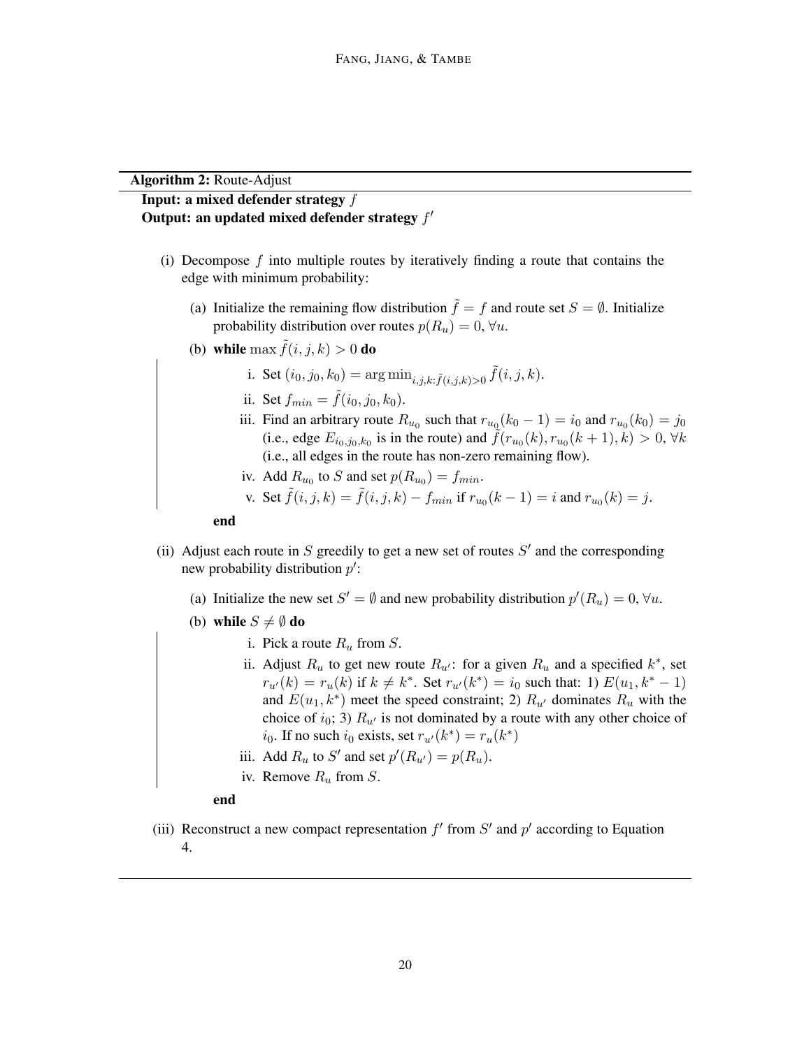**Algorithm 2:** Route-Adjust

**Input: a mixed defender strategy** $f$

**Output: an updated mixed defender strategy** $f'$

(i) Decompose $f$ into multiple routes by iteratively finding a route that contains the edge with minimum probability:

  (a) Initialize the remaining flow distribution $\tilde{f} = f$ and route set $S = \emptyset$. Initialize probability distribution over routes $p(R_u) = 0, \forall u$.

  (b) **while** $\max \tilde{f}(i, j, k) > 0$ **do**

    i. Set $(i_0, j_0, k_0) = \arg\min_{i,j,k:\tilde{f}(i,j,k)>0} \tilde{f}(i, j, k)$.

    ii. Set $f_{min} = \tilde{f}(i_0, j_0, k_0)$.

    iii. Find an arbitrary route $R_{u_0}$ such that $r_{u_0}(k_0 - 1) = i_0$ and $r_{u_0}(k_0) = j_0$ (i.e., edge $E_{i_0,j_0,k_0}$ is in the route) and $\tilde{f}(r_{u_0}(k), r_{u_0}(k + 1), k) > 0, \forall k$ (i.e., all edges in the route has non-zero remaining flow).

    iv. Add $R_{u_0}$ to $S$ and set $p(R_{u_0}) = f_{min}$.

    v. Set $\tilde{f}(i, j, k) = \tilde{f}(i, j, k) - f_{min}$ if $r_{u_0}(k - 1) = i$ and $r_{u_0}(k) = j$.

  **end**

(ii) Adjust each route in $S$ greedily to get a new set of routes $S'$ and the corresponding new probability distribution $p'$:

  (a) Initialize the new set $S' = \emptyset$ and new probability distribution $p'(R_u) = 0, \forall u$.

  (b) **while** $S \neq \emptyset$ **do**

    i. Pick a route $R_u$ from $S$.

    ii. Adjust $R_u$ to get new route $R_{u'}$: for a given $R_u$ and a specified $k^*$, set $r_{u'}(k) = r_u(k)$ if $k \neq k^*$. Set $r_{u'}(k^*) = i_0$ such that: 1) $E(u_1, k^* - 1)$ and $E(u_1, k^*)$ meet the speed constraint; 2) $R_{u'}$ dominates $R_u$ with the choice of $i_0$; 3) $R_{u'}$ is not dominated by a route with any other choice of $i_0$. If no such $i_0$ exists, set $r_{u'}(k^*) = r_u(k^*)$

    iii. Add $R_u$ to $S'$ and set $p'(R_{u'}) = p(R_u)$.

    iv. Remove $R_u$ from $S$.

  **end**

(iii) Reconstruct a new compact representation $f'$ from $S'$ and $p'$ according to Equation 4.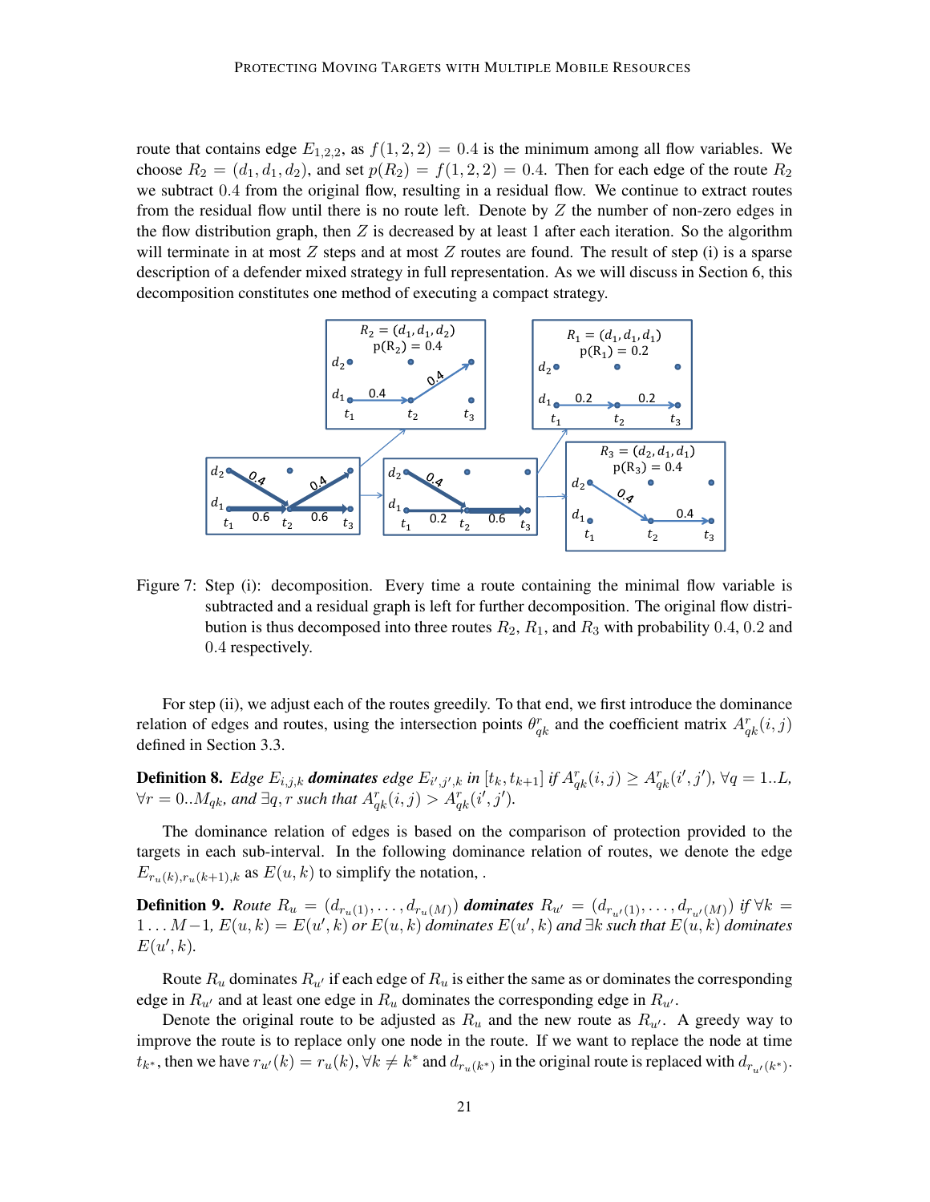route that contains edge $E_{1,2,2}$, as $f(1,2,2) = 0.4$ is the minimum among all flow variables. We choose $R_2 = (d_1, d_1, d_2)$, and set $p(R_2) = f(1,2,2) = 0.4$. Then for each edge of the route $R_2$ we subtract 0.4 from the original flow, resulting in a residual flow. We continue to extract routes from the residual flow until there is no route left. Denote by $Z$ the number of non-zero edges in the flow distribution graph, then $Z$ is decreased by at least 1 after each iteration. So the algorithm will terminate in at most $Z$ steps and at most $Z$ routes are found. The result of step (i) is a sparse description of a defender mixed strategy in full representation. As we will discuss in Section 6, this decomposition constitutes one method of executing a compact strategy.

Figure 7: Step (i): decomposition. Every time a route containing the minimal flow variable is subtracted and a residual graph is left for further decomposition. The original flow distribution is thus decomposed into three routes $R_2$, $R_1$, and $R_3$ with probability 0.4, 0.2 and 0.4 respectively.

For step (ii), we adjust each of the routes greedily. To that end, we first introduce the dominance relation of edges and routes, using the intersection points $\theta^r_{qk}$ and the coefficient matrix $A^r_{qk}(i,j)$ defined in Section 3.3.

**Definition 8.** *Edge $E_{i,j,k}$ **dominates** edge $E_{i',j',k}$ in $[t_k, t_{k+1}]$ if $A^r_{qk}(i,j) \geq A^r_{qk}(i',j')$, $\forall q = 1..L$, $\forall r = 0..M_{qk}$, and $\exists q, r$ such that $A^r_{qk}(i,j) > A^r_{qk}(i',j')$.*

The dominance relation of edges is based on the comparison of protection provided to the targets in each sub-interval. In the following dominance relation of routes, we denote the edge $E_{r_u(k), r_u(k+1), k}$ as $E(u,k)$ to simplify the notation, .

**Definition 9.** *Route $R_u = (d_{r_u(1)}, \ldots, d_{r_u(M)})$ **dominates** $R_{u'} = (d_{r_{u'}(1)}, \ldots, d_{r_{u'}(M)})$ if $\forall k = 1 \ldots M-1$, $E(u,k) = E(u',k)$ or $E(u,k)$ dominates $E(u',k)$ and $\exists k$ such that $E(u,k)$ dominates $E(u',k)$.*

Route $R_u$ dominates $R_{u'}$ if each edge of $R_u$ is either the same as or dominates the corresponding edge in $R_{u'}$ and at least one edge in $R_u$ dominates the corresponding edge in $R_{u'}$.

Denote the original route to be adjusted as $R_u$ and the new route as $R_{u'}$. A greedy way to improve the route is to replace only one node in the route. If we want to replace the node at time $t_{k^*}$, then we have $r_{u'}(k) = r_u(k), \forall k \neq k^*$ and $d_{r_u(k^*)}$ in the original route is replaced with $d_{r_{u'}(k^*)}$.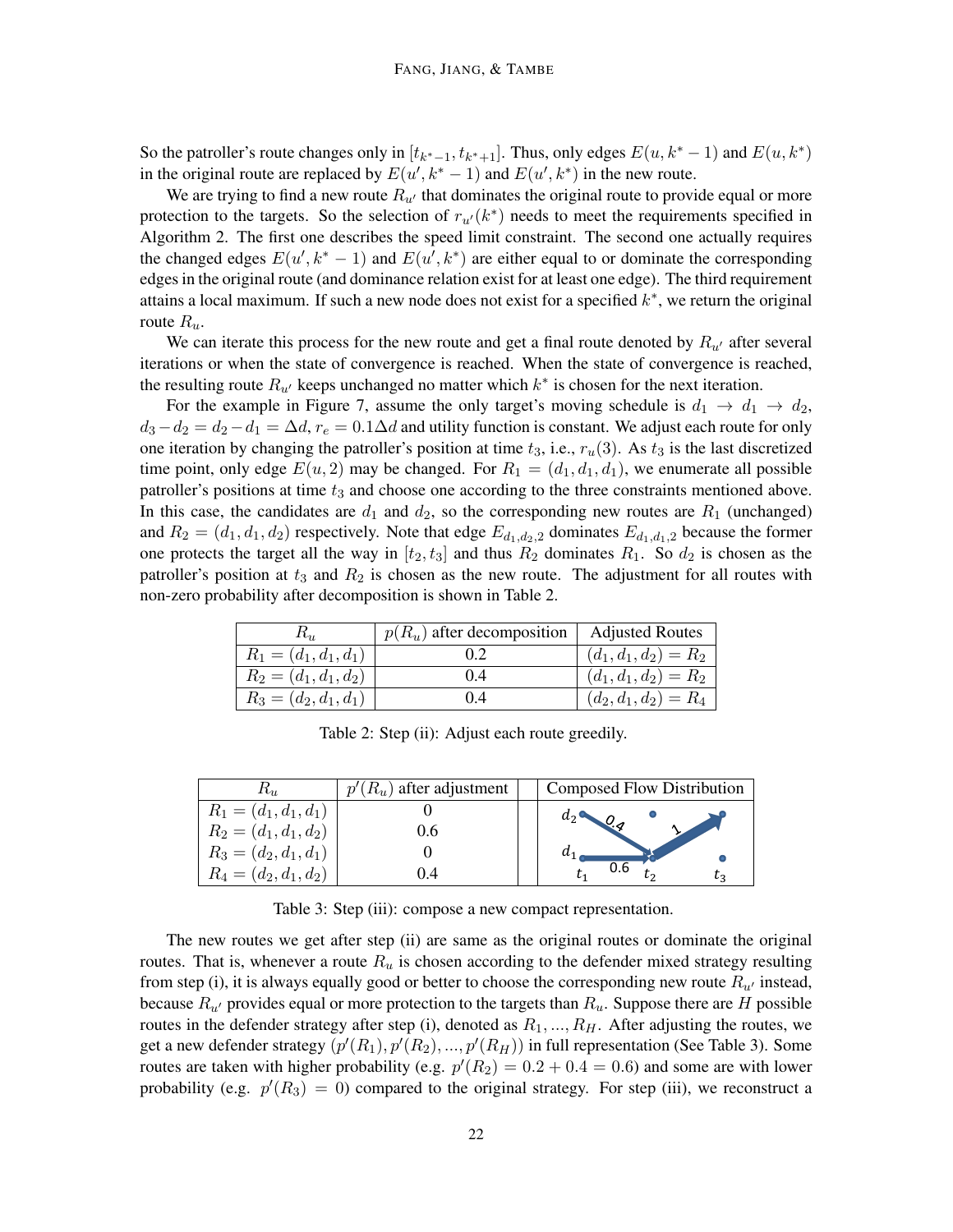So the patroller's route changes only in $[t_{k^*-1}, t_{k^*+1}]$. Thus, only edges $E(u, k^*-1)$ and $E(u, k^*)$ in the original route are replaced by $E(u', k^*-1)$ and $E(u', k^*)$ in the new route.

We are trying to find a new route $R_{u'}$ that dominates the original route to provide equal or more protection to the targets. So the selection of $r_{u'}(k^*)$ needs to meet the requirements specified in Algorithm 2. The first one describes the speed limit constraint. The second one actually requires the changed edges $E(u', k^*-1)$ and $E(u', k^*)$ are either equal to or dominate the corresponding edges in the original route (and dominance relation exist for at least one edge). The third requirement attains a local maximum. If such a new node does not exist for a specified $k^*$, we return the original route $R_u$.

We can iterate this process for the new route and get a final route denoted by $R_{u'}$ after several iterations or when the state of convergence is reached. When the state of convergence is reached, the resulting route $R_{u'}$ keeps unchanged no matter which $k^*$ is chosen for the next iteration.

For the example in Figure 7, assume the only target's moving schedule is $d_1 \rightarrow d_1 \rightarrow d_2$, $d_3 - d_2 = d_2 - d_1 = \Delta d$, $r_e = 0.1\Delta d$ and utility function is constant. We adjust each route for only one iteration by changing the patroller's position at time $t_3$, i.e., $r_u(3)$. As $t_3$ is the last discretized time point, only edge $E(u, 2)$ may be changed. For $R_1 = (d_1, d_1, d_1)$, we enumerate all possible patroller's positions at time $t_3$ and choose one according to the three constraints mentioned above. In this case, the candidates are $d_1$ and $d_2$, so the corresponding new routes are $R_1$ (unchanged) and $R_2 = (d_1, d_1, d_2)$ respectively. Note that edge $E_{d_1,d_2,2}$ dominates $E_{d_1,d_1,2}$ because the former one protects the target all the way in $[t_2, t_3]$ and thus $R_2$ dominates $R_1$. So $d_2$ is chosen as the patroller's position at $t_3$ and $R_2$ is chosen as the new route. The adjustment for all routes with non-zero probability after decomposition is shown in Table 2.

| $R_u$ | $p(R_u)$ after decomposition | Adjusted Routes |
|---|---|---|
| $R_1 = (d_1, d_1, d_1)$ | 0.2 | $(d_1, d_1, d_2) = R_2$ |
| $R_2 = (d_1, d_1, d_2)$ | 0.4 | $(d_1, d_1, d_2) = R_2$ |
| $R_3 = (d_2, d_1, d_1)$ | 0.4 | $(d_2, d_1, d_2) = R_4$ |

Table 2: Step (ii): Adjust each route greedily.

| $R_u$ | $p'(R_u)$ after adjustment | | Composed Flow Distribution |
|---|---|---|---|
| $R_1 = (d_1, d_1, d_1)$ | 0 | | |
| $R_2 = (d_1, d_1, d_2)$ | 0.6 | | |
| $R_3 = (d_2, d_1, d_1)$ | 0 | | |
| $R_4 = (d_2, d_1, d_2)$ | 0.4 | | |

Table 3: Step (iii): compose a new compact representation.

The new routes we get after step (ii) are same as the original routes or dominate the original routes. That is, whenever a route $R_u$ is chosen according to the defender mixed strategy resulting from step (i), it is always equally good or better to choose the corresponding new route $R_{u'}$ instead, because $R_{u'}$ provides equal or more protection to the targets than $R_u$. Suppose there are $H$ possible routes in the defender strategy after step (i), denoted as $R_1, ..., R_H$. After adjusting the routes, we get a new defender strategy $(p'(R_1), p'(R_2), ..., p'(R_H))$ in full representation (See Table 3). Some routes are taken with higher probability (e.g. $p'(R_2) = 0.2 + 0.4 = 0.6$) and some are with lower probability (e.g. $p'(R_3) = 0$) compared to the original strategy. For step (iii), we reconstruct a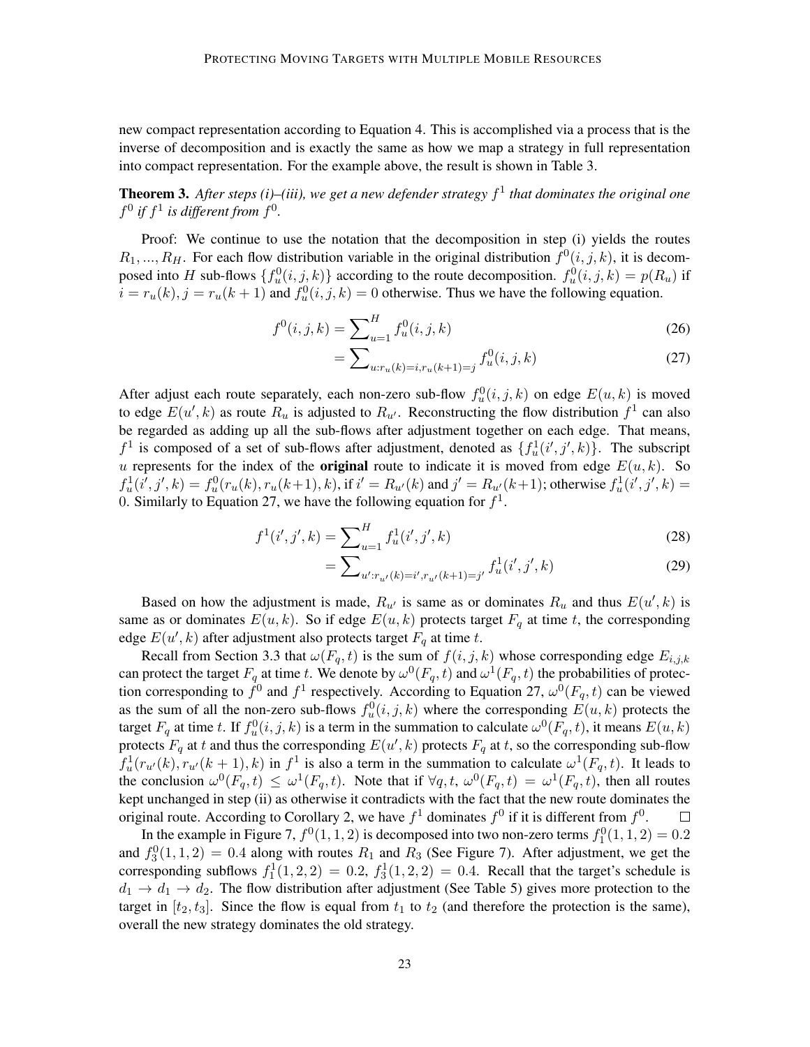new compact representation according to Equation 4. This is accomplished via a process that is the inverse of decomposition and is exactly the same as how we map a strategy in full representation into compact representation. For the example above, the result is shown in Table 3.

**Theorem 3.** *After steps (i)–(iii), we get a new defender strategy $f^1$ that dominates the original one $f^0$ if $f^1$ is different from $f^0$.*

Proof: We continue to use the notation that the decomposition in step (i) yields the routes $R_1, ..., R_H$. For each flow distribution variable in the original distribution $f^0(i, j, k)$, it is decomposed into $H$ sub-flows $\{f_u^0(i, j, k)\}$ according to the route decomposition. $f_u^0(i, j, k) = p(R_u)$ if $i = r_u(k), j = r_u(k+1)$ and $f_u^0(i, j, k) = 0$ otherwise. Thus we have the following equation.

$$f^0(i, j, k) = \sum\nolimits_{u=1}^{H} f_u^0(i, j, k) \tag{26}$$

$$= \sum\nolimits_{u:r_u(k)=i, r_u(k+1)=j} f_u^0(i, j, k) \tag{27}$$

After adjust each route separately, each non-zero sub-flow $f_u^0(i, j, k)$ on edge $E(u, k)$ is moved to edge $E(u', k)$ as route $R_u$ is adjusted to $R_{u'}$. Reconstructing the flow distribution $f^1$ can also be regarded as adding up all the sub-flows after adjustment together on each edge. That means, $f^1$ is composed of a set of sub-flows after adjustment, denoted as $\{f_u^1(i', j', k)\}$. The subscript $u$ represents for the index of the **original** route to indicate it is moved from edge $E(u, k)$. So $f_u^1(i', j', k) = f_u^0(r_u(k), r_u(k+1), k)$, if $i' = R_{u'}(k)$ and $j' = R_{u'}(k+1)$; otherwise $f_u^1(i', j', k) = 0$. Similarly to Equation 27, we have the following equation for $f^1$.

$$f^1(i', j', k) = \sum\nolimits_{u=1}^{H} f_u^1(i', j', k) \tag{28}$$

$$= \sum\nolimits_{u':r_{u'}(k)=i', r_{u'}(k+1)=j'} f_u^1(i', j', k) \tag{29}$$

Based on how the adjustment is made, $R_{u'}$ is same as or dominates $R_u$ and thus $E(u', k)$ is same as or dominates $E(u, k)$. So if edge $E(u, k)$ protects target $F_q$ at time $t$, the corresponding edge $E(u', k)$ after adjustment also protects target $F_q$ at time $t$.

Recall from Section 3.3 that $\omega(F_q, t)$ is the sum of $f(i, j, k)$ whose corresponding edge $E_{i,j,k}$ can protect the target $F_q$ at time $t$. We denote by $\omega^0(F_q, t)$ and $\omega^1(F_q, t)$ the probabilities of protection corresponding to $f^0$ and $f^1$ respectively. According to Equation 27, $\omega^0(F_q, t)$ can be viewed as the sum of all the non-zero sub-flows $f_u^0(i, j, k)$ where the corresponding $E(u, k)$ protects the target $F_q$ at time $t$. If $f_u^0(i, j, k)$ is a term in the summation to calculate $\omega^0(F_q, t)$, it means $E(u, k)$ protects $F_q$ at $t$ and thus the corresponding $E(u', k)$ protects $F_q$ at $t$, so the corresponding sub-flow $f_u^1(r_{u'}(k), r_{u'}(k+1), k)$ in $f^1$ is also a term in the summation to calculate $\omega^1(F_q, t)$. It leads to the conclusion $\omega^0(F_q, t) \leq \omega^1(F_q, t)$. Note that if $\forall q, t$, $\omega^0(F_q, t) = \omega^1(F_q, t)$, then all routes kept unchanged in step (ii) as otherwise it contradicts with the fact that the new route dominates the original route. According to Corollary 2, we have $f^1$ dominates $f^0$ if it is different from $f^0$. □

In the example in Figure 7, $f^0(1, 1, 2)$ is decomposed into two non-zero terms $f_1^0(1, 1, 2) = 0.2$ and $f_3^0(1, 1, 2) = 0.4$ along with routes $R_1$ and $R_3$ (See Figure 7). After adjustment, we get the corresponding subflows $f_1^1(1, 2, 2) = 0.2$, $f_3^1(1, 2, 2) = 0.4$. Recall that the target's schedule is $d_1 \rightarrow d_1 \rightarrow d_2$. The flow distribution after adjustment (See Table 5) gives more protection to the target in $[t_2, t_3]$. Since the flow is equal from $t_1$ to $t_2$ (and therefore the protection is the same), overall the new strategy dominates the old strategy.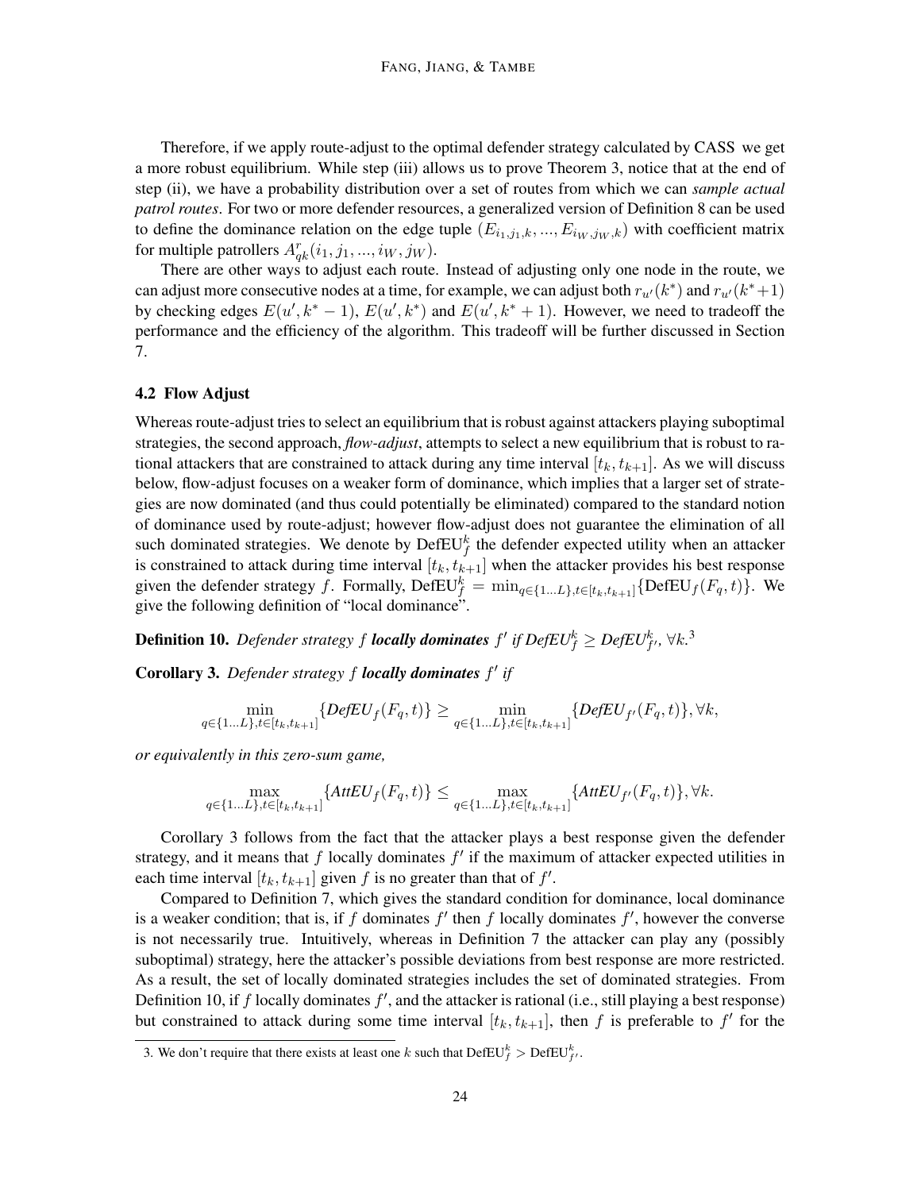Therefore, if we apply route-adjust to the optimal defender strategy calculated by CASS we get a more robust equilibrium. While step (iii) allows us to prove Theorem 3, notice that at the end of step (ii), we have a probability distribution over a set of routes from which we can *sample actual patrol routes*. For two or more defender resources, a generalized version of Definition 8 can be used to define the dominance relation on the edge tuple $(E_{i_1,j_1,k},...,E_{i_W,j_W,k})$ with coefficient matrix for multiple patrollers $A^r_{qk}(i_1,j_1,...,i_W,j_W)$.

There are other ways to adjust each route. Instead of adjusting only one node in the route, we can adjust more consecutive nodes at a time, for example, we can adjust both $r_{u'}(k^*)$ and $r_{u'}(k^*+1)$ by checking edges $E(u',k^*-1)$, $E(u',k^*)$ and $E(u',k^*+1)$. However, we need to tradeoff the performance and the efficiency of the algorithm. This tradeoff will be further discussed in Section 7.

### 4.2 Flow Adjust

Whereas route-adjust tries to select an equilibrium that is robust against attackers playing suboptimal strategies, the second approach, ***flow-adjust***, attempts to select a new equilibrium that is robust to rational attackers that are constrained to attack during any time interval $[t_k, t_{k+1}]$. As we will discuss below, flow-adjust focuses on a weaker form of dominance, which implies that a larger set of strategies are now dominated (and thus could potentially be eliminated) compared to the standard notion of dominance used by route-adjust; however flow-adjust does not guarantee the elimination of all such dominated strategies. We denote by $\text{DefEU}_f^k$ the defender expected utility when an attacker is constrained to attack during time interval $[t_k, t_{k+1}]$ when the attacker provides his best response given the defender strategy $f$. Formally, $\text{DefEU}_f^k = \min_{q\in\{1...L\},t\in[t_k,t_{k+1}]}\{\text{DefEU}_f(F_q,t)\}$. We give the following definition of "local dominance".

**Definition 10.** *Defender strategy $f$* ***locally dominates*** *$f'$ if $\text{DefEU}_f^k \geq \text{DefEU}_{f'}^k$, $\forall k$.*[3]

**Corollary 3.** *Defender strategy $f$* ***locally dominates*** *$f'$ if*

$$\min_{q\in\{1...L\},t\in[t_k,t_{k+1}]}\{\mathit{DefEU}_f(F_q,t)\} \geq \min_{q\in\{1...L\},t\in[t_k,t_{k+1}]}\{\mathit{DefEU}_{f'}(F_q,t)\}, \forall k,$$

*or equivalently in this zero-sum game,*

$$\max_{q\in\{1...L\},t\in[t_k,t_{k+1}]}\{\mathit{AttEU}_f(F_q,t)\} \leq \max_{q\in\{1...L\},t\in[t_k,t_{k+1}]}\{\mathit{AttEU}_{f'}(F_q,t)\}, \forall k.$$

Corollary 3 follows from the fact that the attacker plays a best response given the defender strategy, and it means that $f$ locally dominates $f'$ if the maximum of attacker expected utilities in each time interval $[t_k, t_{k+1}]$ given $f$ is no greater than that of $f'$.

Compared to Definition 7, which gives the standard condition for dominance, local dominance is a weaker condition; that is, if $f$ dominates $f'$ then $f$ locally dominates $f'$, however the converse is not necessarily true. Intuitively, whereas in Definition 7 the attacker can play any (possibly suboptimal) strategy, here the attacker's possible deviations from best response are more restricted. As a result, the set of locally dominated strategies includes the set of dominated strategies. From Definition 10, if $f$ locally dominates $f'$, and the attacker is rational (i.e., still playing a best response) but constrained to attack during some time interval $[t_k, t_{k+1}]$, then $f$ is preferable to $f'$ for the

3. We don't require that there exists at least one $k$ such that $\text{DefEU}_f^k > \text{DefEU}_{f'}^k$.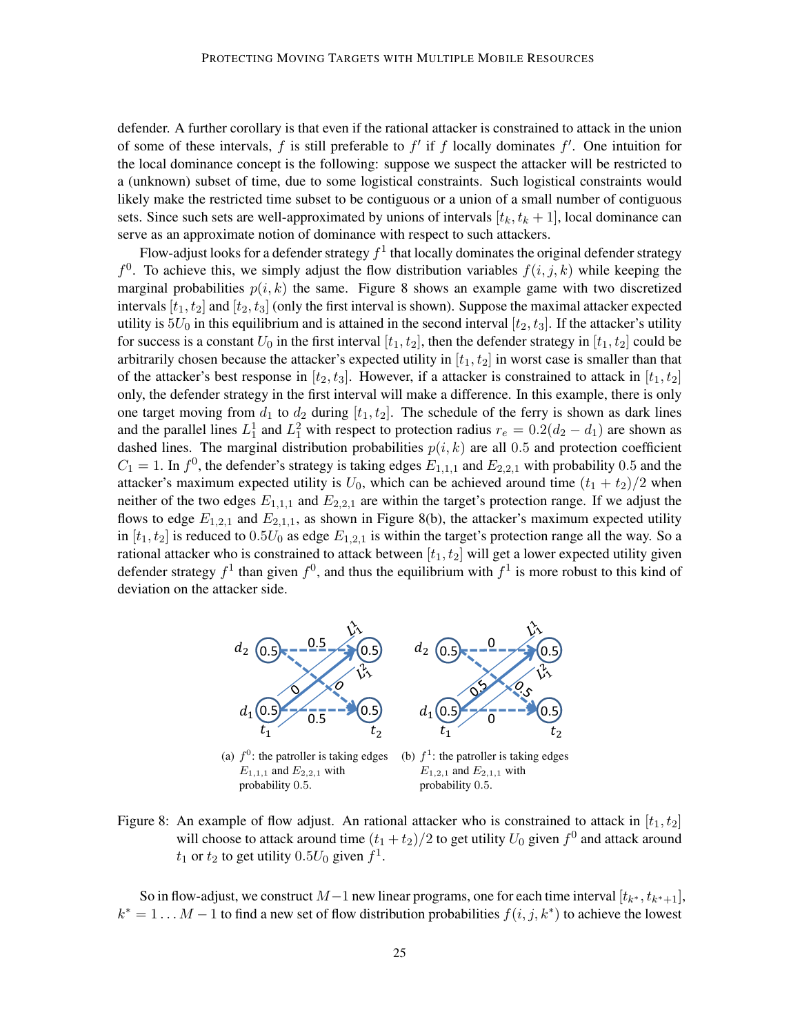defender. A further corollary is that even if the rational attacker is constrained to attack in the union of some of these intervals, $f$ is still preferable to $f'$ if $f$ locally dominates $f'$. One intuition for the local dominance concept is the following: suppose we suspect the attacker will be restricted to a (unknown) subset of time, due to some logistical constraints. Such logistical constraints would likely make the restricted time subset to be contiguous or a union of a small number of contiguous sets. Since such sets are well-approximated by unions of intervals $[t_k, t_k + 1]$, local dominance can serve as an approximate notion of dominance with respect to such attackers.

Flow-adjust looks for a defender strategy $f^1$ that locally dominates the original defender strategy $f^0$. To achieve this, we simply adjust the flow distribution variables $f(i, j, k)$ while keeping the marginal probabilities $p(i, k)$ the same. Figure 8 shows an example game with two discretized intervals $[t_1, t_2]$ and $[t_2, t_3]$ (only the first interval is shown). Suppose the maximal attacker expected utility is $5U_0$ in this equilibrium and is attained in the second interval $[t_2, t_3]$. If the attacker's utility for success is a constant $U_0$ in the first interval $[t_1, t_2]$, then the defender strategy in $[t_1, t_2]$ could be arbitrarily chosen because the attacker's expected utility in $[t_1, t_2]$ in worst case is smaller than that of the attacker's best response in $[t_2, t_3]$. However, if a attacker is constrained to attack in $[t_1, t_2]$ only, the defender strategy in the first interval will make a difference. In this example, there is only one target moving from $d_1$ to $d_2$ during $[t_1, t_2]$. The schedule of the ferry is shown as dark lines and the parallel lines $L_1^1$ and $L_1^2$ with respect to protection radius $r_e = 0.2(d_2 - d_1)$ are shown as dashed lines. The marginal distribution probabilities $p(i, k)$ are all $0.5$ and protection coefficient $C_1 = 1$. In $f^0$, the defender's strategy is taking edges $E_{1,1,1}$ and $E_{2,2,1}$ with probability $0.5$ and the attacker's maximum expected utility is $U_0$, which can be achieved around time $(t_1 + t_2)/2$ when neither of the two edges $E_{1,1,1}$ and $E_{2,2,1}$ are within the target's protection range. If we adjust the flows to edge $E_{1,2,1}$ and $E_{2,1,1}$, as shown in Figure 8(b), the attacker's maximum expected utility in $[t_1, t_2]$ is reduced to $0.5U_0$ as edge $E_{1,2,1}$ is within the target's protection range all the way. So a rational attacker who is constrained to attack between $[t_1, t_2]$ will get a lower expected utility given defender strategy $f^1$ than given $f^0$, and thus the equilibrium with $f^1$ is more robust to this kind of deviation on the attacker side.

(a) $f^0$: the patroller is taking edges $E_{1,1,1}$ and $E_{2,2,1}$ with probability $0.5$.

(b) $f^1$: the patroller is taking edges $E_{1,2,1}$ and $E_{2,1,1}$ with probability $0.5$.

Figure 8: An example of flow adjust. An rational attacker who is constrained to attack in $[t_1, t_2]$ will choose to attack around time $(t_1 + t_2)/2$ to get utility $U_0$ given $f^0$ and attack around $t_1$ or $t_2$ to get utility $0.5U_0$ given $f^1$.

So in flow-adjust, we construct $M-1$ new linear programs, one for each time interval $[t_{k^*}, t_{k^*+1}]$, $k^* = 1 \ldots M - 1$ to find a new set of flow distribution probabilities $f(i, j, k^*)$ to achieve the lowest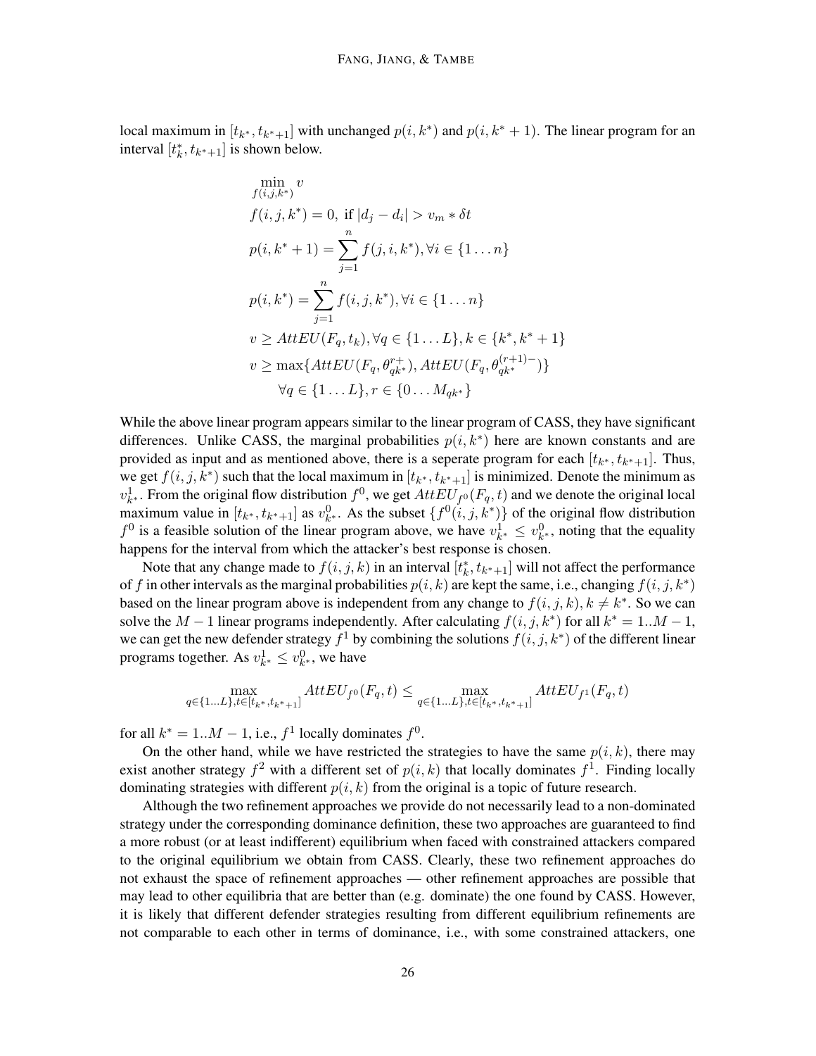local maximum in $[t_{k^*}, t_{k^*+1}]$ with unchanged $p(i, k^*)$ and $p(i, k^*+1)$. The linear program for an interval $[t^*_k, t_{k^*+1}]$ is shown below.

$$
\begin{aligned}
&\min_{f(i,j,k^*)} v \\
&f(i,j,k^*) = 0, \text{ if } |d_j - d_i| > v_m * \delta t \\
&p(i,k^*+1) = \sum_{j=1}^{n} f(j,i,k^*), \forall i \in \{1 \dots n\} \\
&p(i,k^*) = \sum_{j=1}^{n} f(i,j,k^*), \forall i \in \{1 \dots n\} \\
&v \geq AttEU(F_q, t_k), \forall q \in \{1 \dots L\}, k \in \{k^*, k^*+1\} \\
&v \geq \max\{AttEU(F_q, \theta^{r+}_{qk^*}), AttEU(F_q, \theta^{(r+1)-}_{qk^*})\} \\
&\quad \forall q \in \{1 \dots L\}, r \in \{0 \dots M_{qk^*}\}
\end{aligned}
$$

While the above linear program appears similar to the linear program of CASS, they have significant differences. Unlike CASS, the marginal probabilities $p(i, k^*)$ here are known constants and are provided as input and as mentioned above, there is a seperate program for each $[t_{k^*}, t_{k^*+1}]$. Thus, we get $f(i, j, k^*)$ such that the local maximum in $[t_{k^*}, t_{k^*+1}]$ is minimized. Denote the minimum as $v^1_{k^*}$. From the original flow distribution $f^0$, we get $AttEU_{f^0}(F_q, t)$ and we denote the original local maximum value in $[t_{k^*}, t_{k^*+1}]$ as $v^0_{k^*}$. As the subset $\{f^0(i, j, k^*)\}$ of the original flow distribution $f^0$ is a feasible solution of the linear program above, we have $v^1_{k^*} \leq v^0_{k^*}$, noting that the equality happens for the interval from which the attacker's best response is chosen.

Note that any change made to $f(i, j, k)$ in an interval $[t^*_k, t_{k^*+1}]$ will not affect the performance of $f$ in other intervals as the marginal probabilities $p(i, k)$ are kept the same, i.e., changing $f(i, j, k^*)$ based on the linear program above is independent from any change to $f(i, j, k), k \neq k^*$. So we can solve the $M - 1$ linear programs independently. After calculating $f(i, j, k^*)$ for all $k^* = 1..M-1$, we can get the new defender strategy $f^1$ by combining the solutions $f(i, j, k^*)$ of the different linear programs together. As $v^1_{k^*} \leq v^0_{k^*}$, we have

$$
\max_{q \in \{1 \dots L\}, t \in [t_{k^*}, t_{k^*+1}]} AttEU_{f^0}(F_q, t) \leq \max_{q \in \{1 \dots L\}, t \in [t_{k^*}, t_{k^*+1}]} AttEU_{f^1}(F_q, t)
$$

for all $k^* = 1..M-1$, i.e., $f^1$ locally dominates $f^0$.

On the other hand, while we have restricted the strategies to have the same $p(i, k)$, there may exist another strategy $f^2$ with a different set of $p(i, k)$ that locally dominates $f^1$. Finding locally dominating strategies with different $p(i, k)$ from the original is a topic of future research.

Although the two refinement approaches we provide do not necessarily lead to a non-dominated strategy under the corresponding dominance definition, these two approaches are guaranteed to find a more robust (or at least indifferent) equilibrium when faced with constrained attackers compared to the original equilibrium we obtain from CASS. Clearly, these two refinement approaches do not exhaust the space of refinement approaches — other refinement approaches are possible that may lead to other equilibria that are better than (e.g. dominate) the one found by CASS. However, it is likely that different defender strategies resulting from different equilibrium refinements are not comparable to each other in terms of dominance, i.e., with some constrained attackers, one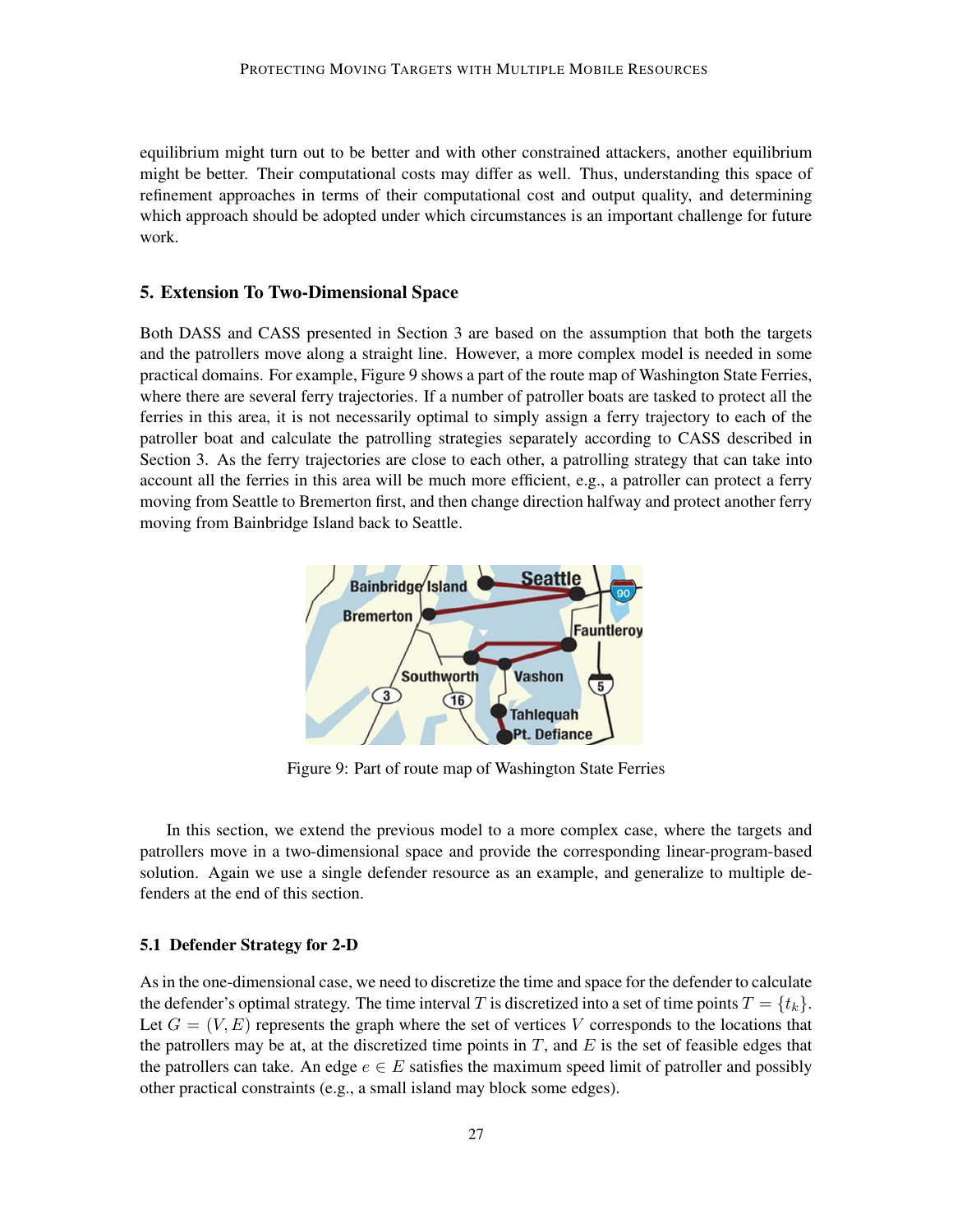equilibrium might turn out to be better and with other constrained attackers, another equilibrium might be better. Their computational costs may differ as well. Thus, understanding this space of refinement approaches in terms of their computational cost and output quality, and determining which approach should be adopted under which circumstances is an important challenge for future work.

## 5. Extension To Two-Dimensional Space

Both DASS and CASS presented in Section 3 are based on the assumption that both the targets and the patrollers move along a straight line. However, a more complex model is needed in some practical domains. For example, Figure 9 shows a part of the route map of Washington State Ferries, where there are several ferry trajectories. If a number of patroller boats are tasked to protect all the ferries in this area, it is not necessarily optimal to simply assign a ferry trajectory to each of the patroller boat and calculate the patrolling strategies separately according to CASS described in Section 3. As the ferry trajectories are close to each other, a patrolling strategy that can take into account all the ferries in this area will be much more efficient, e.g., a patroller can protect a ferry moving from Seattle to Bremerton first, and then change direction halfway and protect another ferry moving from Bainbridge Island back to Seattle.

Figure 9: Part of route map of Washington State Ferries

In this section, we extend the previous model to a more complex case, where the targets and patrollers move in a two-dimensional space and provide the corresponding linear-program-based solution. Again we use a single defender resource as an example, and generalize to multiple defenders at the end of this section.

### 5.1 Defender Strategy for 2-D

As in the one-dimensional case, we need to discretize the time and space for the defender to calculate the defender's optimal strategy. The time interval $T$ is discretized into a set of time points $T = \{t_k\}$. Let $G = (V, E)$ represents the graph where the set of vertices $V$ corresponds to the locations that the patrollers may be at, at the discretized time points in $T$, and $E$ is the set of feasible edges that the patrollers can take. An edge $e \in E$ satisfies the maximum speed limit of patroller and possibly other practical constraints (e.g., a small island may block some edges).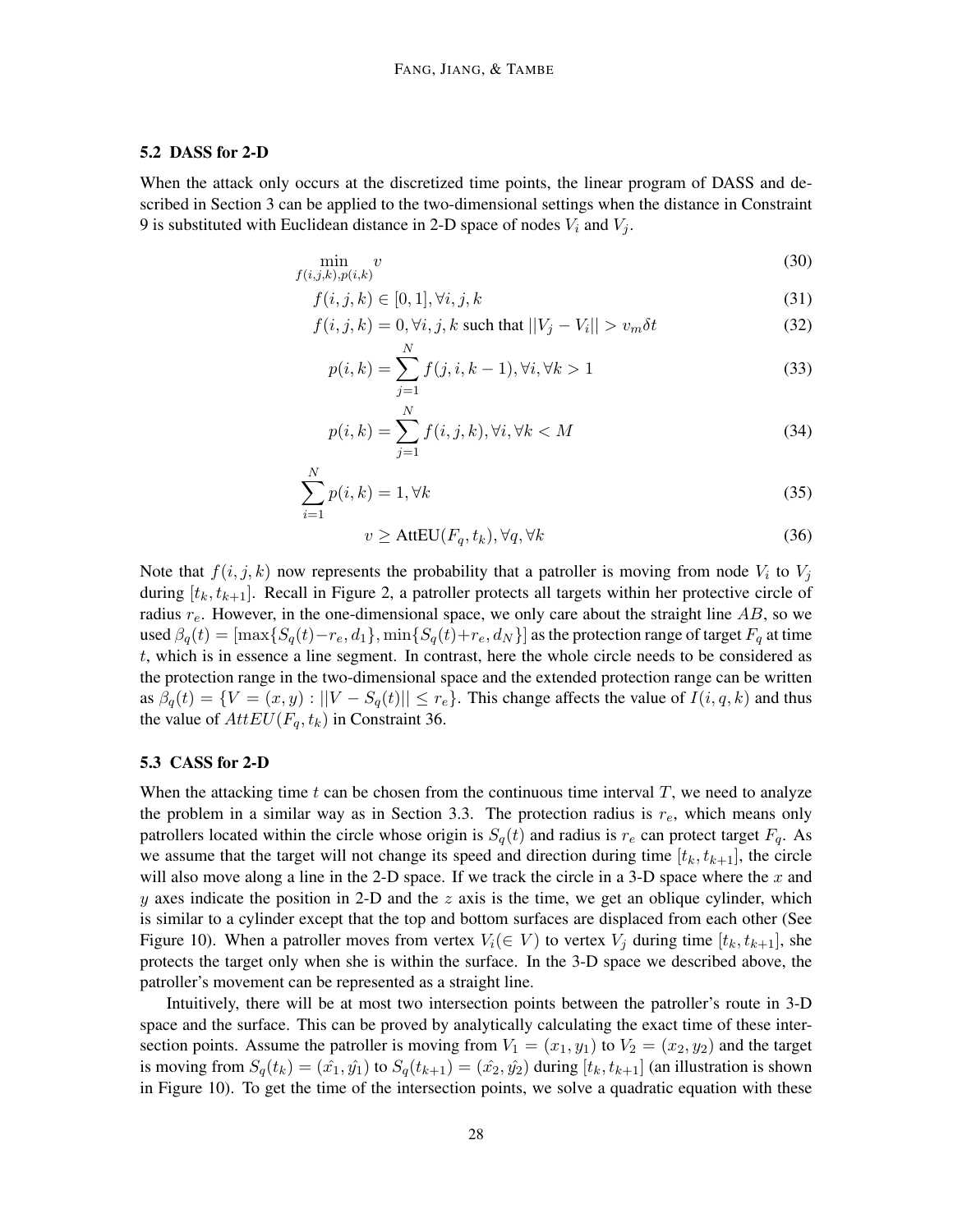### 5.2 DASS for 2-D

When the attack only occurs at the discretized time points, the linear program of DASS and described in Section 3 can be applied to the two-dimensional settings when the distance in Constraint 9 is substituted with Euclidean distance in 2-D space of nodes $V_i$ and $V_j$.

$$\min_{f(i,j,k),p(i,k)} v \tag{30}$$

$$f(i,j,k) \in [0,1], \forall i,j,k \tag{31}$$

$$f(i,j,k) = 0, \forall i,j,k \text{ such that } ||V_j - V_i|| > v_m \delta t \tag{32}$$

$$p(i,k) = \sum_{j=1}^{N} f(j,i,k-1), \forall i, \forall k > 1 \tag{33}$$

$$p(i,k) = \sum_{j=1}^{N} f(i,j,k), \forall i, \forall k < M \tag{34}$$

$$\sum_{i=1}^{N} p(i,k) = 1, \forall k \tag{35}$$

$$v \geq \text{AttEU}(F_q, t_k), \forall q, \forall k \tag{36}$$

Note that $f(i,j,k)$ now represents the probability that a patroller is moving from node $V_i$ to $V_j$ during $[t_k, t_{k+1}]$. Recall in Figure 2, a patroller protects all targets within her protective circle of radius $r_e$. However, in the one-dimensional space, we only care about the straight line $AB$, so we used $\beta_q(t) = [\max\{S_q(t) - r_e, d_1\}, \min\{S_q(t) + r_e, d_N\}]$ as the protection range of target $F_q$ at time $t$, which is in essence a line segment. In contrast, here the whole circle needs to be considered as the protection range in the two-dimensional space and the extended protection range can be written as $\beta_q(t) = \{V = (x,y) : ||V - S_q(t)|| \leq r_e\}$. This change affects the value of $I(i,q,k)$ and thus the value of $AttEU(F_q, t_k)$ in Constraint 36.

### 5.3 CASS for 2-D

When the attacking time $t$ can be chosen from the continuous time interval $T$, we need to analyze the problem in a similar way as in Section 3.3. The protection radius is $r_e$, which means only patrollers located within the circle whose origin is $S_q(t)$ and radius is $r_e$ can protect target $F_q$. As we assume that the target will not change its speed and direction during time $[t_k, t_{k+1}]$, the circle will also move along a line in the 2-D space. If we track the circle in a 3-D space where the $x$ and $y$ axes indicate the position in 2-D and the $z$ axis is the time, we get an oblique cylinder, which is similar to a cylinder except that the top and bottom surfaces are displaced from each other (See Figure 10). When a patroller moves from vertex $V_i (\in V)$ to vertex $V_j$ during time $[t_k, t_{k+1}]$, she protects the target only when she is within the surface. In the 3-D space we described above, the patroller's movement can be represented as a straight line.

Intuitively, there will be at most two intersection points between the patroller's route in 3-D space and the surface. This can be proved by analytically calculating the exact time of these intersection points. Assume the patroller is moving from $V_1 = (x_1, y_1)$ to $V_2 = (x_2, y_2)$ and the target is moving from $S_q(t_k) = (\hat{x_1}, \hat{y_1})$ to $S_q(t_{k+1}) = (\hat{x_2}, \hat{y_2})$ during $[t_k, t_{k+1}]$ (an illustration is shown in Figure 10). To get the time of the intersection points, we solve a quadratic equation with these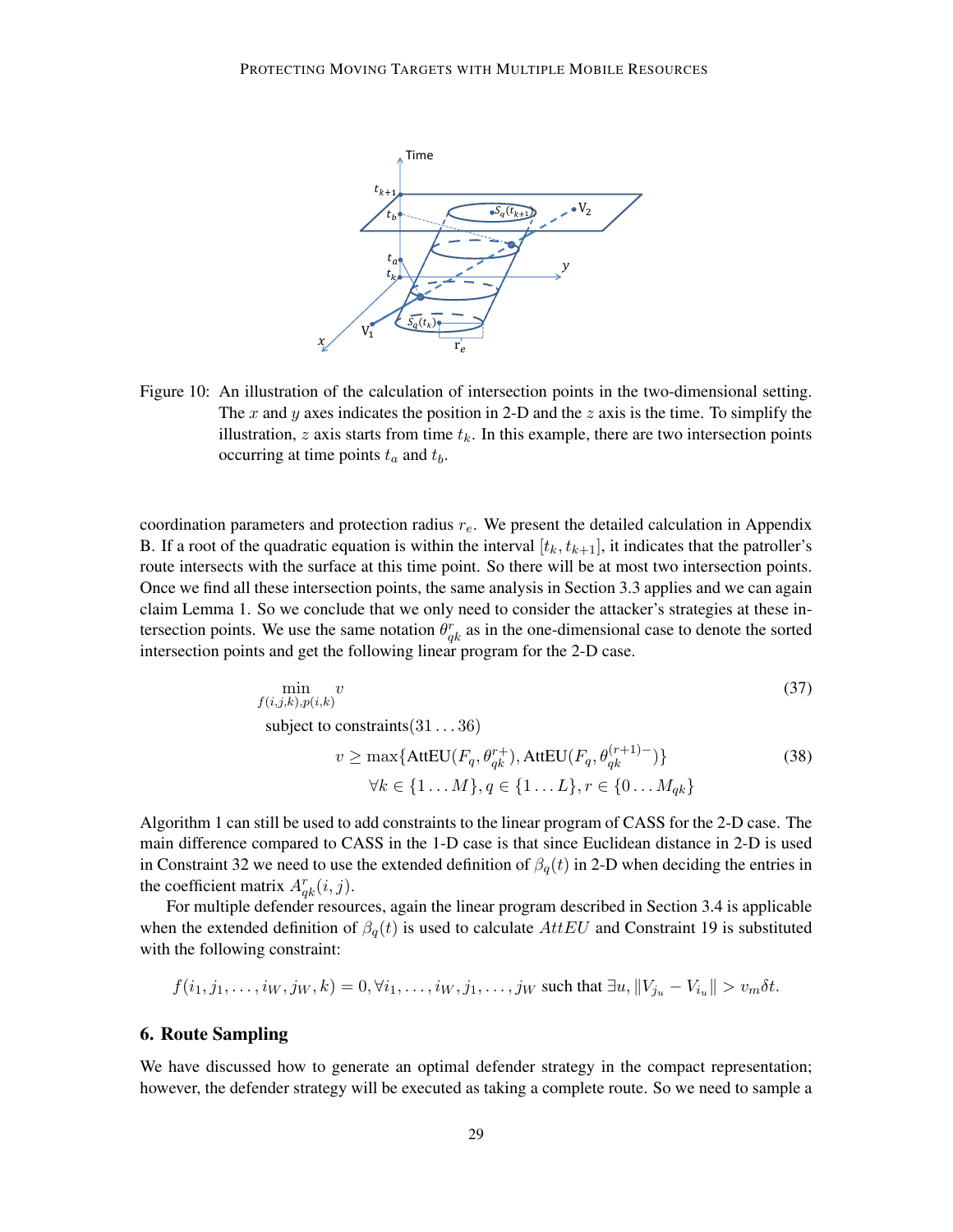Figure 10: An illustration of the calculation of intersection points in the two-dimensional setting. The $x$ and $y$ axes indicates the position in 2-D and the $z$ axis is the time. To simplify the illustration, $z$ axis starts from time $t_k$. In this example, there are two intersection points occurring at time points $t_a$ and $t_b$.

coordination parameters and protection radius $r_e$. We present the detailed calculation in Appendix B. If a root of the quadratic equation is within the interval $[t_k, t_{k+1}]$, it indicates that the patroller's route intersects with the surface at this time point. So there will be at most two intersection points. Once we find all these intersection points, the same analysis in Section 3.3 applies and we can again claim Lemma 1. So we conclude that we only need to consider the attacker's strategies at these intersection points. We use the same notation $\theta_{qk}^r$ as in the one-dimensional case to denote the sorted intersection points and get the following linear program for the 2-D case.

$$\min_{f(i,j,k),p(i,k)} \quad v \tag{37}$$

$$\text{subject to constraints}(31 \ldots 36)$$

$$v \geq \max\{\text{AttEU}(F_q, \theta_{qk}^{r+}), \text{AttEU}(F_q, \theta_{qk}^{(r+1)-})\} \tag{38}$$
$$\forall k \in \{1 \ldots M\}, q \in \{1 \ldots L\}, r \in \{0 \ldots M_{qk}\}$$

Algorithm 1 can still be used to add constraints to the linear program of CASS for the 2-D case. The main difference compared to CASS in the 1-D case is that since Euclidean distance in 2-D is used in Constraint 32 we need to use the extended definition of $\beta_q(t)$ in 2-D when deciding the entries in the coefficient matrix $A_{qk}^r(i,j)$.

For multiple defender resources, again the linear program described in Section 3.4 is applicable when the extended definition of $\beta_q(t)$ is used to calculate $AttEU$ and Constraint 19 is substituted with the following constraint:

$$f(i_1, j_1, \ldots, i_W, j_W, k) = 0, \forall i_1, \ldots, i_W, j_1, \ldots, j_W \text{ such that } \exists u, \|V_{j_u} - V_{i_u}\| > v_m \delta t.$$

## 6. Route Sampling

We have discussed how to generate an optimal defender strategy in the compact representation; however, the defender strategy will be executed as taking a complete route. So we need to sample a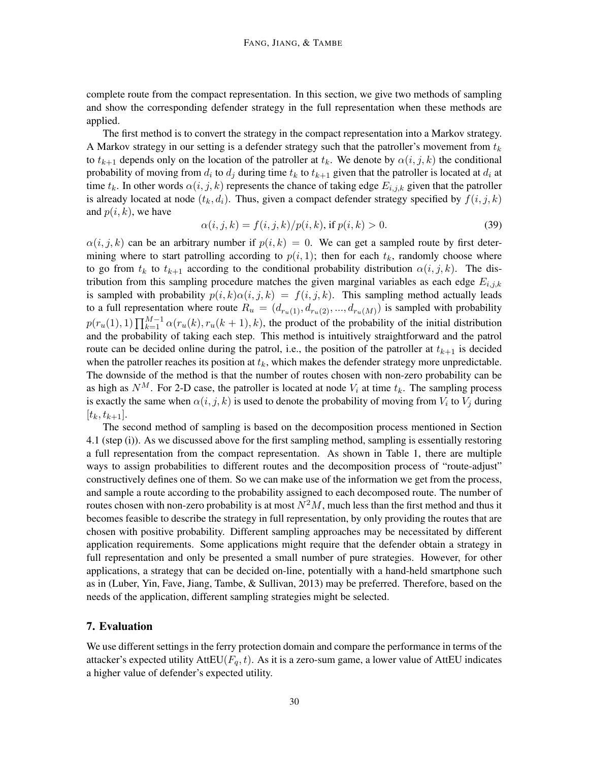complete route from the compact representation. In this section, we give two methods of sampling and show the corresponding defender strategy in the full representation when these methods are applied.

The first method is to convert the strategy in the compact representation into a Markov strategy. A Markov strategy in our setting is a defender strategy such that the patroller's movement from $t_k$ to $t_{k+1}$ depends only on the location of the patroller at $t_k$. We denote by $\alpha(i, j, k)$ the conditional probability of moving from $d_i$ to $d_j$ during time $t_k$ to $t_{k+1}$ given that the patroller is located at $d_i$ at time $t_k$. In other words $\alpha(i, j, k)$ represents the chance of taking edge $E_{i,j,k}$ given that the patroller is already located at node $(t_k, d_i)$. Thus, given a compact defender strategy specified by $f(i, j, k)$ and $p(i, k)$, we have

$$\alpha(i, j, k) = f(i, j, k)/p(i, k), \text{ if } p(i, k) > 0. \tag{39}$$

$\alpha(i, j, k)$ can be an arbitrary number if $p(i, k) = 0$. We can get a sampled route by first determining where to start patrolling according to $p(i, 1)$; then for each $t_k$, randomly choose where to go from $t_k$ to $t_{k+1}$ according to the conditional probability distribution $\alpha(i, j, k)$. The distribution from this sampling procedure matches the given marginal variables as each edge $E_{i,j,k}$ is sampled with probability $p(i, k)\alpha(i, j, k) = f(i, j, k)$. This sampling method actually leads to a full representation where route $R_u = (d_{r_u(1)}, d_{r_u(2)}, ..., d_{r_u(M)})$ is sampled with probability $p(r_u(1), 1) \prod_{k=1}^{M-1} \alpha(r_u(k), r_u(k+1), k)$, the product of the probability of the initial distribution and the probability of taking each step. This method is intuitively straightforward and the patrol route can be decided online during the patrol, i.e., the position of the patroller at $t_{k+1}$ is decided when the patroller reaches its position at $t_k$, which makes the defender strategy more unpredictable. The downside of the method is that the number of routes chosen with non-zero probability can be as high as $N^M$. For 2-D case, the patroller is located at node $V_i$ at time $t_k$. The sampling process is exactly the same when $\alpha(i, j, k)$ is used to denote the probability of moving from $V_i$ to $V_j$ during $[t_k, t_{k+1}]$.

The second method of sampling is based on the decomposition process mentioned in Section 4.1 (step (i)). As we discussed above for the first sampling method, sampling is essentially restoring a full representation from the compact representation. As shown in Table 1, there are multiple ways to assign probabilities to different routes and the decomposition process of "route-adjust" constructively defines one of them. So we can make use of the information we get from the process, and sample a route according to the probability assigned to each decomposed route. The number of routes chosen with non-zero probability is at most $N^2M$, much less than the first method and thus it becomes feasible to describe the strategy in full representation, by only providing the routes that are chosen with positive probability. Different sampling approaches may be necessitated by different application requirements. Some applications might require that the defender obtain a strategy in full representation and only be presented a small number of pure strategies. However, for other applications, a strategy that can be decided on-line, potentially with a hand-held smartphone such as in (Luber, Yin, Fave, Jiang, Tambe, & Sullivan, 2013) may be preferred. Therefore, based on the needs of the application, different sampling strategies might be selected.

## 7. Evaluation

We use different settings in the ferry protection domain and compare the performance in terms of the attacker's expected utility AttEU$(F_q, t)$. As it is a zero-sum game, a lower value of AttEU indicates a higher value of defender's expected utility.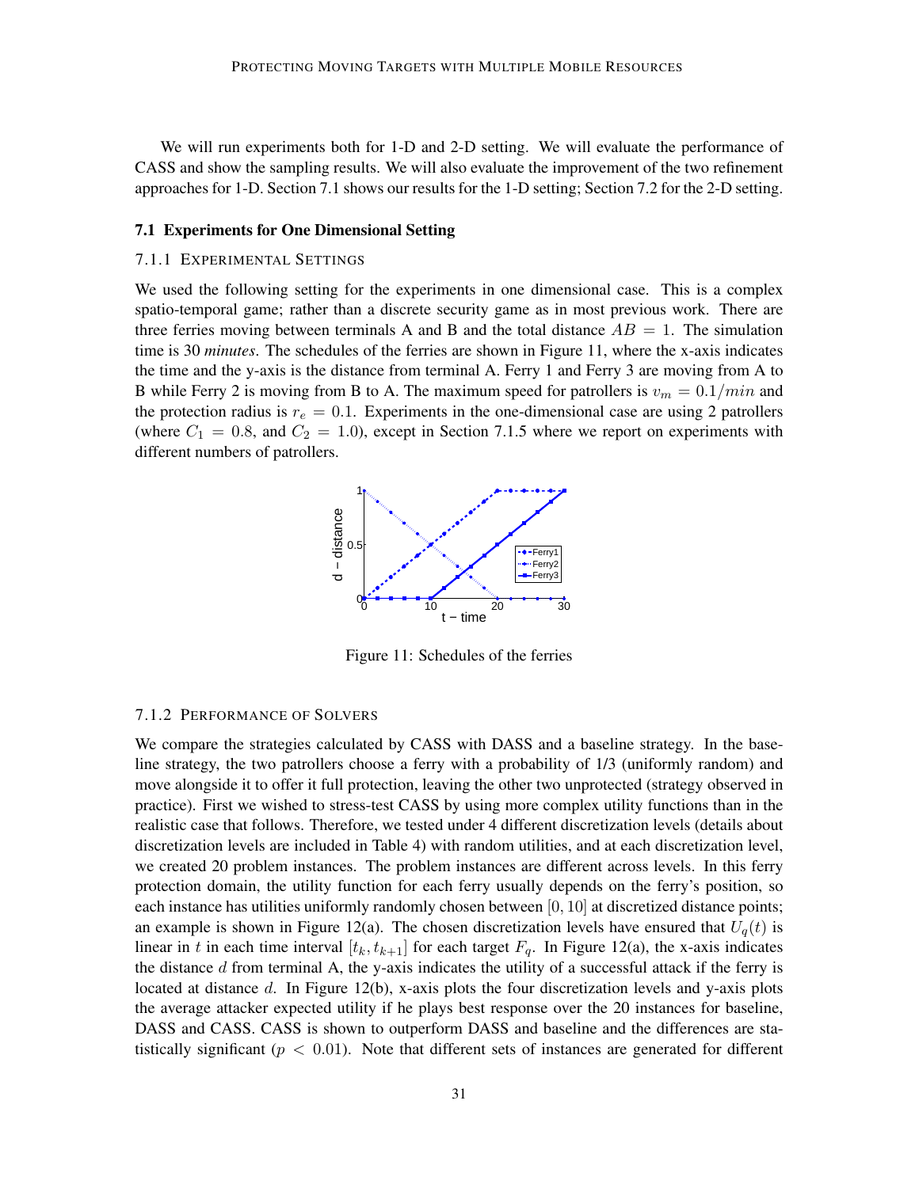We will run experiments both for 1-D and 2-D setting. We will evaluate the performance of CASS and show the sampling results. We will also evaluate the improvement of the two refinement approaches for 1-D. Section 7.1 shows our results for the 1-D setting; Section 7.2 for the 2-D setting.

## 7.1 Experiments for One Dimensional Setting

### 7.1.1 Experimental Settings

We used the following setting for the experiments in one dimensional case. This is a complex spatio-temporal game; rather than a discrete security game as in most previous work. There are three ferries moving between terminals A and B and the total distance $AB = 1$. The simulation time is 30 *minutes*. The schedules of the ferries are shown in Figure 11, where the x-axis indicates the time and the y-axis is the distance from terminal A. Ferry 1 and Ferry 3 are moving from A to B while Ferry 2 is moving from B to A. The maximum speed for patrollers is $v_m = 0.1/min$ and the protection radius is $r_e = 0.1$. Experiments in the one-dimensional case are using 2 patrollers (where $C_1 = 0.8$, and $C_2 = 1.0$), except in Section 7.1.5 where we report on experiments with different numbers of patrollers.

Figure 11: Schedules of the ferries

### 7.1.2 Performance of Solvers

We compare the strategies calculated by CASS with DASS and a baseline strategy. In the baseline strategy, the two patrollers choose a ferry with a probability of 1/3 (uniformly random) and move alongside it to offer it full protection, leaving the other two unprotected (strategy observed in practice). First we wished to stress-test CASS by using more complex utility functions than in the realistic case that follows. Therefore, we tested under 4 different discretization levels (details about discretization levels are included in Table 4) with random utilities, and at each discretization level, we created 20 problem instances. The problem instances are different across levels. In this ferry protection domain, the utility function for each ferry usually depends on the ferry's position, so each instance has utilities uniformly randomly chosen between $[0, 10]$ at discretized distance points; an example is shown in Figure 12(a). The chosen discretization levels have ensured that $U_q(t)$ is linear in $t$ in each time interval $[t_k, t_{k+1}]$ for each target $F_q$. In Figure 12(a), the x-axis indicates the distance $d$ from terminal A, the y-axis indicates the utility of a successful attack if the ferry is located at distance $d$. In Figure 12(b), x-axis plots the four discretization levels and y-axis plots the average attacker expected utility if he plays best response over the 20 instances for baseline, DASS and CASS. CASS is shown to outperform DASS and baseline and the differences are statistically significant ($p < 0.01$). Note that different sets of instances are generated for different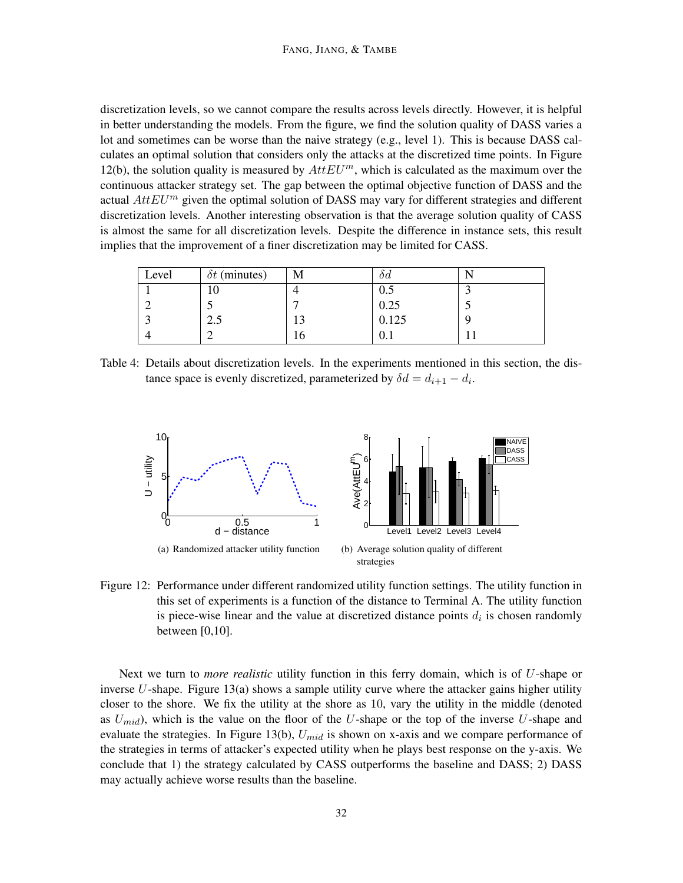discretization levels, so we cannot compare the results across levels directly. However, it is helpful in better understanding the models. From the figure, we find the solution quality of DASS varies a lot and sometimes can be worse than the naive strategy (e.g., level 1). This is because DASS calculates an optimal solution that considers only the attacks at the discretized time points. In Figure 12(b), the solution quality is measured by $AttEU^m$, which is calculated as the maximum over the continuous attacker strategy set. The gap between the optimal objective function of DASS and the actual $AttEU^m$ given the optimal solution of DASS may vary for different strategies and different discretization levels. Another interesting observation is that the average solution quality of CASS is almost the same for all discretization levels. Despite the difference in instance sets, this result implies that the improvement of a finer discretization may be limited for CASS.

| Level | $\delta t$ (minutes) | M | $\delta d$ | N |
|---|---|---|---|---|
| 1 | 10 | 4 | 0.5 | 3 |
| 2 | 5 | 7 | 0.25 | 5 |
| 3 | 2.5 | 13 | 0.125 | 9 |
| 4 | 2 | 16 | 0.1 | 11 |

Table 4: Details about discretization levels. In the experiments mentioned in this section, the distance space is evenly discretized, parameterized by $\delta d = d_{i+1} - d_i$.

(a) Randomized attacker utility function

(b) Average solution quality of different strategies

Figure 12: Performance under different randomized utility function settings. The utility function in this set of experiments is a function of the distance to Terminal A. The utility function is piece-wise linear and the value at discretized distance points $d_i$ is chosen randomly between [0,10].

Next we turn to *more realistic* utility function in this ferry domain, which is of $U$-shape or inverse $U$-shape. Figure 13(a) shows a sample utility curve where the attacker gains higher utility closer to the shore. We fix the utility at the shore as 10, vary the utility in the middle (denoted as $U_{mid}$), which is the value on the floor of the $U$-shape or the top of the inverse $U$-shape and evaluate the strategies. In Figure 13(b), $U_{mid}$ is shown on x-axis and we compare performance of the strategies in terms of attacker's expected utility when he plays best response on the y-axis. We conclude that 1) the strategy calculated by CASS outperforms the baseline and DASS; 2) DASS may actually achieve worse results than the baseline.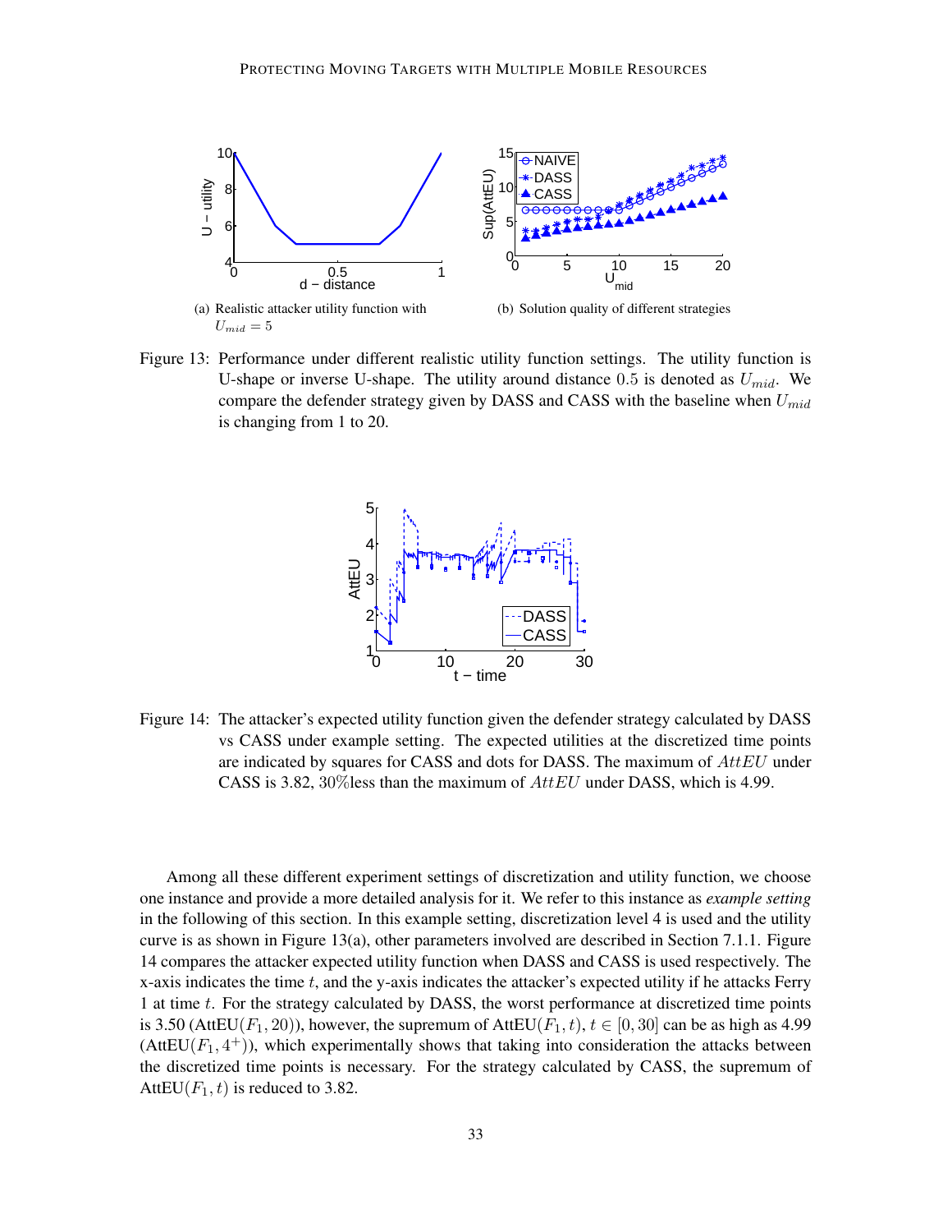(a) Realistic attacker utility function with $U_{mid} = 5$

(b) Solution quality of different strategies

Figure 13: Performance under different realistic utility function settings. The utility function is U-shape or inverse U-shape. The utility around distance 0.5 is denoted as $U_{mid}$. We compare the defender strategy given by DASS and CASS with the baseline when $U_{mid}$ is changing from 1 to 20.

Figure 14: The attacker's expected utility function given the defender strategy calculated by DASS vs CASS under example setting. The expected utilities at the discretized time points are indicated by squares for CASS and dots for DASS. The maximum of $AttEU$ under CASS is 3.82, 30%less than the maximum of $AttEU$ under DASS, which is 4.99.

Among all these different experiment settings of discretization and utility function, we choose one instance and provide a more detailed analysis for it. We refer to this instance as *example setting* in the following of this section. In this example setting, discretization level 4 is used and the utility curve is as shown in Figure 13(a), other parameters involved are described in Section 7.1.1. Figure 14 compares the attacker expected utility function when DASS and CASS is used respectively. The x-axis indicates the time $t$, and the y-axis indicates the attacker's expected utility if he attacks Ferry 1 at time $t$. For the strategy calculated by DASS, the worst performance at discretized time points is 3.50 (AttEU($F_1, 20$)), however, the supremum of AttEU($F_1, t$), $t \in [0, 30]$ can be as high as 4.99 (AttEU($F_1, 4^+$)), which experimentally shows that taking into consideration the attacks between the discretized time points is necessary. For the strategy calculated by CASS, the supremum of AttEU($F_1, t$) is reduced to 3.82.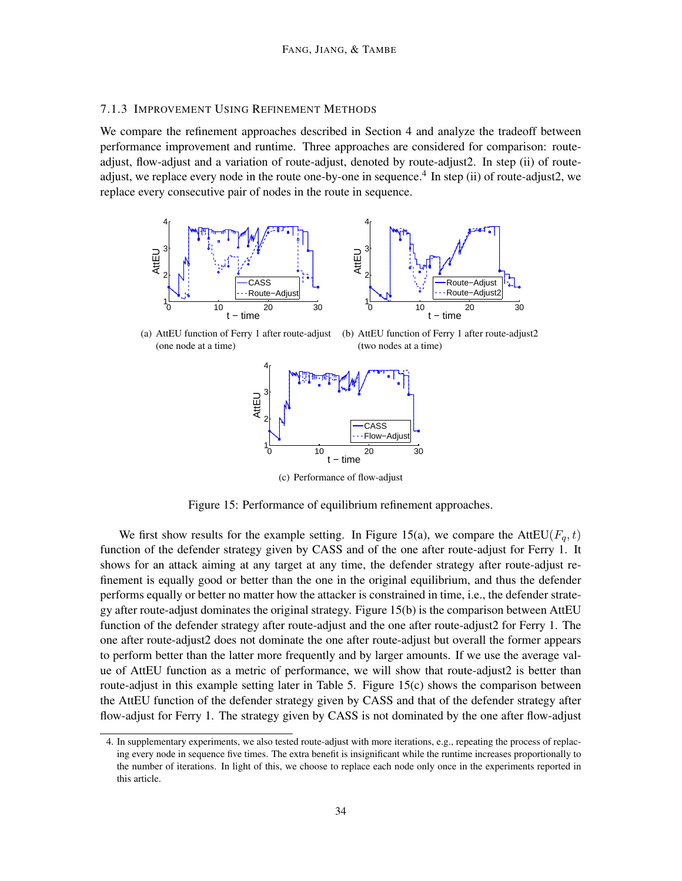### 7.1.3 Improvement Using Refinement Methods

We compare the refinement approaches described in Section 4 and analyze the tradeoff between performance improvement and runtime. Three approaches are considered for comparison: route-adjust, flow-adjust and a variation of route-adjust, denoted by route-adjust2. In step (ii) of route-adjust, we replace every node in the route one-by-one in sequence.[4] In step (ii) of route-adjust2, we replace every consecutive pair of nodes in the route in sequence.

(a) AttEU function of Ferry 1 after route-adjust (one node at a time)

(b) AttEU function of Ferry 1 after route-adjust2 (two nodes at a time)

(c) Performance of flow-adjust

Figure 15: Performance of equilibrium refinement approaches.

We first show results for the example setting. In Figure 15(a), we compare the AttEU$(F_q, t)$ function of the defender strategy given by CASS and of the one after route-adjust for Ferry 1. It shows for an attack aiming at any target at any time, the defender strategy after route-adjust refinement is equally good or better than the one in the original equilibrium, and thus the defender performs equally or better no matter how the attacker is constrained in time, i.e., the defender strategy after route-adjust dominates the original strategy. Figure 15(b) is the comparison between AttEU function of the defender strategy after route-adjust and the one after route-adjust2 for Ferry 1. The one after route-adjust2 does not dominate the one after route-adjust but overall the former appears to perform better than the latter more frequently and by larger amounts. If we use the average value of AttEU function as a metric of performance, we will show that route-adjust2 is better than route-adjust in this example setting later in Table 5. Figure 15(c) shows the comparison between the AttEU function of the defender strategy given by CASS and that of the defender strategy after flow-adjust for Ferry 1. The strategy given by CASS is not dominated by the one after flow-adjust

4. In supplementary experiments, we also tested route-adjust with more iterations, e.g., repeating the process of replacing every node in sequence five times. The extra benefit is insignificant while the runtime increases proportionally to the number of iterations. In light of this, we choose to replace each node only once in the experiments reported in this article.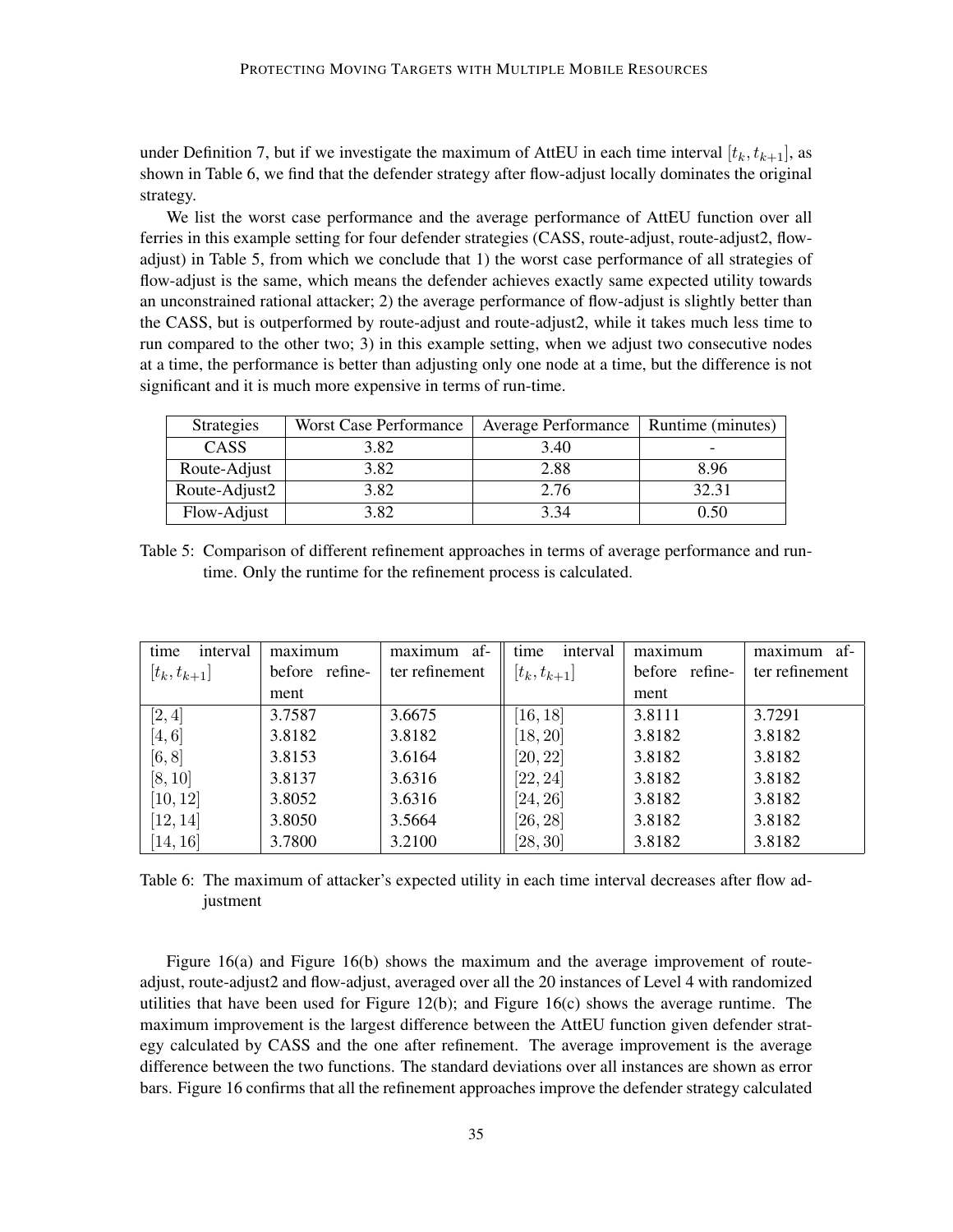under Definition 7, but if we investigate the maximum of AttEU in each time interval $[t_k, t_{k+1}]$, as shown in Table 6, we find that the defender strategy after flow-adjust locally dominates the original strategy.

We list the worst case performance and the average performance of AttEU function over all ferries in this example setting for four defender strategies (CASS, route-adjust, route-adjust2, flow-adjust) in Table 5, from which we conclude that 1) the worst case performance of all strategies of flow-adjust is the same, which means the defender achieves exactly same expected utility towards an unconstrained rational attacker; 2) the average performance of flow-adjust is slightly better than the CASS, but is outperformed by route-adjust and route-adjust2, while it takes much less time to run compared to the other two; 3) in this example setting, when we adjust two consecutive nodes at a time, the performance is better than adjusting only one node at a time, but the difference is not significant and it is much more expensive in terms of run-time.

| Strategies | Worst Case Performance | Average Performance | Runtime (minutes) |
|---|---|---|---|
| CASS | 3.82 | 3.40 | - |
| Route-Adjust | 3.82 | 2.88 | 8.96 |
| Route-Adjust2 | 3.82 | 2.76 | 32.31 |
| Flow-Adjust | 3.82 | 3.34 | 0.50 |

Table 5: Comparison of different refinement approaches in terms of average performance and runtime. Only the runtime for the refinement process is calculated.

| time interval $[t_k, t_{k+1}]$ | maximum before refinement | maximum after refinement | time interval $[t_k, t_{k+1}]$ | maximum before refinement | maximum after refinement |
|---|---|---|---|---|---|
| $[2, 4]$ | 3.7587 | 3.6675 | $[16, 18]$ | 3.8111 | 3.7291 |
| $[4, 6]$ | 3.8182 | 3.8182 | $[18, 20]$ | 3.8182 | 3.8182 |
| $[6, 8]$ | 3.8153 | 3.6164 | $[20, 22]$ | 3.8182 | 3.8182 |
| $[8, 10]$ | 3.8137 | 3.6316 | $[22, 24]$ | 3.8182 | 3.8182 |
| $[10, 12]$ | 3.8052 | 3.6316 | $[24, 26]$ | 3.8182 | 3.8182 |
| $[12, 14]$ | 3.8050 | 3.5664 | $[26, 28]$ | 3.8182 | 3.8182 |
| $[14, 16]$ | 3.7800 | 3.2100 | $[28, 30]$ | 3.8182 | 3.8182 |

Table 6: The maximum of attacker's expected utility in each time interval decreases after flow adjustment

Figure 16(a) and Figure 16(b) shows the maximum and the average improvement of route-adjust, route-adjust2 and flow-adjust, averaged over all the 20 instances of Level 4 with randomized utilities that have been used for Figure 12(b); and Figure 16(c) shows the average runtime. The maximum improvement is the largest difference between the AttEU function given defender strategy calculated by CASS and the one after refinement. The average improvement is the average difference between the two functions. The standard deviations over all instances are shown as error bars. Figure 16 confirms that all the refinement approaches improve the defender strategy calculated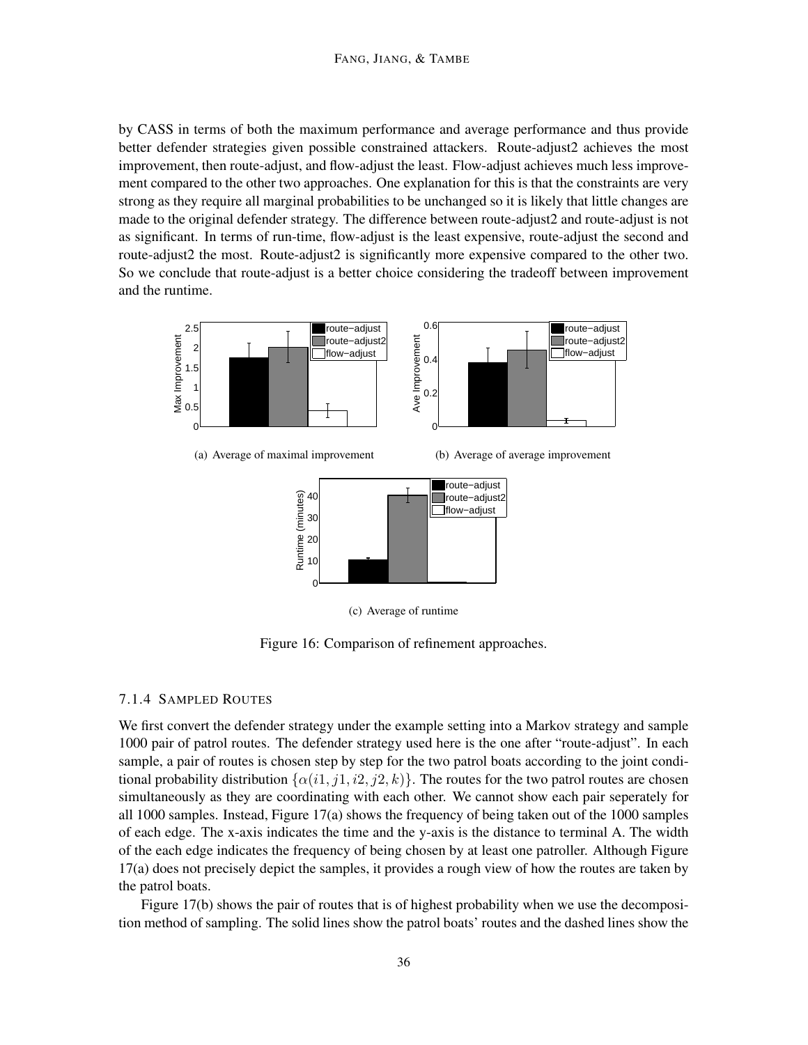by CASS in terms of both the maximum performance and average performance and thus provide better defender strategies given possible constrained attackers. Route-adjust2 achieves the most improvement, then route-adjust, and flow-adjust the least. Flow-adjust achieves much less improvement compared to the other two approaches. One explanation for this is that the constraints are very strong as they require all marginal probabilities to be unchanged so it is likely that little changes are made to the original defender strategy. The difference between route-adjust2 and route-adjust is not as significant. In terms of run-time, flow-adjust is the least expensive, route-adjust the second and route-adjust2 the most. Route-adjust2 is significantly more expensive compared to the other two. So we conclude that route-adjust is a better choice considering the tradeoff between improvement and the runtime.

(a) Average of maximal improvement

(b) Average of average improvement

(c) Average of runtime

Figure 16: Comparison of refinement approaches.

### 7.1.4 Sampled Routes

We first convert the defender strategy under the example setting into a Markov strategy and sample 1000 pair of patrol routes. The defender strategy used here is the one after "route-adjust". In each sample, a pair of routes is chosen step by step for the two patrol boats according to the joint conditional probability distribution $\{\alpha(i1, j1, i2, j2, k)\}$. The routes for the two patrol routes are chosen simultaneously as they are coordinating with each other. We cannot show each pair seperately for all 1000 samples. Instead, Figure 17(a) shows the frequency of being taken out of the 1000 samples of each edge. The x-axis indicates the time and the y-axis is the distance to terminal A. The width of the each edge indicates the frequency of being chosen by at least one patroller. Although Figure 17(a) does not precisely depict the samples, it provides a rough view of how the routes are taken by the patrol boats.

Figure 17(b) shows the pair of routes that is of highest probability when we use the decomposition method of sampling. The solid lines show the patrol boats' routes and the dashed lines show the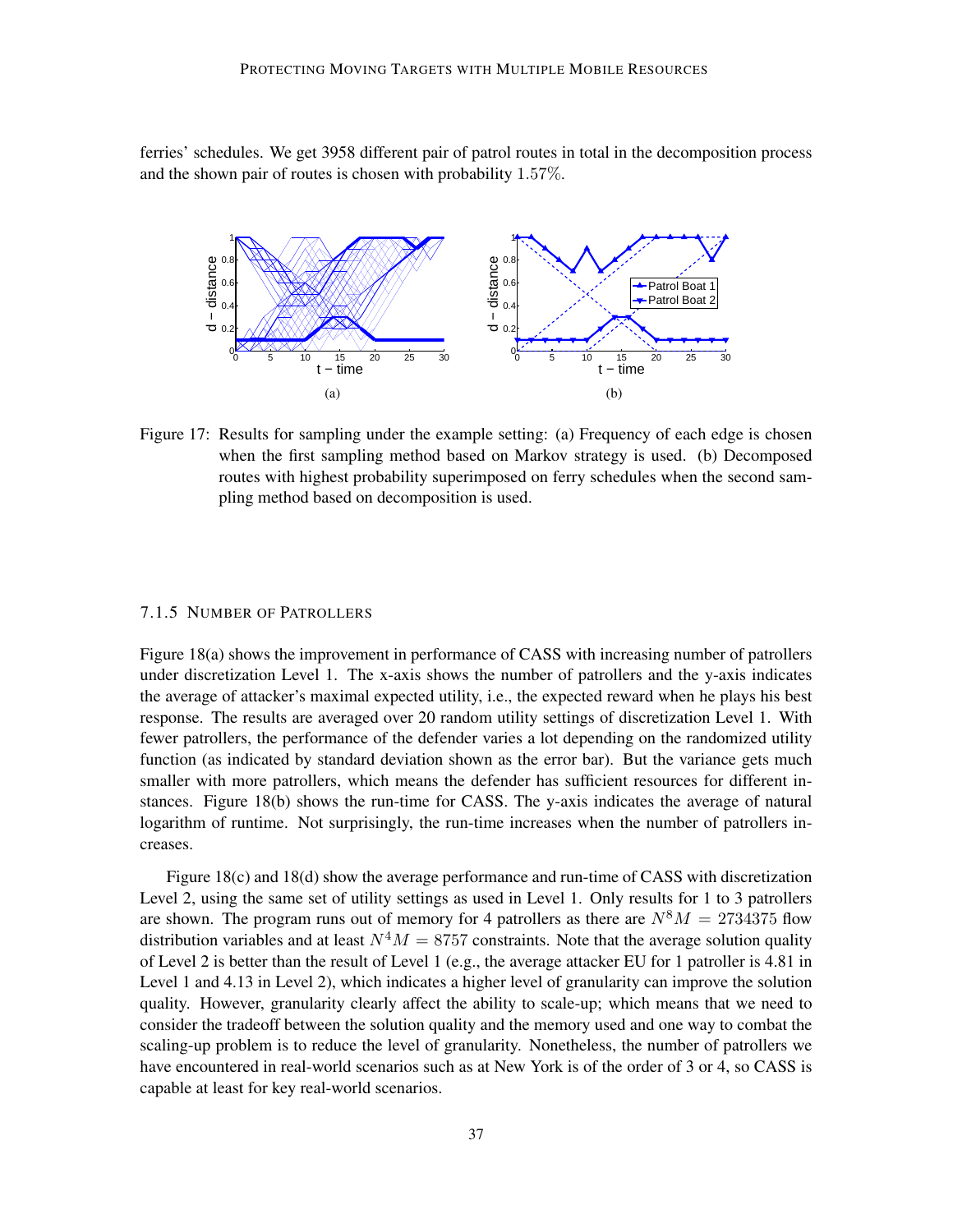ferries' schedules. We get 3958 different pair of patrol routes in total in the decomposition process and the shown pair of routes is chosen with probability $1.57\%$.

Figure 17: Results for sampling under the example setting: (a) Frequency of each edge is chosen when the first sampling method based on Markov strategy is used. (b) Decomposed routes with highest probability superimposed on ferry schedules when the second sampling method based on decomposition is used.

### 7.1.5 Number of Patrollers

Figure 18(a) shows the improvement in performance of CASS with increasing number of patrollers under discretization Level 1. The x-axis shows the number of patrollers and the y-axis indicates the average of attacker's maximal expected utility, i.e., the expected reward when he plays his best response. The results are averaged over 20 random utility settings of discretization Level 1. With fewer patrollers, the performance of the defender varies a lot depending on the randomized utility function (as indicated by standard deviation shown as the error bar). But the variance gets much smaller with more patrollers, which means the defender has sufficient resources for different instances. Figure 18(b) shows the run-time for CASS. The y-axis indicates the average of natural logarithm of runtime. Not surprisingly, the run-time increases when the number of patrollers increases.

Figure 18(c) and 18(d) show the average performance and run-time of CASS with discretization Level 2, using the same set of utility settings as used in Level 1. Only results for 1 to 3 patrollers are shown. The program runs out of memory for 4 patrollers as there are $N^8 M = 2734375$ flow distribution variables and at least $N^4 M = 8757$ constraints. Note that the average solution quality of Level 2 is better than the result of Level 1 (e.g., the average attacker EU for 1 patroller is 4.81 in Level 1 and 4.13 in Level 2), which indicates a higher level of granularity can improve the solution quality. However, granularity clearly affect the ability to scale-up; which means that we need to consider the tradeoff between the solution quality and the memory used and one way to combat the scaling-up problem is to reduce the level of granularity. Nonetheless, the number of patrollers we have encountered in real-world scenarios such as at New York is of the order of 3 or 4, so CASS is capable at least for key real-world scenarios.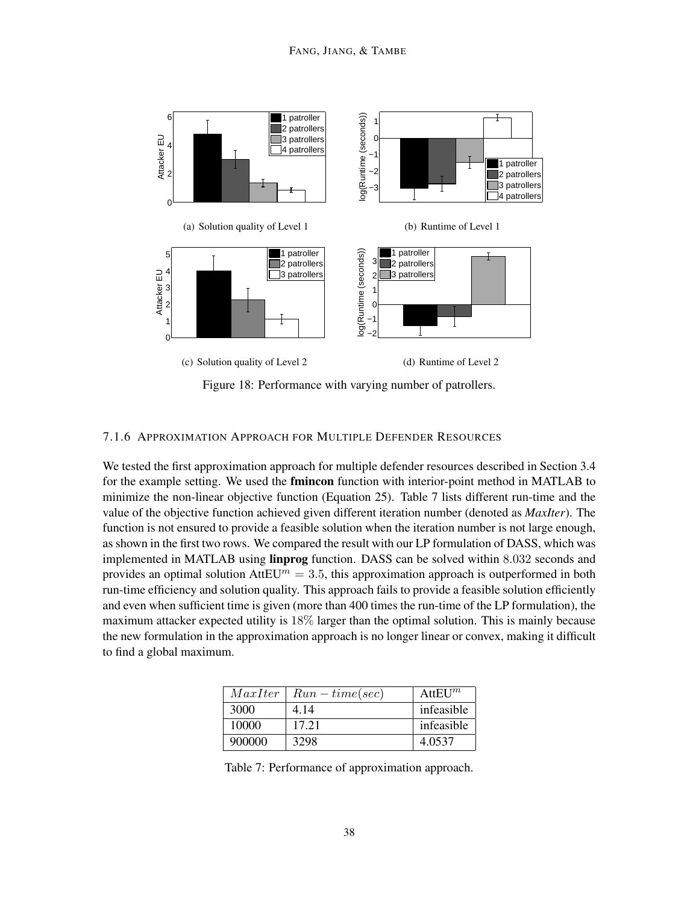(a) Solution quality of Level 1

(b) Runtime of Level 1

(c) Solution quality of Level 2

(d) Runtime of Level 2

Figure 18: Performance with varying number of patrollers.

#### 7.1.6 Approximation Approach for Multiple Defender Resources

We tested the first approximation approach for multiple defender resources described in Section 3.4 for the example setting. We used the **fmincon** function with interior-point method in MATLAB to minimize the non-linear objective function (Equation 25). Table 7 lists different run-time and the value of the objective function achieved given different iteration number (denoted as *MaxIter*). The function is not ensured to provide a feasible solution when the iteration number is not large enough, as shown in the first two rows. We compared the result with our LP formulation of DASS, which was implemented in MATLAB using **linprog** function. DASS can be solved within $8.032$ seconds and provides an optimal solution $\text{AttEU}^m = 3.5$, this approximation approach is outperformed in both run-time efficiency and solution quality. This approach fails to provide a feasible solution efficiently and even when sufficient time is given (more than 400 times the run-time of the LP formulation), the maximum attacker expected utility is $18\%$ larger than the optimal solution. This is mainly because the new formulation in the approximation approach is no longer linear or convex, making it difficult to find a global maximum.

| $MaxIter$ | $Run-time(sec)$ | $\text{AttEU}^m$ |
|---|---|---|
| 3000 | 4.14 | infeasible |
| 10000 | 17.21 | infeasible |
| 900000 | 3298 | 4.0537 |

Table 7: Performance of approximation approach.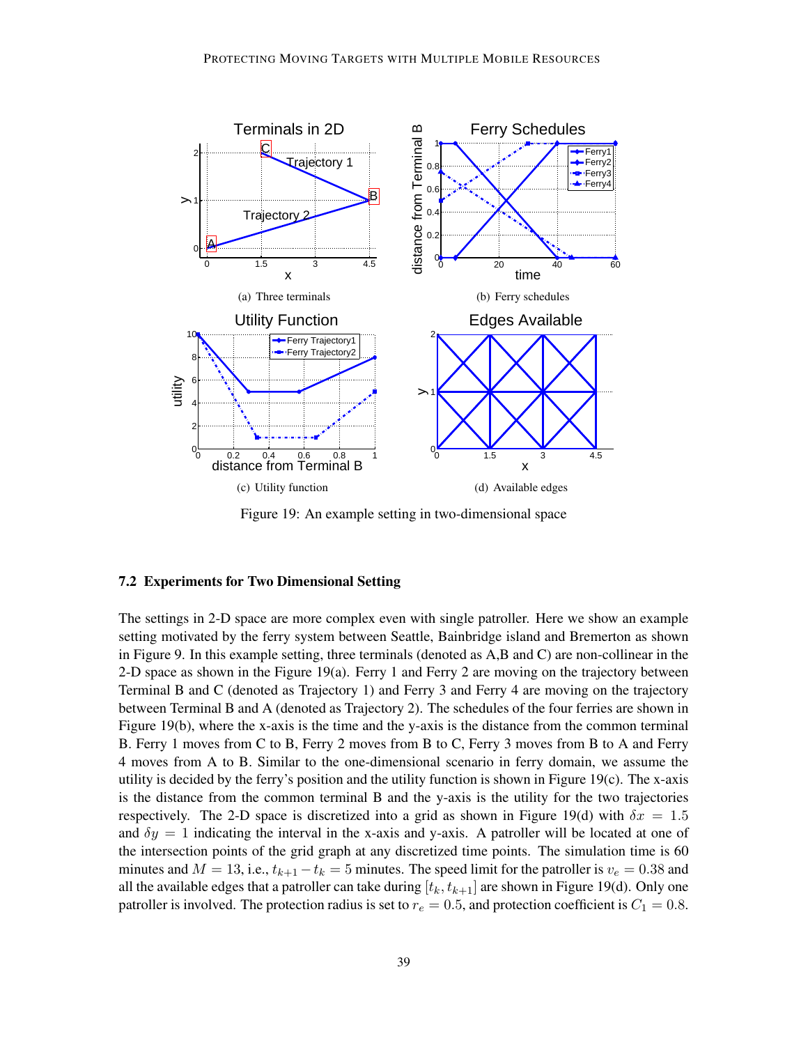(a) Three terminals

(b) Ferry schedules

(c) Utility function

(d) Available edges

Figure 19: An example setting in two-dimensional space

### 7.2 Experiments for Two Dimensional Setting

The settings in 2-D space are more complex even with single patroller. Here we show an example setting motivated by the ferry system between Seattle, Bainbridge island and Bremerton as shown in Figure 9. In this example setting, three terminals (denoted as A,B and C) are non-collinear in the 2-D space as shown in the Figure 19(a). Ferry 1 and Ferry 2 are moving on the trajectory between Terminal B and C (denoted as Trajectory 1) and Ferry 3 and Ferry 4 are moving on the trajectory between Terminal B and A (denoted as Trajectory 2). The schedules of the four ferries are shown in Figure 19(b), where the x-axis is the time and the y-axis is the distance from the common terminal B. Ferry 1 moves from C to B, Ferry 2 moves from B to C, Ferry 3 moves from B to A and Ferry 4 moves from A to B. Similar to the one-dimensional scenario in ferry domain, we assume the utility is decided by the ferry's position and the utility function is shown in Figure 19(c). The x-axis is the distance from the common terminal B and the y-axis is the utility for the two trajectories respectively. The 2-D space is discretized into a grid as shown in Figure 19(d) with $\delta x = 1.5$ and $\delta y = 1$ indicating the interval in the x-axis and y-axis. A patroller will be located at one of the intersection points of the grid graph at any discretized time points. The simulation time is 60 minutes and $M = 13$, i.e., $t_{k+1} - t_k = 5$ minutes. The speed limit for the patroller is $v_e = 0.38$ and all the available edges that a patroller can take during $[t_k, t_{k+1}]$ are shown in Figure 19(d). Only one patroller is involved. The protection radius is set to $r_e = 0.5$, and protection coefficient is $C_1 = 0.8$.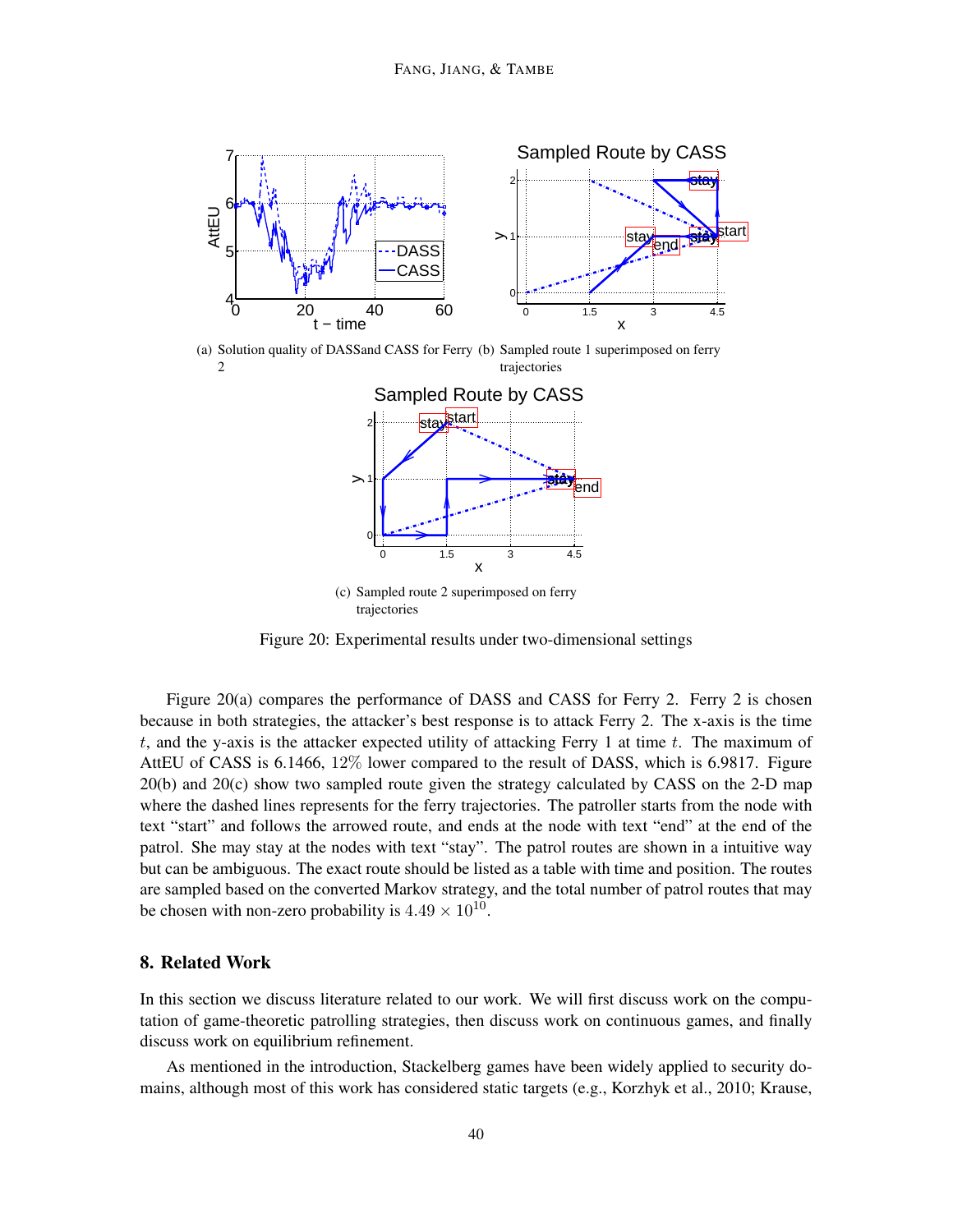(a) Solution quality of DASSand CASS for Ferry 2

(b) Sampled route 1 superimposed on ferry trajectories

(c) Sampled route 2 superimposed on ferry trajectories

Figure 20: Experimental results under two-dimensional settings

Figure 20(a) compares the performance of DASS and CASS for Ferry 2. Ferry 2 is chosen because in both strategies, the attacker's best response is to attack Ferry 2. The x-axis is the time $t$, and the y-axis is the attacker expected utility of attacking Ferry 1 at time $t$. The maximum of AttEU of CASS is 6.1466, $12\%$ lower compared to the result of DASS, which is 6.9817. Figure 20(b) and 20(c) show two sampled route given the strategy calculated by CASS on the 2-D map where the dashed lines represents for the ferry trajectories. The patroller starts from the node with text "start" and follows the arrowed route, and ends at the node with text "end" at the end of the patrol. She may stay at the nodes with text "stay". The patrol routes are shown in a intuitive way but can be ambiguous. The exact route should be listed as a table with time and position. The routes are sampled based on the converted Markov strategy, and the total number of patrol routes that may be chosen with non-zero probability is $4.49 \times 10^{10}$.

## 8. Related Work

In this section we discuss literature related to our work. We will first discuss work on the computation of game-theoretic patrolling strategies, then discuss work on continuous games, and finally discuss work on equilibrium refinement.

As mentioned in the introduction, Stackelberg games have been widely applied to security domains, although most of this work has considered static targets (e.g., Korzhyk et al., 2010; Krause,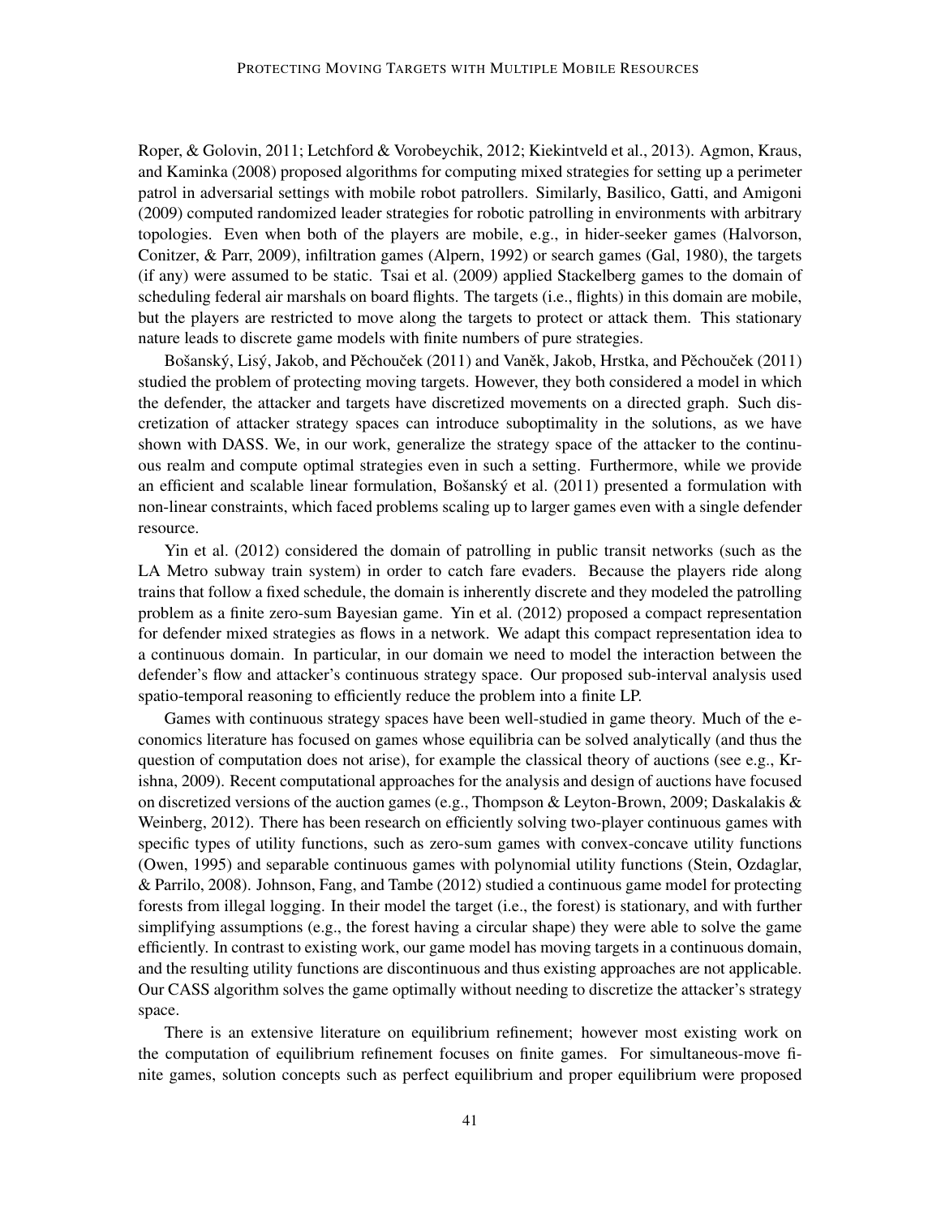Roper, & Golovin, 2011; Letchford & Vorobeychik, 2012; Kiekintveld et al., 2013). Agmon, Kraus, and Kaminka (2008) proposed algorithms for computing mixed strategies for setting up a perimeter patrol in adversarial settings with mobile robot patrollers. Similarly, Basilico, Gatti, and Amigoni (2009) computed randomized leader strategies for robotic patrolling in environments with arbitrary topologies. Even when both of the players are mobile, e.g., in hider-seeker games (Halvorson, Conitzer, & Parr, 2009), infiltration games (Alpern, 1992) or search games (Gal, 1980), the targets (if any) were assumed to be static. Tsai et al. (2009) applied Stackelberg games to the domain of scheduling federal air marshals on board flights. The targets (i.e., flights) in this domain are mobile, but the players are restricted to move along the targets to protect or attack them. This stationary nature leads to discrete game models with finite numbers of pure strategies.

Bošanský, Lisý, Jakob, and Pěchouček (2011) and Vaněk, Jakob, Hrstka, and Pěchouček (2011) studied the problem of protecting moving targets. However, they both considered a model in which the defender, the attacker and targets have discretized movements on a directed graph. Such discretization of attacker strategy spaces can introduce suboptimality in the solutions, as we have shown with DASS. We, in our work, generalize the strategy space of the attacker to the continuous realm and compute optimal strategies even in such a setting. Furthermore, while we provide an efficient and scalable linear formulation, Bošanský et al. (2011) presented a formulation with non-linear constraints, which faced problems scaling up to larger games even with a single defender resource.

Yin et al. (2012) considered the domain of patrolling in public transit networks (such as the LA Metro subway train system) in order to catch fare evaders. Because the players ride along trains that follow a fixed schedule, the domain is inherently discrete and they modeled the patrolling problem as a finite zero-sum Bayesian game. Yin et al. (2012) proposed a compact representation for defender mixed strategies as flows in a network. We adapt this compact representation idea to a continuous domain. In particular, in our domain we need to model the interaction between the defender's flow and attacker's continuous strategy space. Our proposed sub-interval analysis used spatio-temporal reasoning to efficiently reduce the problem into a finite LP.

Games with continuous strategy spaces have been well-studied in game theory. Much of the economics literature has focused on games whose equilibria can be solved analytically (and thus the question of computation does not arise), for example the classical theory of auctions (see e.g., Krishna, 2009). Recent computational approaches for the analysis and design of auctions have focused on discretized versions of the auction games (e.g., Thompson & Leyton-Brown, 2009; Daskalakis & Weinberg, 2012). There has been research on efficiently solving two-player continuous games with specific types of utility functions, such as zero-sum games with convex-concave utility functions (Owen, 1995) and separable continuous games with polynomial utility functions (Stein, Ozdaglar, & Parrilo, 2008). Johnson, Fang, and Tambe (2012) studied a continuous game model for protecting forests from illegal logging. In their model the target (i.e., the forest) is stationary, and with further simplifying assumptions (e.g., the forest having a circular shape) they were able to solve the game efficiently. In contrast to existing work, our game model has moving targets in a continuous domain, and the resulting utility functions are discontinuous and thus existing approaches are not applicable. Our CASS algorithm solves the game optimally without needing to discretize the attacker's strategy space.

There is an extensive literature on equilibrium refinement; however most existing work on the computation of equilibrium refinement focuses on finite games. For simultaneous-move finite games, solution concepts such as perfect equilibrium and proper equilibrium were proposed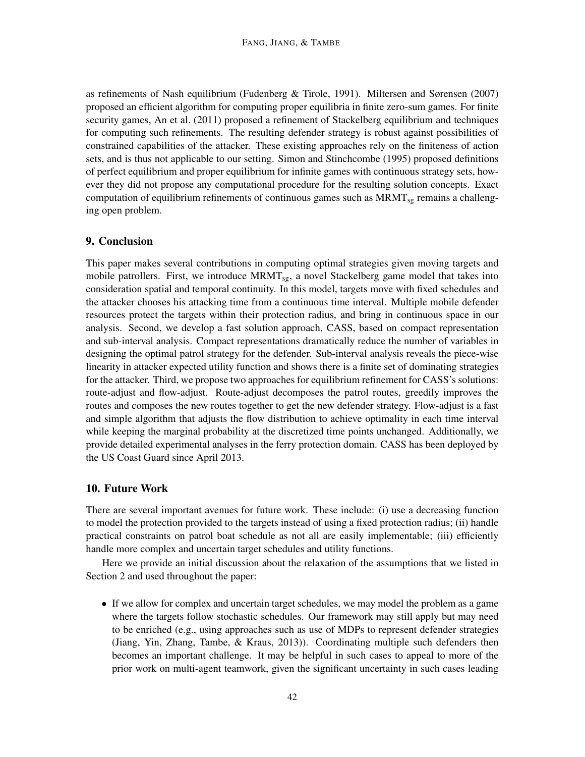as refinements of Nash equilibrium (Fudenberg & Tirole, 1991). Miltersen and Sørensen (2007) proposed an efficient algorithm for computing proper equilibria in finite zero-sum games. For finite security games, An et al. (2011) proposed a refinement of Stackelberg equilibrium and techniques for computing such refinements. The resulting defender strategy is robust against possibilities of constrained capabilities of the attacker. These existing approaches rely on the finiteness of action sets, and is thus not applicable to our setting. Simon and Stinchcombe (1995) proposed definitions of perfect equilibrium and proper equilibrium for infinite games with continuous strategy sets, however they did not propose any computational procedure for the resulting solution concepts. Exact computation of equilibrium refinements of continuous games such as $\text{MRMT}_{\text{sg}}$ remains a challenging open problem.

## 9. Conclusion

This paper makes several contributions in computing optimal strategies given moving targets and mobile patrollers. First, we introduce $\text{MRMT}_{\text{sg}}$, a novel Stackelberg game model that takes into consideration spatial and temporal continuity. In this model, targets move with fixed schedules and the attacker chooses his attacking time from a continuous time interval. Multiple mobile defender resources protect the targets within their protection radius, and bring in continuous space in our analysis. Second, we develop a fast solution approach, CASS, based on compact representation and sub-interval analysis. Compact representations dramatically reduce the number of variables in designing the optimal patrol strategy for the defender. Sub-interval analysis reveals the piece-wise linearity in attacker expected utility function and shows there is a finite set of dominating strategies for the attacker. Third, we propose two approaches for equilibrium refinement for CASS's solutions: route-adjust and flow-adjust. Route-adjust decomposes the patrol routes, greedily improves the routes and composes the new routes together to get the new defender strategy. Flow-adjust is a fast and simple algorithm that adjusts the flow distribution to achieve optimality in each time interval while keeping the marginal probability at the discretized time points unchanged. Additionally, we provide detailed experimental analyses in the ferry protection domain. CASS has been deployed by the US Coast Guard since April 2013.

## 10. Future Work

There are several important avenues for future work. These include: (i) use a decreasing function to model the protection provided to the targets instead of using a fixed protection radius; (ii) handle practical constraints on patrol boat schedule as not all are easily implementable; (iii) efficiently handle more complex and uncertain target schedules and utility functions.

Here we provide an initial discussion about the relaxation of the assumptions that we listed in Section 2 and used throughout the paper:

- If we allow for complex and uncertain target schedules, we may model the problem as a game where the targets follow stochastic schedules. Our framework may still apply but may need to be enriched (e.g., using approaches such as use of MDPs to represent defender strategies (Jiang, Yin, Zhang, Tambe, & Kraus, 2013)). Coordinating multiple such defenders then becomes an important challenge. It may be helpful in such cases to appeal to more of the prior work on multi-agent teamwork, given the significant uncertainty in such cases leading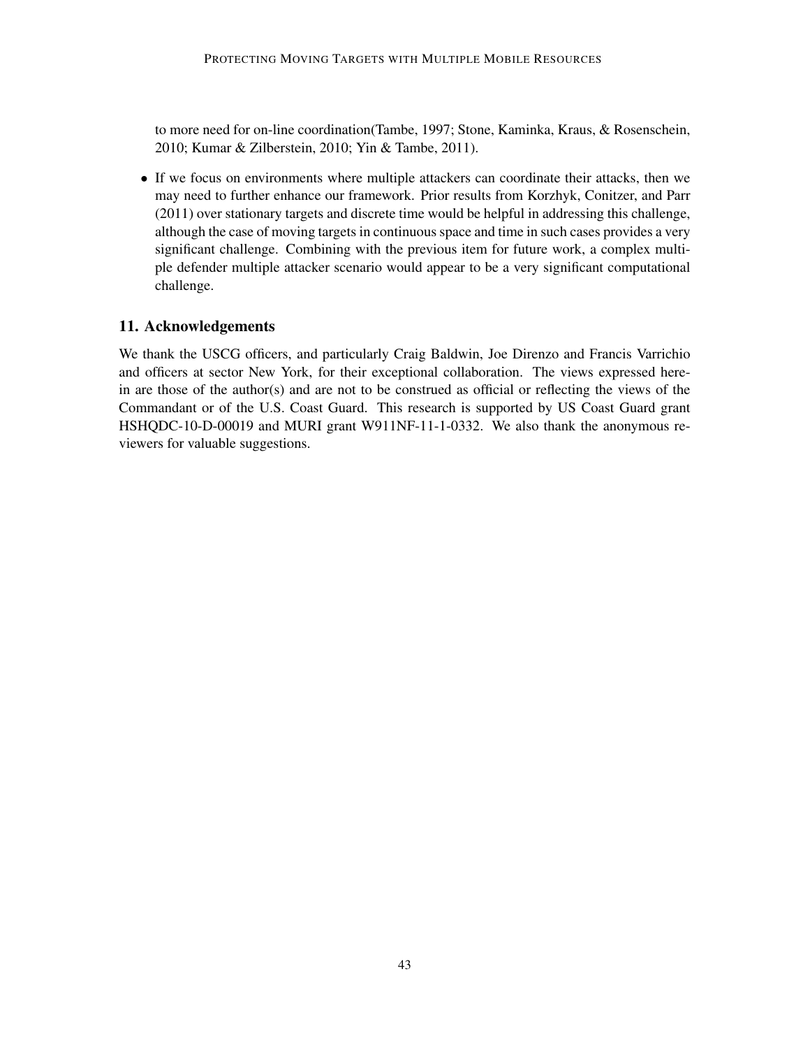to more need for on-line coordination(Tambe, 1997; Stone, Kaminka, Kraus, & Rosenschein, 2010; Kumar & Zilberstein, 2010; Yin & Tambe, 2011).

- If we focus on environments where multiple attackers can coordinate their attacks, then we may need to further enhance our framework. Prior results from Korzhyk, Conitzer, and Parr (2011) over stationary targets and discrete time would be helpful in addressing this challenge, although the case of moving targets in continuous space and time in such cases provides a very significant challenge. Combining with the previous item for future work, a complex multiple defender multiple attacker scenario would appear to be a very significant computational challenge.

## 11. Acknowledgements

We thank the USCG officers, and particularly Craig Baldwin, Joe Direnzo and Francis Varrichio and officers at sector New York, for their exceptional collaboration. The views expressed herein are those of the author(s) and are not to be construed as official or reflecting the views of the Commandant or of the U.S. Coast Guard. This research is supported by US Coast Guard grant HSHQDC-10-D-00019 and MURI grant W911NF-11-1-0332. We also thank the anonymous reviewers for valuable suggestions.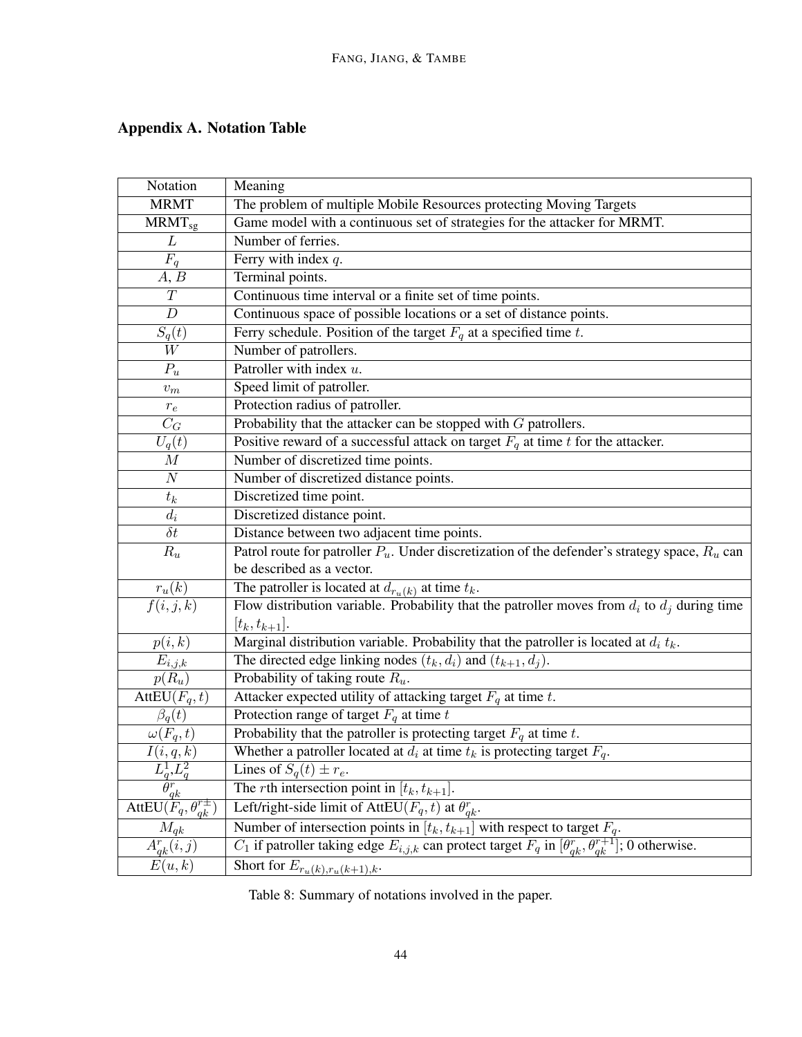## Appendix A. Notation Table

| Notation | Meaning |
|---|---|
| MRMT | The problem of multiple Mobile Resources protecting Moving Targets |
| $\text{MRMT}_{\text{sg}}$ | Game model with a continuous set of strategies for the attacker for MRMT. |
| $L$ | Number of ferries. |
| $F_q$ | Ferry with index $q$. |
| $A$, $B$ | Terminal points. |
| $T$ | Continuous time interval or a finite set of time points. |
| $D$ | Continuous space of possible locations or a set of distance points. |
| $S_q(t)$ | Ferry schedule. Position of the target $F_q$ at a specified time $t$. |
| $W$ | Number of patrollers. |
| $P_u$ | Patroller with index $u$. |
| $v_m$ | Speed limit of patroller. |
| $r_e$ | Protection radius of patroller. |
| $C_G$ | Probability that the attacker can be stopped with $G$ patrollers. |
| $U_q(t)$ | Positive reward of a successful attack on target $F_q$ at time $t$ for the attacker. |
| $M$ | Number of discretized time points. |
| $N$ | Number of discretized distance points. |
| $t_k$ | Discretized time point. |
| $d_i$ | Discretized distance point. |
| $\delta t$ | Distance between two adjacent time points. |
| $R_u$ | Patrol route for patroller $P_u$. Under discretization of the defender's strategy space, $R_u$ can be described as a vector. |
| $r_u(k)$ | The patroller is located at $d_{r_u(k)}$ at time $t_k$. |
| $f(i,j,k)$ | Flow distribution variable. Probability that the patroller moves from $d_i$ to $d_j$ during time $[t_k, t_{k+1}]$. |
| $p(i,k)$ | Marginal distribution variable. Probability that the patroller is located at $d_i$ $t_k$. |
| $E_{i,j,k}$ | The directed edge linking nodes $(t_k, d_i)$ and $(t_{k+1}, d_j)$. |
| $p(R_u)$ | Probability of taking route $R_u$. |
| $\text{AttEU}(F_q,t)$ | Attacker expected utility of attacking target $F_q$ at time $t$. |
| $\beta_q(t)$ | Protection range of target $F_q$ at time $t$ |
| $\omega(F_q,t)$ | Probability that the patroller is protecting target $F_q$ at time $t$. |
| $I(i,q,k)$ | Whether a patroller located at $d_i$ at time $t_k$ is protecting target $F_q$. |
| $L_q^1$,$L_q^2$ | Lines of $S_q(t) \pm r_e$. |
| $\theta_{qk}^r$ | The $r$th intersection point in $[t_k, t_{k+1}]$. |
| $\text{AttEU}(F_q, \theta_{qk}^{r\pm})$ | Left/right-side limit of $\text{AttEU}(F_q,t)$ at $\theta_{qk}^r$. |
| $M_{qk}$ | Number of intersection points in $[t_k, t_{k+1}]$ with respect to target $F_q$. |
| $A_{qk}^r(i,j)$ | $C_1$ if patroller taking edge $E_{i,j,k}$ can protect target $F_q$ in $[\theta_{qk}^r, \theta_{qk}^{r+1}]$; 0 otherwise. |
| $E(u,k)$ | Short for $E_{r_u(k),r_u(k+1),k}$. |

Table 8: Summary of notations involved in the paper.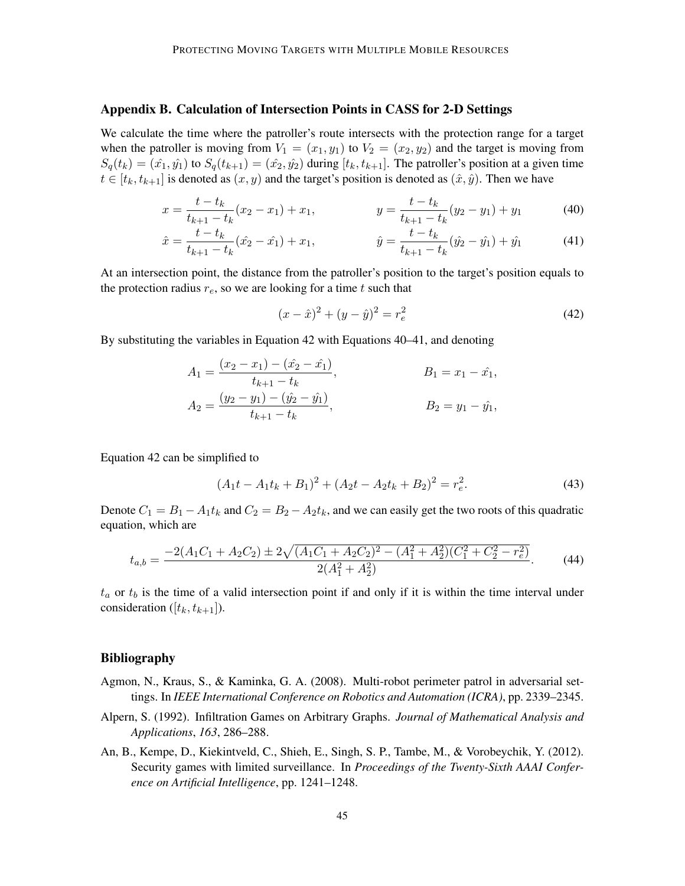## Appendix B. Calculation of Intersection Points in CASS for 2-D Settings

We calculate the time where the patroller's route intersects with the protection range for a target when the patroller is moving from $V_1 = (x_1, y_1)$ to $V_2 = (x_2, y_2)$ and the target is moving from $S_q(t_k) = (\hat{x_1}, \hat{y_1})$ to $S_q(t_{k+1}) = (\hat{x_2}, \hat{y_2})$ during $[t_k, t_{k+1}]$. The patroller's position at a given time $t \in [t_k, t_{k+1}]$ is denoted as $(x, y)$ and the target's position is denoted as $(\hat{x}, \hat{y})$. Then we have

$$x = \frac{t - t_k}{t_{k+1} - t_k}(x_2 - x_1) + x_1, \qquad y = \frac{t - t_k}{t_{k+1} - t_k}(y_2 - y_1) + y_1 \tag{40}$$

$$\hat{x} = \frac{t - t_k}{t_{k+1} - t_k}(\hat{x_2} - \hat{x_1}) + x_1, \qquad \hat{y} = \frac{t - t_k}{t_{k+1} - t_k}(\hat{y_2} - \hat{y_1}) + \hat{y_1} \tag{41}$$

At an intersection point, the distance from the patroller's position to the target's position equals to the protection radius $r_e$, so we are looking for a time $t$ such that

$$(x - \hat{x})^2 + (y - \hat{y})^2 = r_e^2 \tag{42}$$

By substituting the variables in Equation 42 with Equations 40–41, and denoting

$$A_1 = \frac{(x_2 - x_1) - (\hat{x_2} - \hat{x_1})}{t_{k+1} - t_k}, \qquad B_1 = x_1 - \hat{x_1},$$

$$A_2 = \frac{(y_2 - y_1) - (\hat{y_2} - \hat{y_1})}{t_{k+1} - t_k}, \qquad B_2 = y_1 - \hat{y_1},$$

Equation 42 can be simplified to

$$(A_1 t - A_1 t_k + B_1)^2 + (A_2 t - A_2 t_k + B_2)^2 = r_e^2. \tag{43}$$

Denote $C_1 = B_1 - A_1 t_k$ and $C_2 = B_2 - A_2 t_k$, and we can easily get the two roots of this quadratic equation, which are

$$t_{a,b} = \frac{-2(A_1 C_1 + A_2 C_2) \pm 2\sqrt{(A_1 C_1 + A_2 C_2)^2 - (A_1^2 + A_2^2)(C_1^2 + C_2^2 - r_e^2)}}{2(A_1^2 + A_2^2)}. \tag{44}$$

$t_a$ or $t_b$ is the time of a valid intersection point if and only if it is within the time interval under consideration ($[t_k, t_{k+1}]$).

## Bibliography

Agmon, N., Kraus, S., & Kaminka, G. A. (2008). Multi-robot perimeter patrol in adversarial settings. In *IEEE International Conference on Robotics and Automation (ICRA)*, pp. 2339–2345.

Alpern, S. (1992). Infiltration Games on Arbitrary Graphs. *Journal of Mathematical Analysis and Applications*, *163*, 286–288.

An, B., Kempe, D., Kiekintveld, C., Shieh, E., Singh, S. P., Tambe, M., & Vorobeychik, Y. (2012). Security games with limited surveillance. In *Proceedings of the Twenty-Sixth AAAI Conference on Artificial Intelligence*, pp. 1241–1248.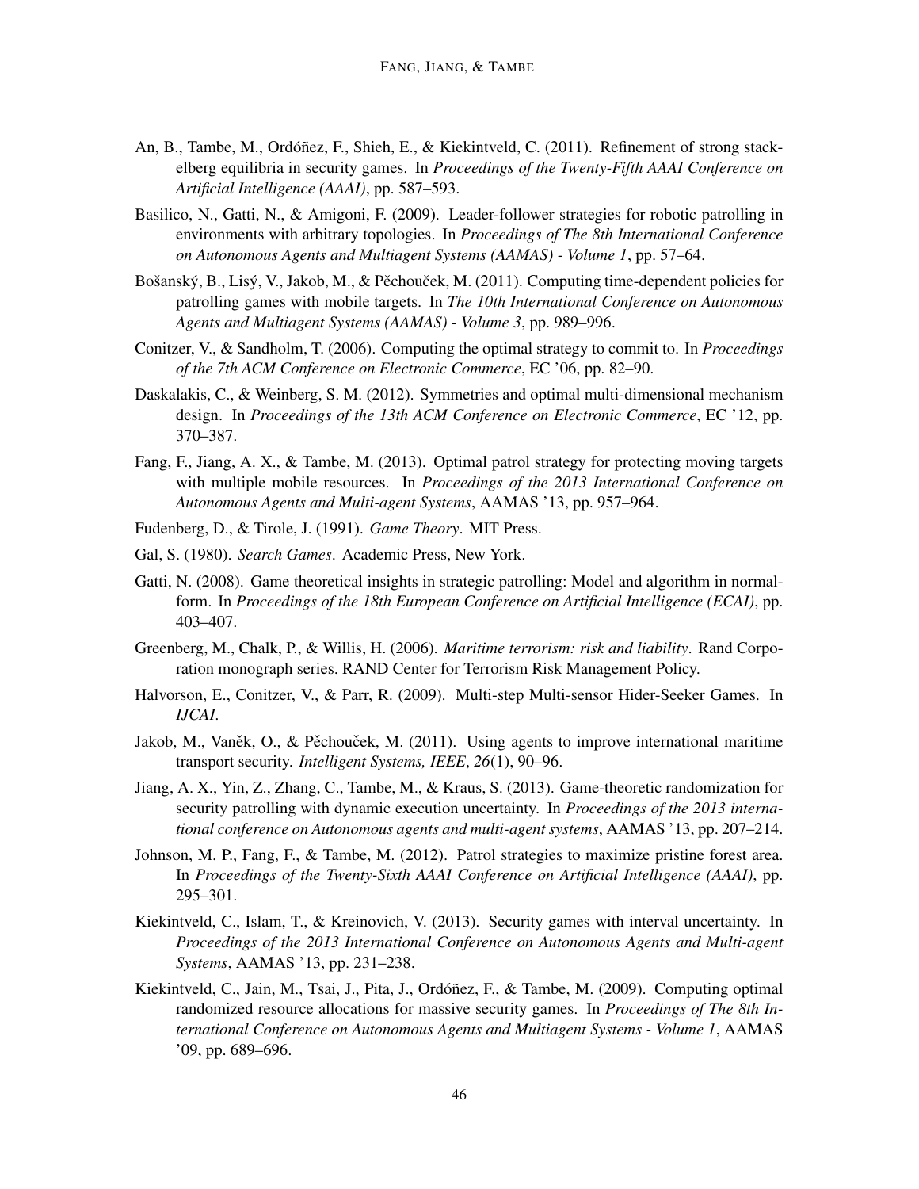An, B., Tambe, M., Ordóñez, F., Shieh, E., & Kiekintveld, C. (2011). Refinement of strong stackelberg equilibria in security games. In *Proceedings of the Twenty-Fifth AAAI Conference on Artificial Intelligence (AAAI)*, pp. 587–593.

Basilico, N., Gatti, N., & Amigoni, F. (2009). Leader-follower strategies for robotic patrolling in environments with arbitrary topologies. In *Proceedings of The 8th International Conference on Autonomous Agents and Multiagent Systems (AAMAS) - Volume 1*, pp. 57–64.

Bošanský, B., Lisý, V., Jakob, M., & Pěchouček, M. (2011). Computing time-dependent policies for patrolling games with mobile targets. In *The 10th International Conference on Autonomous Agents and Multiagent Systems (AAMAS) - Volume 3*, pp. 989–996.

Conitzer, V., & Sandholm, T. (2006). Computing the optimal strategy to commit to. In *Proceedings of the 7th ACM Conference on Electronic Commerce*, EC '06, pp. 82–90.

Daskalakis, C., & Weinberg, S. M. (2012). Symmetries and optimal multi-dimensional mechanism design. In *Proceedings of the 13th ACM Conference on Electronic Commerce*, EC '12, pp. 370–387.

Fang, F., Jiang, A. X., & Tambe, M. (2013). Optimal patrol strategy for protecting moving targets with multiple mobile resources. In *Proceedings of the 2013 International Conference on Autonomous Agents and Multi-agent Systems*, AAMAS '13, pp. 957–964.

Fudenberg, D., & Tirole, J. (1991). *Game Theory*. MIT Press.

Gal, S. (1980). *Search Games*. Academic Press, New York.

Gatti, N. (2008). Game theoretical insights in strategic patrolling: Model and algorithm in normal-form. In *Proceedings of the 18th European Conference on Artificial Intelligence (ECAI)*, pp. 403–407.

Greenberg, M., Chalk, P., & Willis, H. (2006). *Maritime terrorism: risk and liability*. Rand Corporation monograph series. RAND Center for Terrorism Risk Management Policy.

Halvorson, E., Conitzer, V., & Parr, R. (2009). Multi-step Multi-sensor Hider-Seeker Games. In *IJCAI*.

Jakob, M., Vaněk, O., & Pěchouček, M. (2011). Using agents to improve international maritime transport security. *Intelligent Systems, IEEE*, *26*(1), 90–96.

Jiang, A. X., Yin, Z., Zhang, C., Tambe, M., & Kraus, S. (2013). Game-theoretic randomization for security patrolling with dynamic execution uncertainty. In *Proceedings of the 2013 international conference on Autonomous agents and multi-agent systems*, AAMAS '13, pp. 207–214.

Johnson, M. P., Fang, F., & Tambe, M. (2012). Patrol strategies to maximize pristine forest area. In *Proceedings of the Twenty-Sixth AAAI Conference on Artificial Intelligence (AAAI)*, pp. 295–301.

Kiekintveld, C., Islam, T., & Kreinovich, V. (2013). Security games with interval uncertainty. In *Proceedings of the 2013 International Conference on Autonomous Agents and Multi-agent Systems*, AAMAS '13, pp. 231–238.

Kiekintveld, C., Jain, M., Tsai, J., Pita, J., Ordóñez, F., & Tambe, M. (2009). Computing optimal randomized resource allocations for massive security games. In *Proceedings of The 8th International Conference on Autonomous Agents and Multiagent Systems - Volume 1*, AAMAS '09, pp. 689–696.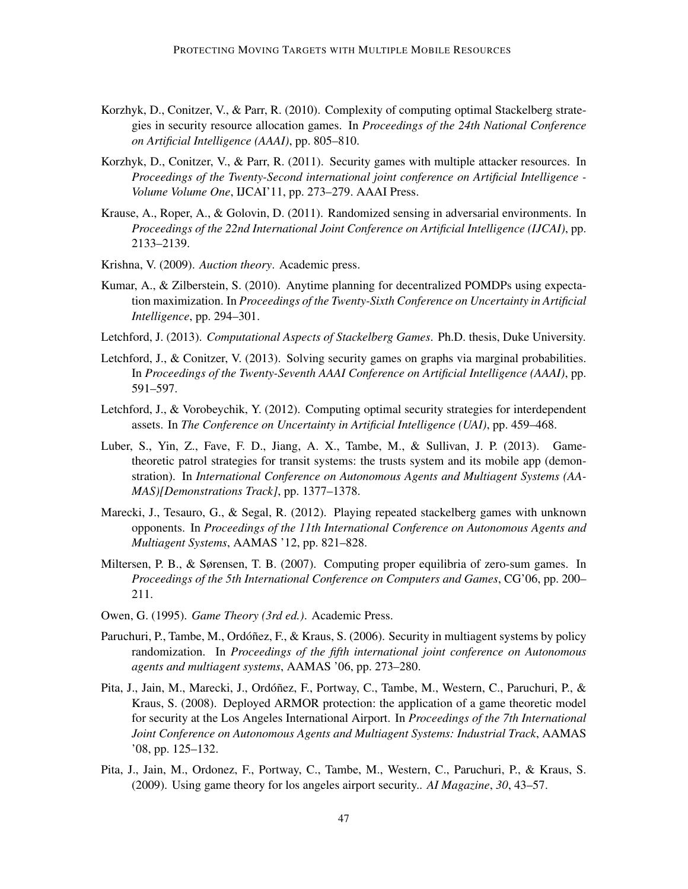Korzhyk, D., Conitzer, V., & Parr, R. (2010). Complexity of computing optimal Stackelberg strategies in security resource allocation games. In *Proceedings of the 24th National Conference on Artificial Intelligence (AAAI)*, pp. 805–810.

Korzhyk, D., Conitzer, V., & Parr, R. (2011). Security games with multiple attacker resources. In *Proceedings of the Twenty-Second international joint conference on Artificial Intelligence - Volume Volume One*, IJCAI'11, pp. 273–279. AAAI Press.

Krause, A., Roper, A., & Golovin, D. (2011). Randomized sensing in adversarial environments. In *Proceedings of the 22nd International Joint Conference on Artificial Intelligence (IJCAI)*, pp. 2133–2139.

Krishna, V. (2009). *Auction theory*. Academic press.

Kumar, A., & Zilberstein, S. (2010). Anytime planning for decentralized POMDPs using expectation maximization. In *Proceedings of the Twenty-Sixth Conference on Uncertainty in Artificial Intelligence*, pp. 294–301.

Letchford, J. (2013). *Computational Aspects of Stackelberg Games*. Ph.D. thesis, Duke University.

Letchford, J., & Conitzer, V. (2013). Solving security games on graphs via marginal probabilities. In *Proceedings of the Twenty-Seventh AAAI Conference on Artificial Intelligence (AAAI)*, pp. 591–597.

Letchford, J., & Vorobeychik, Y. (2012). Computing optimal security strategies for interdependent assets. In *The Conference on Uncertainty in Artificial Intelligence (UAI)*, pp. 459–468.

Luber, S., Yin, Z., Fave, F. D., Jiang, A. X., Tambe, M., & Sullivan, J. P. (2013). Game-theoretic patrol strategies for transit systems: the trusts system and its mobile app (demonstration). In *International Conference on Autonomous Agents and Multiagent Systems (AAMAS)[Demonstrations Track]*, pp. 1377–1378.

Marecki, J., Tesauro, G., & Segal, R. (2012). Playing repeated stackelberg games with unknown opponents. In *Proceedings of the 11th International Conference on Autonomous Agents and Multiagent Systems*, AAMAS '12, pp. 821–828.

Miltersen, P. B., & Sørensen, T. B. (2007). Computing proper equilibria of zero-sum games. In *Proceedings of the 5th International Conference on Computers and Games*, CG'06, pp. 200–211.

Owen, G. (1995). *Game Theory (3rd ed.)*. Academic Press.

Paruchuri, P., Tambe, M., Ordóñez, F., & Kraus, S. (2006). Security in multiagent systems by policy randomization. In *Proceedings of the fifth international joint conference on Autonomous agents and multiagent systems*, AAMAS '06, pp. 273–280.

Pita, J., Jain, M., Marecki, J., Ordóñez, F., Portway, C., Tambe, M., Western, C., Paruchuri, P., & Kraus, S. (2008). Deployed ARMOR protection: the application of a game theoretic model for security at the Los Angeles International Airport. In *Proceedings of the 7th International Joint Conference on Autonomous Agents and Multiagent Systems: Industrial Track*, AAMAS '08, pp. 125–132.

Pita, J., Jain, M., Ordonez, F., Portway, C., Tambe, M., Western, C., Paruchuri, P., & Kraus, S. (2009). Using game theory for los angeles airport security.. *AI Magazine*, *30*, 43–57.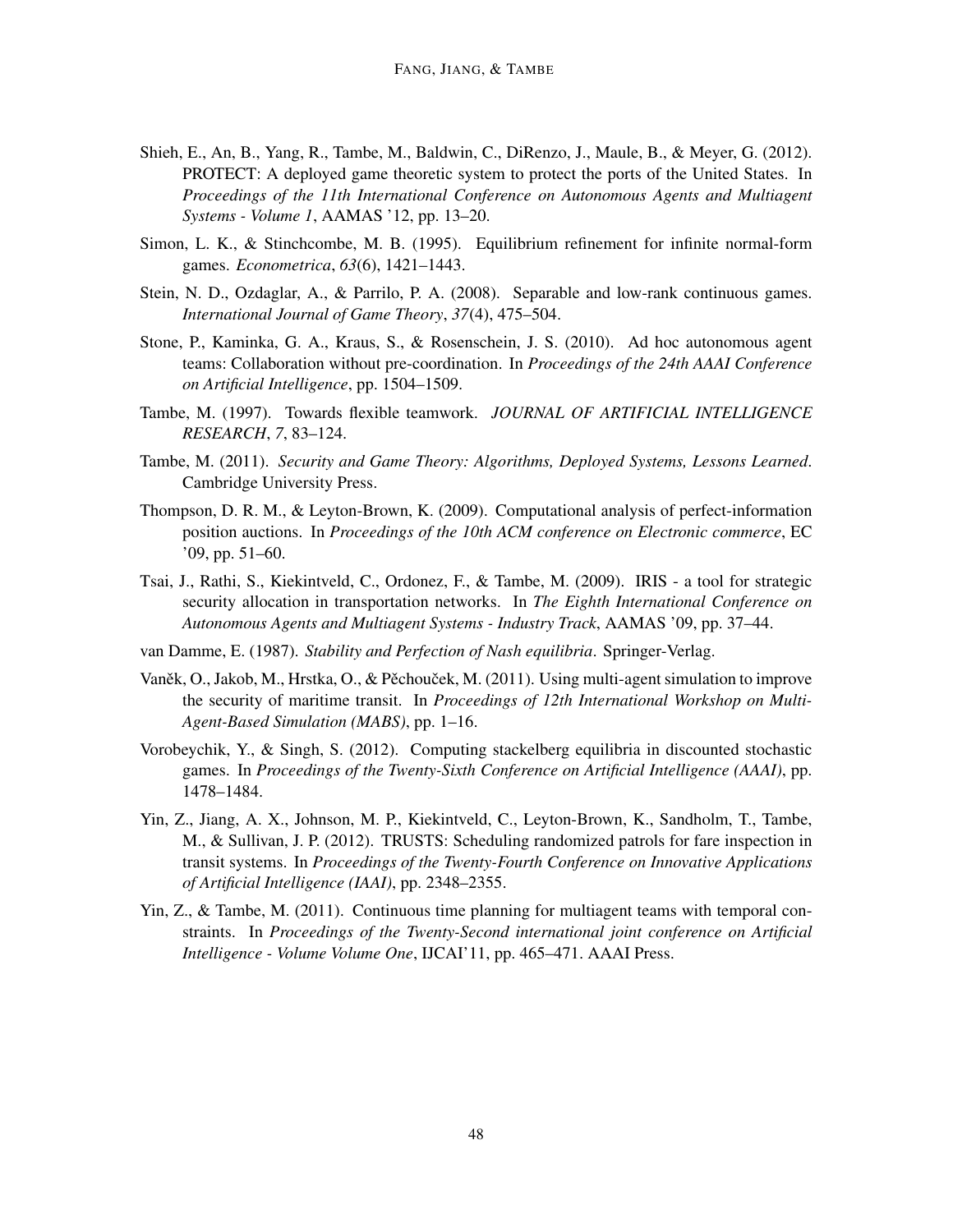Shieh, E., An, B., Yang, R., Tambe, M., Baldwin, C., DiRenzo, J., Maule, B., & Meyer, G. (2012). PROTECT: A deployed game theoretic system to protect the ports of the United States. In *Proceedings of the 11th International Conference on Autonomous Agents and Multiagent Systems - Volume 1*, AAMAS '12, pp. 13–20.

Simon, L. K., & Stinchcombe, M. B. (1995). Equilibrium refinement for infinite normal-form games. *Econometrica*, *63*(6), 1421–1443.

Stein, N. D., Ozdaglar, A., & Parrilo, P. A. (2008). Separable and low-rank continuous games. *International Journal of Game Theory*, *37*(4), 475–504.

Stone, P., Kaminka, G. A., Kraus, S., & Rosenschein, J. S. (2010). Ad hoc autonomous agent teams: Collaboration without pre-coordination. In *Proceedings of the 24th AAAI Conference on Artificial Intelligence*, pp. 1504–1509.

Tambe, M. (1997). Towards flexible teamwork. *JOURNAL OF ARTIFICIAL INTELLIGENCE RESEARCH*, *7*, 83–124.

Tambe, M. (2011). *Security and Game Theory: Algorithms, Deployed Systems, Lessons Learned*. Cambridge University Press.

Thompson, D. R. M., & Leyton-Brown, K. (2009). Computational analysis of perfect-information position auctions. In *Proceedings of the 10th ACM conference on Electronic commerce*, EC '09, pp. 51–60.

Tsai, J., Rathi, S., Kiekintveld, C., Ordonez, F., & Tambe, M. (2009). IRIS - a tool for strategic security allocation in transportation networks. In *The Eighth International Conference on Autonomous Agents and Multiagent Systems - Industry Track*, AAMAS '09, pp. 37–44.

van Damme, E. (1987). *Stability and Perfection of Nash equilibria*. Springer-Verlag.

Vaněk, O., Jakob, M., Hrstka, O., & Pěchouček, M. (2011). Using multi-agent simulation to improve the security of maritime transit. In *Proceedings of 12th International Workshop on Multi-Agent-Based Simulation (MABS)*, pp. 1–16.

Vorobeychik, Y., & Singh, S. (2012). Computing stackelberg equilibria in discounted stochastic games. In *Proceedings of the Twenty-Sixth Conference on Artificial Intelligence (AAAI)*, pp. 1478–1484.

Yin, Z., Jiang, A. X., Johnson, M. P., Kiekintveld, C., Leyton-Brown, K., Sandholm, T., Tambe, M., & Sullivan, J. P. (2012). TRUSTS: Scheduling randomized patrols for fare inspection in transit systems. In *Proceedings of the Twenty-Fourth Conference on Innovative Applications of Artificial Intelligence (IAAI)*, pp. 2348–2355.

Yin, Z., & Tambe, M. (2011). Continuous time planning for multiagent teams with temporal constraints. In *Proceedings of the Twenty-Second international joint conference on Artificial Intelligence - Volume Volume One*, IJCAI'11, pp. 465–471. AAAI Press.